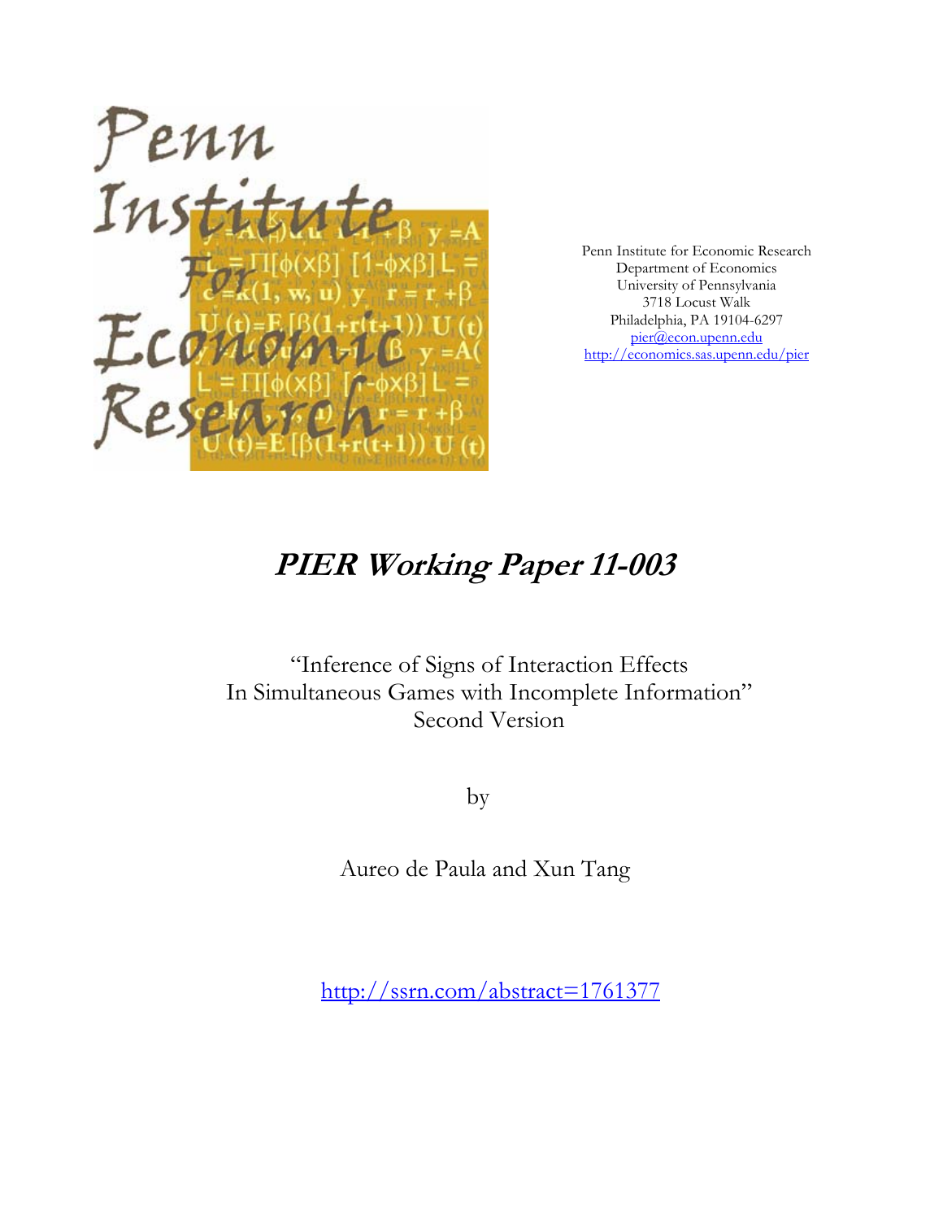Penn Institute for Economic Research
Department of Economics
University of Pennsylvania
3718 Locust Walk
Philadelphia, PA 19104-6297
pier@econ.upenn.edu
http://economics.sas.upenn.edu/pier

# *PIER Working Paper 11-003*

"Inference of Signs of Interaction Effects
In Simultaneous Games with Incomplete Information"
Second Version

by

Aureo de Paula and Xun Tang

http://ssrn.com/abstract=1761377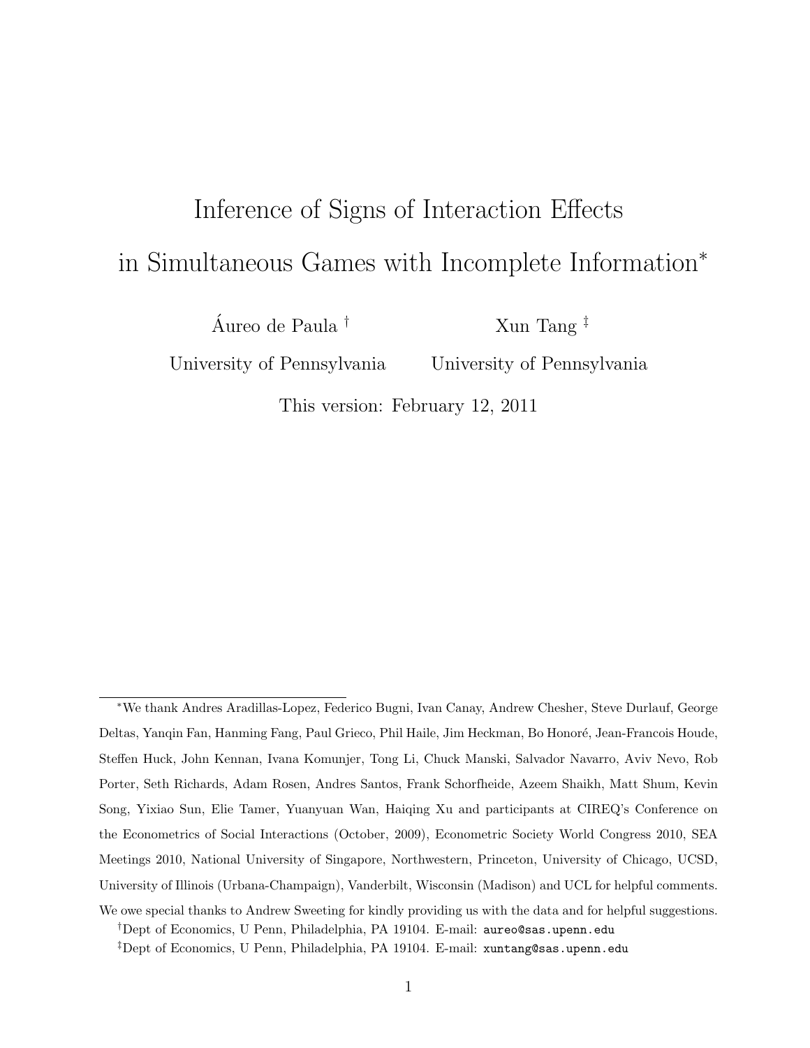# Inference of Signs of Interaction Effects in Simultaneous Games with Incomplete Information*

Áureo de Paula [†]

University of Pennsylvania

Xun Tang [‡]

University of Pennsylvania

This version: February 12, 2011

*We thank Andres Aradillas-Lopez, Federico Bugni, Ivan Canay, Andrew Chesher, Steve Durlauf, George Deltas, Yanqin Fan, Hanming Fang, Paul Grieco, Phil Haile, Jim Heckman, Bo Honoré, Jean-Francois Houde, Steffen Huck, John Kennan, Ivana Komunjer, Tong Li, Chuck Manski, Salvador Navarro, Aviv Nevo, Rob Porter, Seth Richards, Adam Rosen, Andres Santos, Frank Schorfheide, Azeem Shaikh, Matt Shum, Kevin Song, Yixiao Sun, Elie Tamer, Yuanyuan Wan, Haiqing Xu and participants at CIREQ's Conference on the Econometrics of Social Interactions (October, 2009), Econometric Society World Congress 2010, SEA Meetings 2010, National University of Singapore, Northwestern, Princeton, University of Chicago, UCSD, University of Illinois (Urbana-Champaign), Vanderbilt, Wisconsin (Madison) and UCL for helpful comments. We owe special thanks to Andrew Sweeting for kindly providing us with the data and for helpful suggestions.

[†]Dept of Economics, U Penn, Philadelphia, PA 19104. E-mail: aureo@sas.upenn.edu

[‡]Dept of Economics, U Penn, Philadelphia, PA 19104. E-mail: xuntang@sas.upenn.edu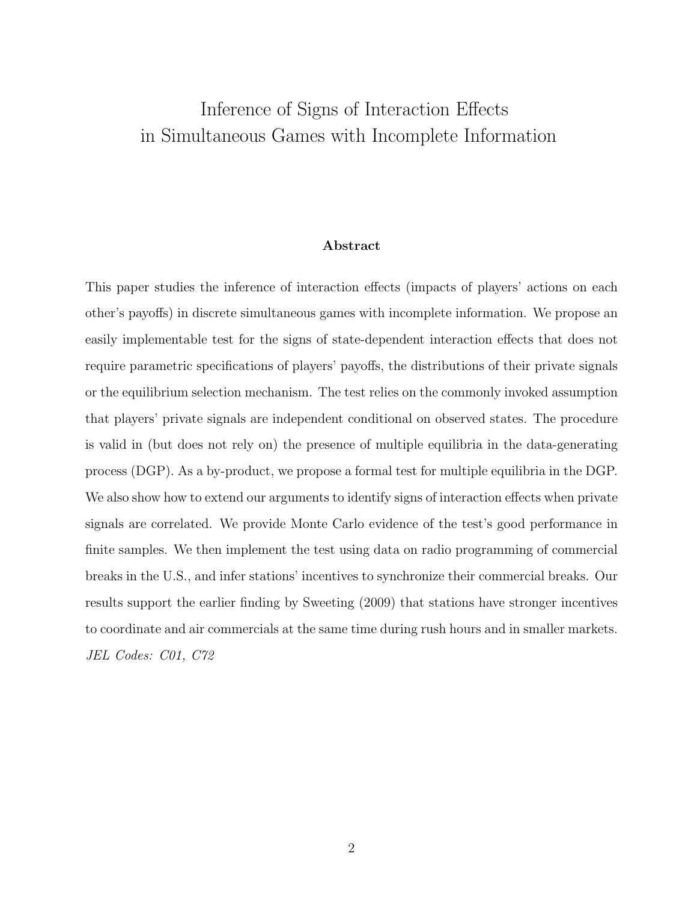# Inference of Signs of Interaction Effects in Simultaneous Games with Incomplete Information

**Abstract**

This paper studies the inference of interaction effects (impacts of players' actions on each other's payoffs) in discrete simultaneous games with incomplete information. We propose an easily implementable test for the signs of state-dependent interaction effects that does not require parametric specifications of players' payoffs, the distributions of their private signals or the equilibrium selection mechanism. The test relies on the commonly invoked assumption that players' private signals are independent conditional on observed states. The procedure is valid in (but does not rely on) the presence of multiple equilibria in the data-generating process (DGP). As a by-product, we propose a formal test for multiple equilibria in the DGP. We also show how to extend our arguments to identify signs of interaction effects when private signals are correlated. We provide Monte Carlo evidence of the test's good performance in finite samples. We then implement the test using data on radio programming of commercial breaks in the U.S., and infer stations' incentives to synchronize their commercial breaks. Our results support the earlier finding by Sweeting (2009) that stations have stronger incentives to coordinate and air commercials at the same time during rush hours and in smaller markets. *JEL Codes: C01, C72*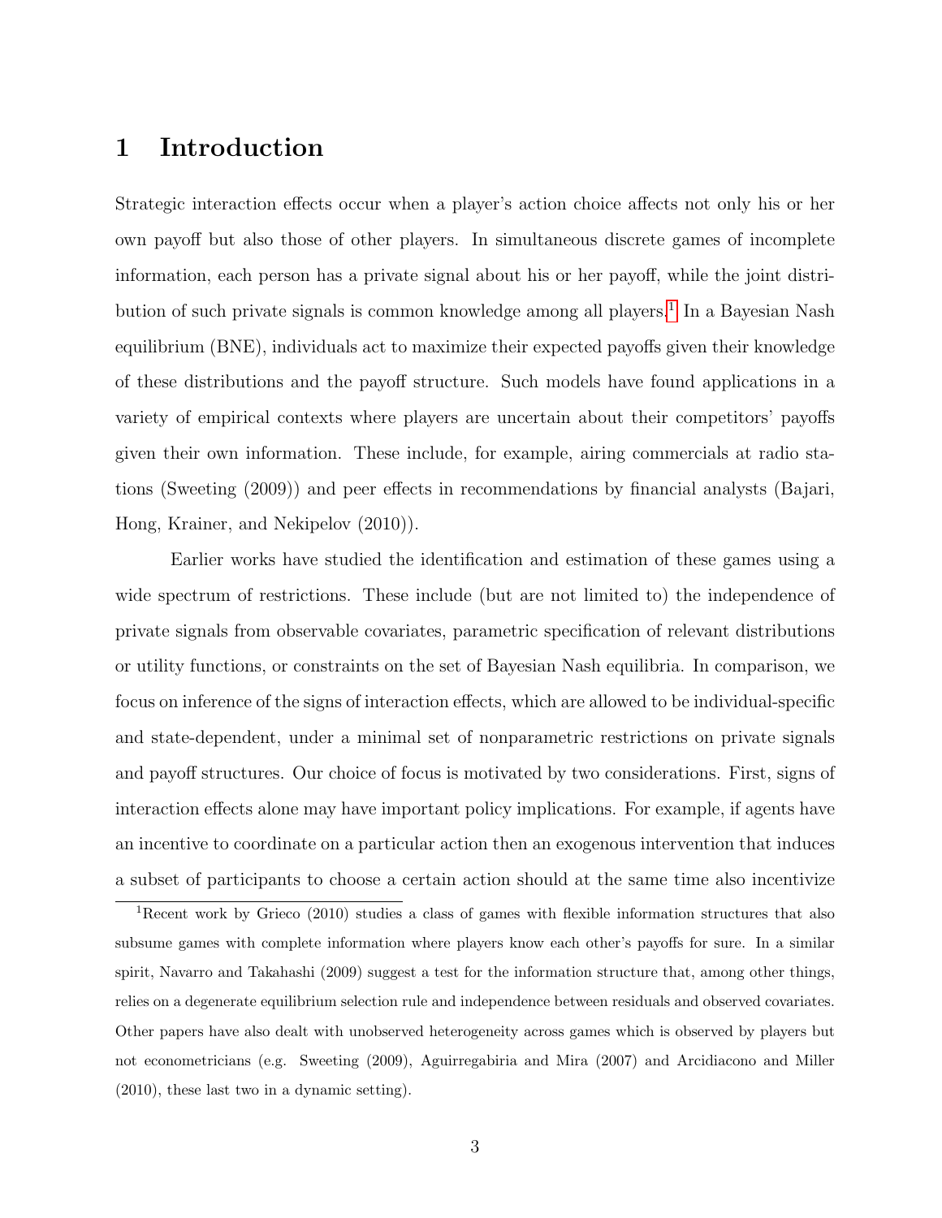# 1 Introduction

Strategic interaction effects occur when a player's action choice affects not only his or her own payoff but also those of other players. In simultaneous discrete games of incomplete information, each person has a private signal about his or her payoff, while the joint distribution of such private signals is common knowledge among all players.[1] In a Bayesian Nash equilibrium (BNE), individuals act to maximize their expected payoffs given their knowledge of these distributions and the payoff structure. Such models have found applications in a variety of empirical contexts where players are uncertain about their competitors' payoffs given their own information. These include, for example, airing commercials at radio stations (Sweeting (2009)) and peer effects in recommendations by financial analysts (Bajari, Hong, Krainer, and Nekipelov (2010)).

Earlier works have studied the identification and estimation of these games using a wide spectrum of restrictions. These include (but are not limited to) the independence of private signals from observable covariates, parametric specification of relevant distributions or utility functions, or constraints on the set of Bayesian Nash equilibria. In comparison, we focus on inference of the signs of interaction effects, which are allowed to be individual-specific and state-dependent, under a minimal set of nonparametric restrictions on private signals and payoff structures. Our choice of focus is motivated by two considerations. First, signs of interaction effects alone may have important policy implications. For example, if agents have an incentive to coordinate on a particular action then an exogenous intervention that induces a subset of participants to choose a certain action should at the same time also incentivize

[1] Recent work by Grieco (2010) studies a class of games with flexible information structures that also subsume games with complete information where players know each other's payoffs for sure. In a similar spirit, Navarro and Takahashi (2009) suggest a test for the information structure that, among other things, relies on a degenerate equilibrium selection rule and independence between residuals and observed covariates. Other papers have also dealt with unobserved heterogeneity across games which is observed by players but not econometricians (e.g. Sweeting (2009), Aguirregabiria and Mira (2007) and Arcidiacono and Miller (2010), these last two in a dynamic setting).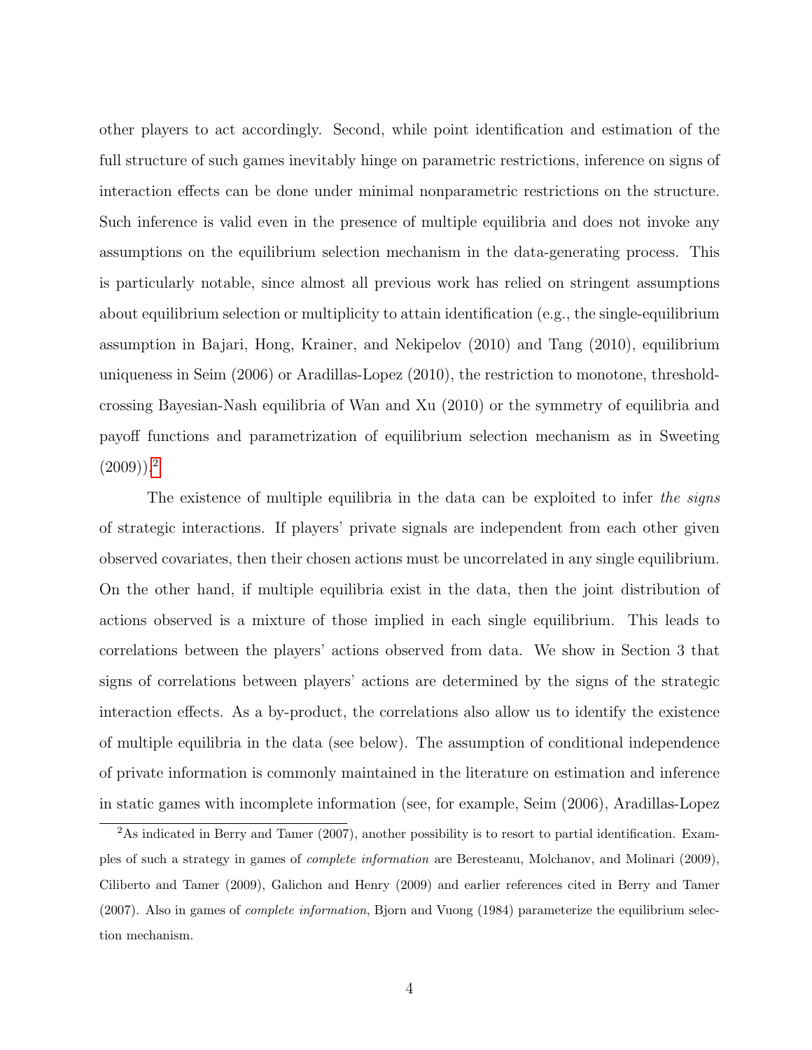other players to act accordingly. Second, while point identification and estimation of the full structure of such games inevitably hinge on parametric restrictions, inference on signs of interaction effects can be done under minimal nonparametric restrictions on the structure. Such inference is valid even in the presence of multiple equilibria and does not invoke any assumptions on the equilibrium selection mechanism in the data-generating process. This is particularly notable, since almost all previous work has relied on stringent assumptions about equilibrium selection or multiplicity to attain identification (e.g., the single-equilibrium assumption in Bajari, Hong, Krainer, and Nekipelov (2010) and Tang (2010), equilibrium uniqueness in Seim (2006) or Aradillas-Lopez (2010), the restriction to monotone, threshold-crossing Bayesian-Nash equilibria of Wan and Xu (2010) or the symmetry of equilibria and payoff functions and parametrization of equilibrium selection mechanism as in Sweeting (2009)).[2]

The existence of multiple equilibria in the data can be exploited to infer *the signs* of strategic interactions. If players' private signals are independent from each other given observed covariates, then their chosen actions must be uncorrelated in any single equilibrium. On the other hand, if multiple equilibria exist in the data, then the joint distribution of actions observed is a mixture of those implied in each single equilibrium. This leads to correlations between the players' actions observed from data. We show in Section 3 that signs of correlations between players' actions are determined by the signs of the strategic interaction effects. As a by-product, the correlations also allow us to identify the existence of multiple equilibria in the data (see below). The assumption of conditional independence of private information is commonly maintained in the literature on estimation and inference in static games with incomplete information (see, for example, Seim (2006), Aradillas-Lopez

[2] As indicated in Berry and Tamer (2007), another possibility is to resort to partial identification. Examples of such a strategy in games of *complete information* are Beresteanu, Molchanov, and Molinari (2009), Ciliberto and Tamer (2009), Galichon and Henry (2009) and earlier references cited in Berry and Tamer (2007). Also in games of *complete information*, Bjorn and Vuong (1984) parameterize the equilibrium selection mechanism.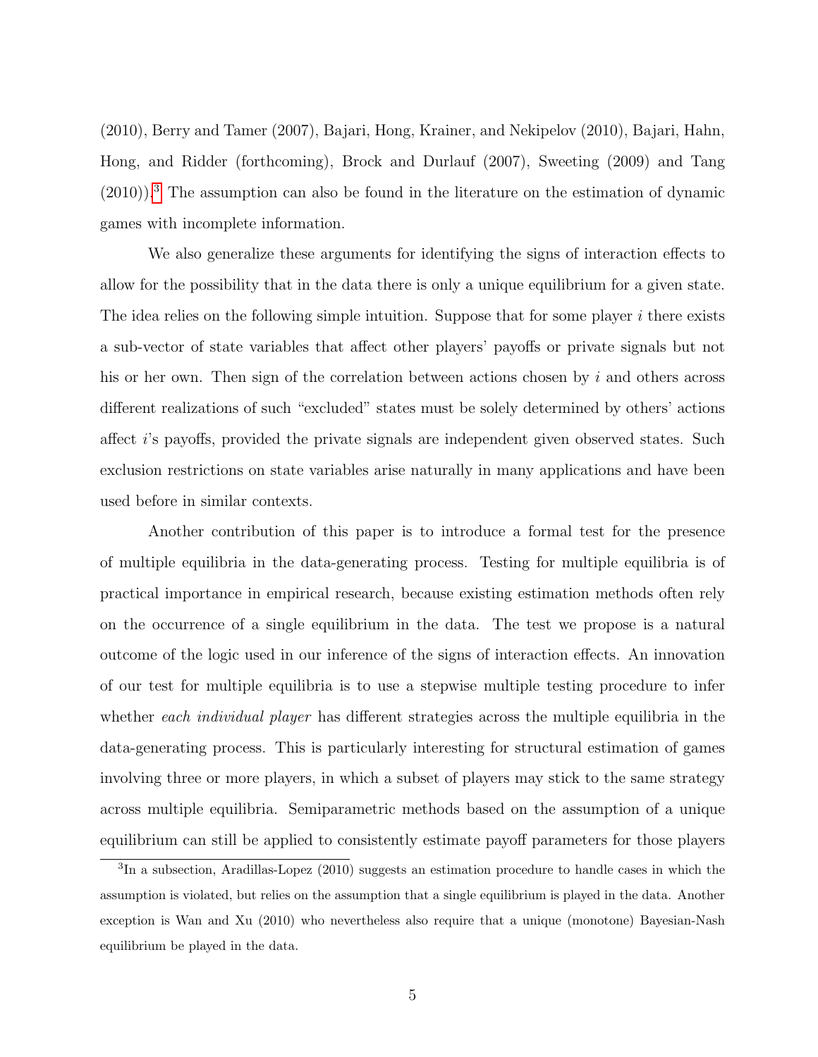(2010), Berry and Tamer (2007), Bajari, Hong, Krainer, and Nekipelov (2010), Bajari, Hahn, Hong, and Ridder (forthcoming), Brock and Durlauf (2007), Sweeting (2009) and Tang (2010)).[3] The assumption can also be found in the literature on the estimation of dynamic games with incomplete information.

We also generalize these arguments for identifying the signs of interaction effects to allow for the possibility that in the data there is only a unique equilibrium for a given state. The idea relies on the following simple intuition. Suppose that for some player $i$ there exists a sub-vector of state variables that affect other players' payoffs or private signals but not his or her own. Then sign of the correlation between actions chosen by $i$ and others across different realizations of such "excluded" states must be solely determined by others' actions affect $i$'s payoffs, provided the private signals are independent given observed states. Such exclusion restrictions on state variables arise naturally in many applications and have been used before in similar contexts.

Another contribution of this paper is to introduce a formal test for the presence of multiple equilibria in the data-generating process. Testing for multiple equilibria is of practical importance in empirical research, because existing estimation methods often rely on the occurrence of a single equilibrium in the data. The test we propose is a natural outcome of the logic used in our inference of the signs of interaction effects. An innovation of our test for multiple equilibria is to use a stepwise multiple testing procedure to infer whether *each individual player* has different strategies across the multiple equilibria in the data-generating process. This is particularly interesting for structural estimation of games involving three or more players, in which a subset of players may stick to the same strategy across multiple equilibria. Semiparametric methods based on the assumption of a unique equilibrium can still be applied to consistently estimate payoff parameters for those players

[3] In a subsection, Aradillas-Lopez (2010) suggests an estimation procedure to handle cases in which the assumption is violated, but relies on the assumption that a single equilibrium is played in the data. Another exception is Wan and Xu (2010) who nevertheless also require that a unique (monotone) Bayesian-Nash equilibrium be played in the data.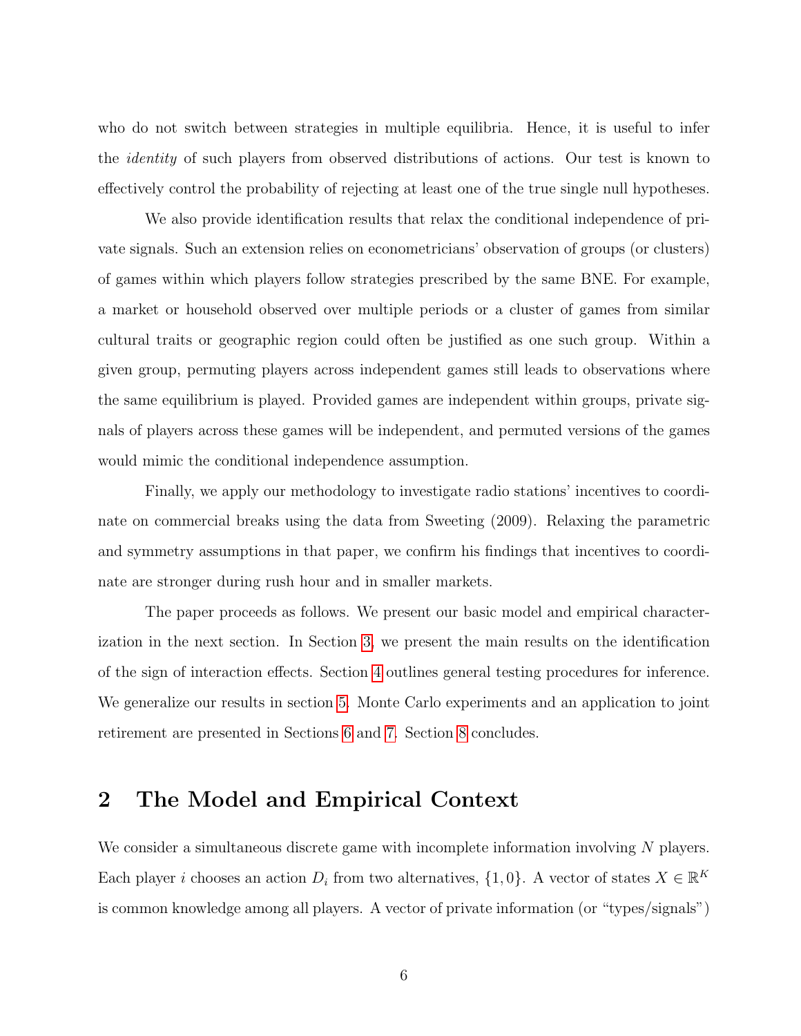who do not switch between strategies in multiple equilibria. Hence, it is useful to infer the *identity* of such players from observed distributions of actions. Our test is known to effectively control the probability of rejecting at least one of the true single null hypotheses.

We also provide identification results that relax the conditional independence of private signals. Such an extension relies on econometricians' observation of groups (or clusters) of games within which players follow strategies prescribed by the same BNE. For example, a market or household observed over multiple periods or a cluster of games from similar cultural traits or geographic region could often be justified as one such group. Within a given group, permuting players across independent games still leads to observations where the same equilibrium is played. Provided games are independent within groups, private signals of players across these games will be independent, and permuted versions of the games would mimic the conditional independence assumption.

Finally, we apply our methodology to investigate radio stations' incentives to coordinate on commercial breaks using the data from Sweeting (2009). Relaxing the parametric and symmetry assumptions in that paper, we confirm his findings that incentives to coordinate are stronger during rush hour and in smaller markets.

The paper proceeds as follows. We present our basic model and empirical characterization in the next section. In Section 3, we present the main results on the identification of the sign of interaction effects. Section 4 outlines general testing procedures for inference. We generalize our results in section 5. Monte Carlo experiments and an application to joint retirement are presented in Sections 6 and 7. Section 8 concludes.

## 2 The Model and Empirical Context

We consider a simultaneous discrete game with incomplete information involving $N$ players. Each player $i$ chooses an action $D_i$ from two alternatives, $\{1, 0\}$. A vector of states $X \in \mathbb{R}^K$ is common knowledge among all players. A vector of private information (or "types/signals")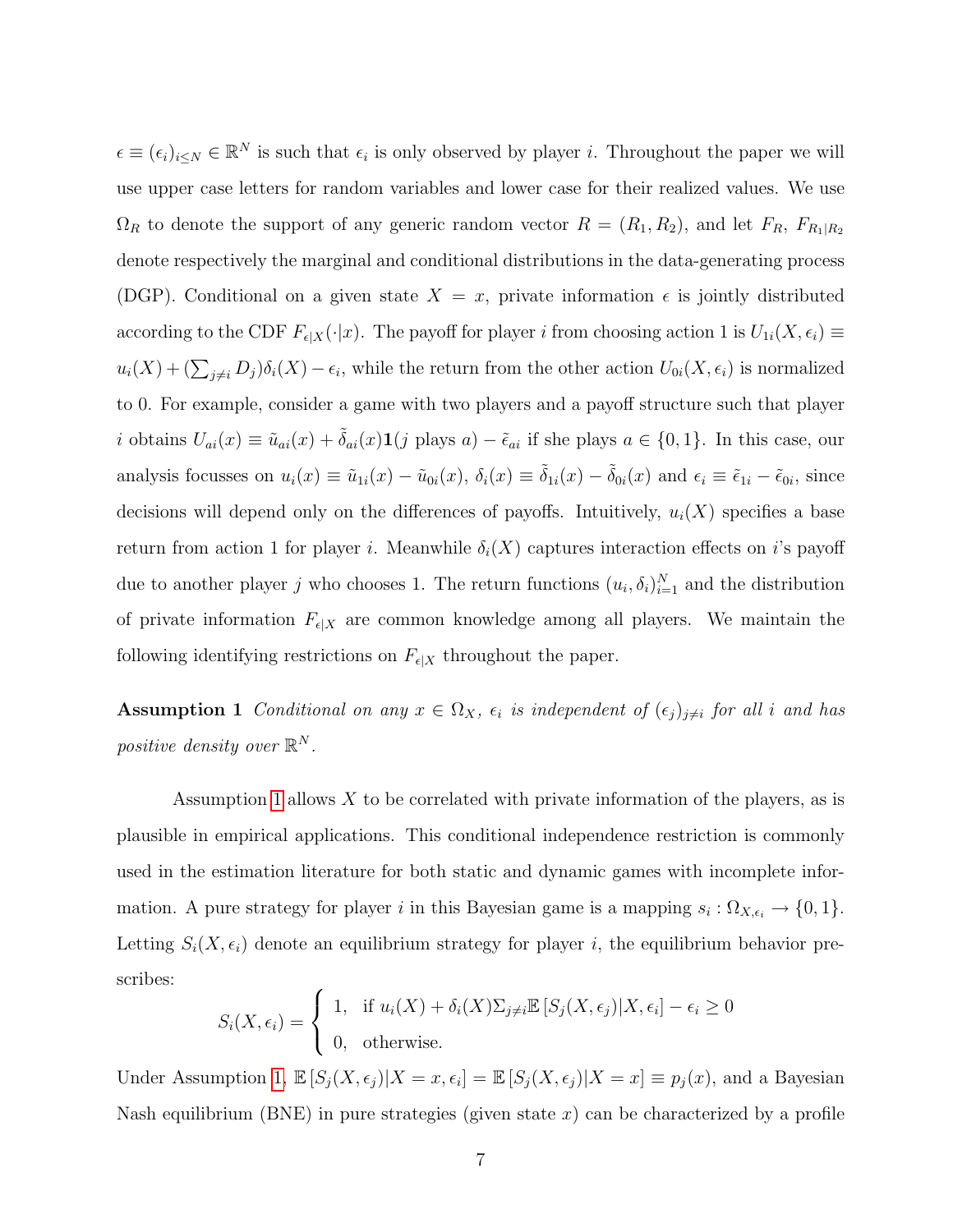$\epsilon \equiv (\epsilon_i)_{i \leq N} \in \mathbb{R}^N$ is such that $\epsilon_i$ is only observed by player $i$. Throughout the paper we will use upper case letters for random variables and lower case for their realized values. We use $\Omega_R$ to denote the support of any generic random vector $R = (R_1, R_2)$, and let $F_R$, $F_{R_1|R_2}$ denote respectively the marginal and conditional distributions in the data-generating process (DGP). Conditional on a given state $X = x$, private information $\epsilon$ is jointly distributed according to the CDF $F_{\epsilon|X}(\cdot|x)$. The payoff for player $i$ from choosing action 1 is $U_{1i}(X, \epsilon_i) \equiv u_i(X) + (\sum_{j \neq i} D_j)\delta_i(X) - \epsilon_i$, while the return from the other action $U_{0i}(X, \epsilon_i)$ is normalized to 0. For example, consider a game with two players and a payoff structure such that player $i$ obtains $U_{ai}(x) \equiv \tilde{u}_{ai}(x) + \tilde{\delta}_{ai}(x)\mathbf{1}(j \text{ plays } a) - \tilde{\epsilon}_{ai}$ if she plays $a \in \{0, 1\}$. In this case, our analysis focusses on $u_i(x) \equiv \tilde{u}_{1i}(x) - \tilde{u}_{0i}(x)$, $\delta_i(x) \equiv \tilde{\delta}_{1i}(x) - \tilde{\delta}_{0i}(x)$ and $\epsilon_i \equiv \tilde{\epsilon}_{1i} - \tilde{\epsilon}_{0i}$, since decisions will depend only on the differences of payoffs. Intuitively, $u_i(X)$ specifies a base return from action 1 for player $i$. Meanwhile $\delta_i(X)$ captures interaction effects on $i$'s payoff due to another player $j$ who chooses 1. The return functions $(u_i, \delta_i)_{i=1}^N$ and the distribution of private information $F_{\epsilon|X}$ are common knowledge among all players. We maintain the following identifying restrictions on $F_{\epsilon|X}$ throughout the paper.

**Assumption 1** *Conditional on any $x \in \Omega_X$, $\epsilon_i$ is independent of $(\epsilon_j)_{j \neq i}$ for all $i$ and has positive density over $\mathbb{R}^N$.*

Assumption 1 allows $X$ to be correlated with private information of the players, as is plausible in empirical applications. This conditional independence restriction is commonly used in the estimation literature for both static and dynamic games with incomplete information. A pure strategy for player $i$ in this Bayesian game is a mapping $s_i : \Omega_{X,\epsilon_i} \to \{0, 1\}$. Letting $S_i(X, \epsilon_i)$ denote an equilibrium strategy for player $i$, the equilibrium behavior prescribes:

$$S_i(X, \epsilon_i) = \begin{cases} 1, & \text{if } u_i(X) + \delta_i(X)\Sigma_{j \neq i}\mathbb{E}\left[S_j(X, \epsilon_j)|X, \epsilon_i\right] - \epsilon_i \geq 0 \\ 0, & \text{otherwise.} \end{cases}$$

Under Assumption 1, $\mathbb{E}\left[S_j(X, \epsilon_j)|X = x, \epsilon_i\right] = \mathbb{E}\left[S_j(X, \epsilon_j)|X = x\right] \equiv p_j(x)$, and a Bayesian Nash equilibrium (BNE) in pure strategies (given state $x$) can be characterized by a profile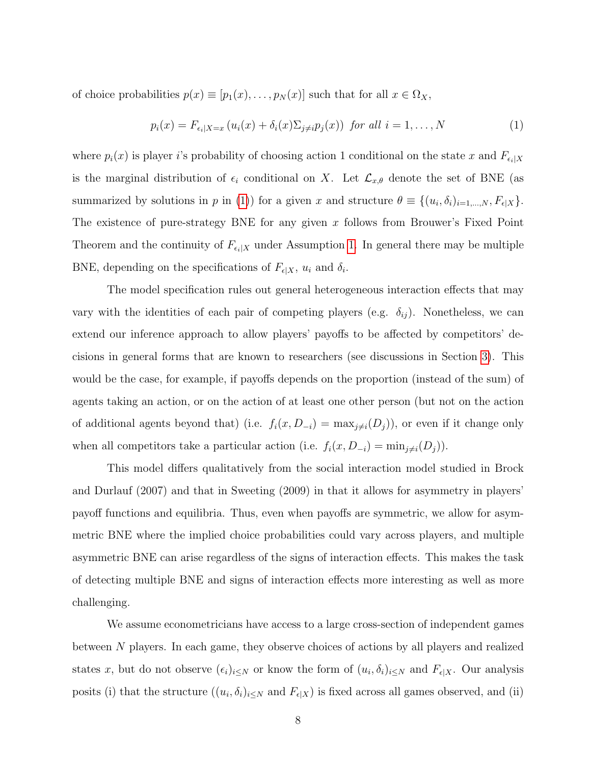of choice probabilities $p(x) \equiv [p_1(x), \dots, p_N(x)]$ such that for all $x \in \Omega_X$,

$$p_i(x) = F_{\epsilon_i|X=x}\left(u_i(x) + \delta_i(x)\Sigma_{j\neq i} p_j(x)\right) \text{ for all } i = 1, \dots, N \tag{1}$$

where $p_i(x)$ is player $i$'s probability of choosing action 1 conditional on the state $x$ and $F_{\epsilon_i|X}$ is the marginal distribution of $\epsilon_i$ conditional on $X$. Let $\mathcal{L}_{x,\theta}$ denote the set of BNE (as summarized by solutions in $p$ in (1)) for a given $x$ and structure $\theta \equiv \{(u_i, \delta_i)_{i=1,\dots,N}, F_{\epsilon|X}\}$. The existence of pure-strategy BNE for any given $x$ follows from Brouwer's Fixed Point Theorem and the continuity of $F_{\epsilon_i|X}$ under Assumption 1. In general there may be multiple BNE, depending on the specifications of $F_{\epsilon|X}$, $u_i$ and $\delta_i$.

The model specification rules out general heterogeneous interaction effects that may vary with the identities of each pair of competing players (e.g. $\delta_{ij}$). Nonetheless, we can extend our inference approach to allow players' payoffs to be affected by competitors' decisions in general forms that are known to researchers (see discussions in Section 3). This would be the case, for example, if payoffs depends on the proportion (instead of the sum) of agents taking an action, or on the action of at least one other person (but not on the action of additional agents beyond that) (i.e. $f_i(x, D_{-i}) = \max_{j\neq i}(D_j)$), or even if it change only when all competitors take a particular action (i.e. $f_i(x, D_{-i}) = \min_{j\neq i}(D_j)$).

This model differs qualitatively from the social interaction model studied in Brock and Durlauf (2007) and that in Sweeting (2009) in that it allows for asymmetry in players' payoff functions and equilibria. Thus, even when payoffs are symmetric, we allow for asymmetric BNE where the implied choice probabilities could vary across players, and multiple asymmetric BNE can arise regardless of the signs of interaction effects. This makes the task of detecting multiple BNE and signs of interaction effects more interesting as well as more challenging.

We assume econometricians have access to a large cross-section of independent games between $N$ players. In each game, they observe choices of actions by all players and realized states $x$, but do not observe $(\epsilon_i)_{i\leq N}$ or know the form of $(u_i, \delta_i)_{i\leq N}$ and $F_{\epsilon|X}$. Our analysis posits (i) that the structure ($(u_i, \delta_i)_{i\leq N}$ and $F_{\epsilon|X}$) is fixed across all games observed, and (ii)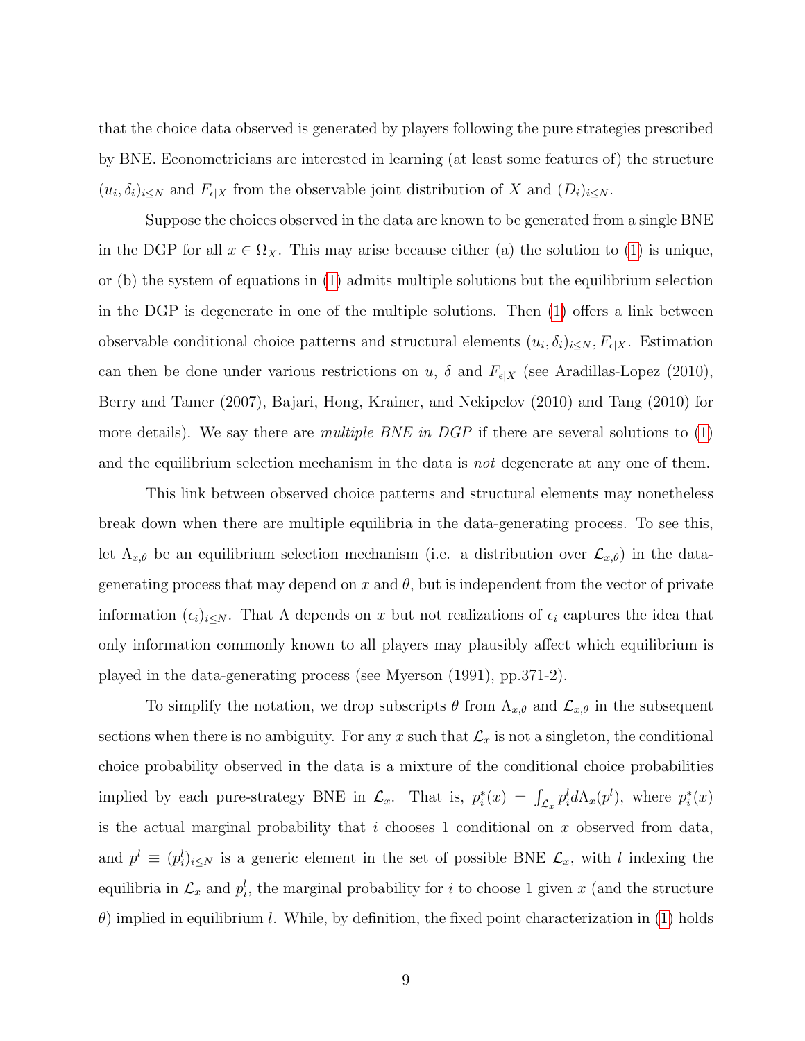that the choice data observed is generated by players following the pure strategies prescribed by BNE. Econometricians are interested in learning (at least some features of) the structure $(u_i, \delta_i)_{i \leq N}$ and $F_{\epsilon|X}$ from the observable joint distribution of $X$ and $(D_i)_{i \leq N}$.

Suppose the choices observed in the data are known to be generated from a single BNE in the DGP for all $x \in \Omega_X$. This may arise because either (a) the solution to (1) is unique, or (b) the system of equations in (1) admits multiple solutions but the equilibrium selection in the DGP is degenerate in one of the multiple solutions. Then (1) offers a link between observable conditional choice patterns and structural elements $(u_i, \delta_i)_{i \leq N}, F_{\epsilon|X}$. Estimation can then be done under various restrictions on $u$, $\delta$ and $F_{\epsilon|X}$ (see Aradillas-Lopez (2010), Berry and Tamer (2007), Bajari, Hong, Krainer, and Nekipelov (2010) and Tang (2010) for more details). We say there are *multiple BNE in DGP* if there are several solutions to (1) and the equilibrium selection mechanism in the data is *not* degenerate at any one of them.

This link between observed choice patterns and structural elements may nonetheless break down when there are multiple equilibria in the data-generating process. To see this, let $\Lambda_{x,\theta}$ be an equilibrium selection mechanism (i.e. a distribution over $\mathcal{L}_{x,\theta}$) in the data-generating process that may depend on $x$ and $\theta$, but is independent from the vector of private information $(\epsilon_i)_{i \leq N}$. That $\Lambda$ depends on $x$ but not realizations of $\epsilon_i$ captures the idea that only information commonly known to all players may plausibly affect which equilibrium is played in the data-generating process (see Myerson (1991), pp.371-2).

To simplify the notation, we drop subscripts $\theta$ from $\Lambda_{x,\theta}$ and $\mathcal{L}_{x,\theta}$ in the subsequent sections when there is no ambiguity. For any $x$ such that $\mathcal{L}_x$ is not a singleton, the conditional choice probability observed in the data is a mixture of the conditional choice probabilities implied by each pure-strategy BNE in $\mathcal{L}_x$. That is, $p_i^*(x) = \int_{\mathcal{L}_x} p_i^l d\Lambda_x(p^l)$, where $p_i^*(x)$ is the actual marginal probability that $i$ chooses 1 conditional on $x$ observed from data, and $p^l \equiv (p_i^l)_{i \leq N}$ is a generic element in the set of possible BNE $\mathcal{L}_x$, with $l$ indexing the equilibria in $\mathcal{L}_x$ and $p_i^l$, the marginal probability for $i$ to choose 1 given $x$ (and the structure $\theta$) implied in equilibrium $l$. While, by definition, the fixed point characterization in (1) holds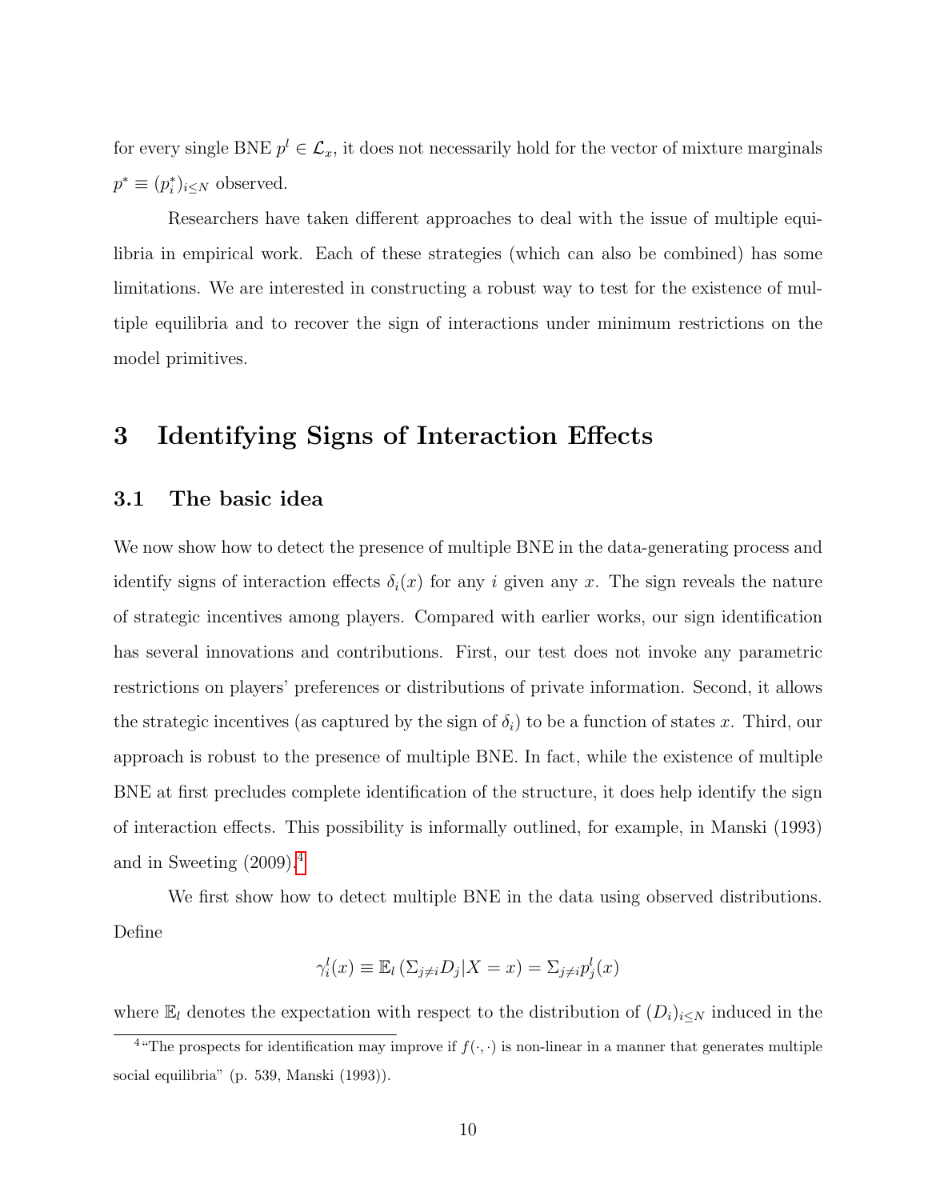for every single BNE $p^l \in \mathcal{L}_x$, it does not necessarily hold for the vector of mixture marginals $p^* \equiv (p_i^*)_{i \leq N}$ observed.

Researchers have taken different approaches to deal with the issue of multiple equilibria in empirical work. Each of these strategies (which can also be combined) has some limitations. We are interested in constructing a robust way to test for the existence of multiple equilibria and to recover the sign of interactions under minimum restrictions on the model primitives.

# 3 Identifying Signs of Interaction Effects

## 3.1 The basic idea

We now show how to detect the presence of multiple BNE in the data-generating process and identify signs of interaction effects $\delta_i(x)$ for any $i$ given any $x$. The sign reveals the nature of strategic incentives among players. Compared with earlier works, our sign identification has several innovations and contributions. First, our test does not invoke any parametric restrictions on players' preferences or distributions of private information. Second, it allows the strategic incentives (as captured by the sign of $\delta_i$) to be a function of states $x$. Third, our approach is robust to the presence of multiple BNE. In fact, while the existence of multiple BNE at first precludes complete identification of the structure, it does help identify the sign of interaction effects. This possibility is informally outlined, for example, in Manski (1993) and in Sweeting (2009).[4]

We first show how to detect multiple BNE in the data using observed distributions. Define

$$\gamma_i^l(x) \equiv \mathbb{E}_l \left( \Sigma_{j \neq i} D_j | X = x \right) = \Sigma_{j \neq i} p_j^l(x)$$

where $\mathbb{E}_l$ denotes the expectation with respect to the distribution of $(D_i)_{i \leq N}$ induced in the

[4] "The prospects for identification may improve if $f(\cdot, \cdot)$ is non-linear in a manner that generates multiple social equilibria" (p. 539, Manski (1993)).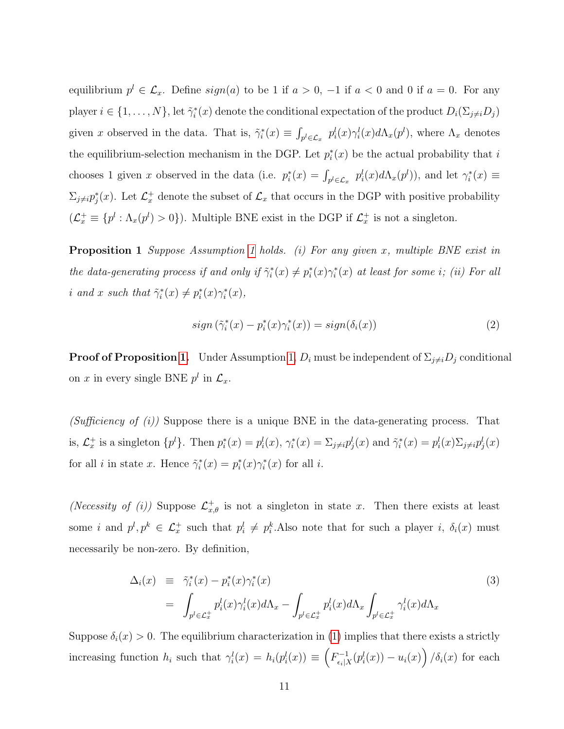equilibrium $p^l \in \mathcal{L}_x$. Define $sign(a)$ to be 1 if $a > 0$, $-1$ if $a < 0$ and 0 if $a = 0$. For any player $i \in \{1, \ldots, N\}$, let $\tilde{\gamma}_i^*(x)$ denote the conditional expectation of the product $D_i(\Sigma_{j \neq i} D_j)$ given $x$ observed in the data. That is, $\tilde{\gamma}_i^*(x) \equiv \int_{p^l \in \mathcal{L}_x} p_i^l(x)\gamma_i^l(x) d\Lambda_x(p^l)$, where $\Lambda_x$ denotes the equilibrium-selection mechanism in the DGP. Let $p_i^*(x)$ be the actual probability that $i$ chooses 1 given $x$ observed in the data (i.e. $p_i^*(x) = \int_{p^l \in \mathcal{L}_x} p_i^l(x) d\Lambda_x(p^l)$), and let $\gamma_i^*(x) \equiv \Sigma_{j \neq i} p_j^*(x)$. Let $\mathcal{L}_x^+$ denote the subset of $\mathcal{L}_x$ that occurs in the DGP with positive probability ($\mathcal{L}_x^+ \equiv \{p^l : \Lambda_x(p^l) > 0\}$). Multiple BNE exist in the DGP if $\mathcal{L}_x^+$ is not a singleton.

**Proposition 1** *Suppose Assumption 1 holds. (i) For any given $x$, multiple BNE exist in the data-generating process if and only if $\tilde{\gamma}_i^*(x) \neq p_i^*(x)\gamma_i^*(x)$ at least for some $i$; (ii) For all $i$ and $x$ such that $\tilde{\gamma}_i^*(x) \neq p_i^*(x)\gamma_i^*(x)$,*

$$sign\left(\tilde{\gamma}_i^*(x) - p_i^*(x)\gamma_i^*(x)\right) = sign(\delta_i(x)) \tag{2}$$

**Proof of Proposition 1.** Under Assumption 1, $D_i$ must be independent of $\Sigma_{j \neq i} D_j$ conditional on $x$ in every single BNE $p^l$ in $\mathcal{L}_x$.

*(Sufficiency of (i))* Suppose there is a unique BNE in the data-generating process. That is, $\mathcal{L}_x^+$ is a singleton $\{p^l\}$. Then $p_i^*(x) = p_i^l(x)$, $\gamma_i^*(x) = \Sigma_{j \neq i} p_j^l(x)$ and $\tilde{\gamma}_i^*(x) = p_i^l(x)\Sigma_{j \neq i} p_j^l(x)$ for all $i$ in state $x$. Hence $\tilde{\gamma}_i^*(x) = p_i^*(x)\gamma_i^*(x)$ for all $i$.

*(Necessity of (i))* Suppose $\mathcal{L}_{x,\theta}^+$ is not a singleton in state $x$. Then there exists at least some $i$ and $p^l, p^k \in \mathcal{L}_x^+$ such that $p_i^l \neq p_i^k$.Also note that for such a player $i$, $\delta_i(x)$ must necessarily be non-zero. By definition,

$$\begin{aligned} \Delta_i(x) &\equiv \tilde{\gamma}_i^*(x) - p_i^*(x)\gamma_i^*(x) \\ &= \int_{p^l \in \mathcal{L}_x^+} p_i^l(x)\gamma_i^l(x) d\Lambda_x - \int_{p^l \in \mathcal{L}_x^+} p_i^l(x) d\Lambda_x \int_{p^l \in \mathcal{L}_x^+} \gamma_i^l(x) d\Lambda_x \end{aligned} \tag{3}$$

Suppose $\delta_i(x) > 0$. The equilibrium characterization in (1) implies that there exists a strictly increasing function $h_i$ such that $\gamma_i^l(x) = h_i(p_i^l(x)) \equiv \left(F_{\epsilon_i|X}^{-1}(p_i^l(x)) - u_i(x)\right)/\delta_i(x)$ for each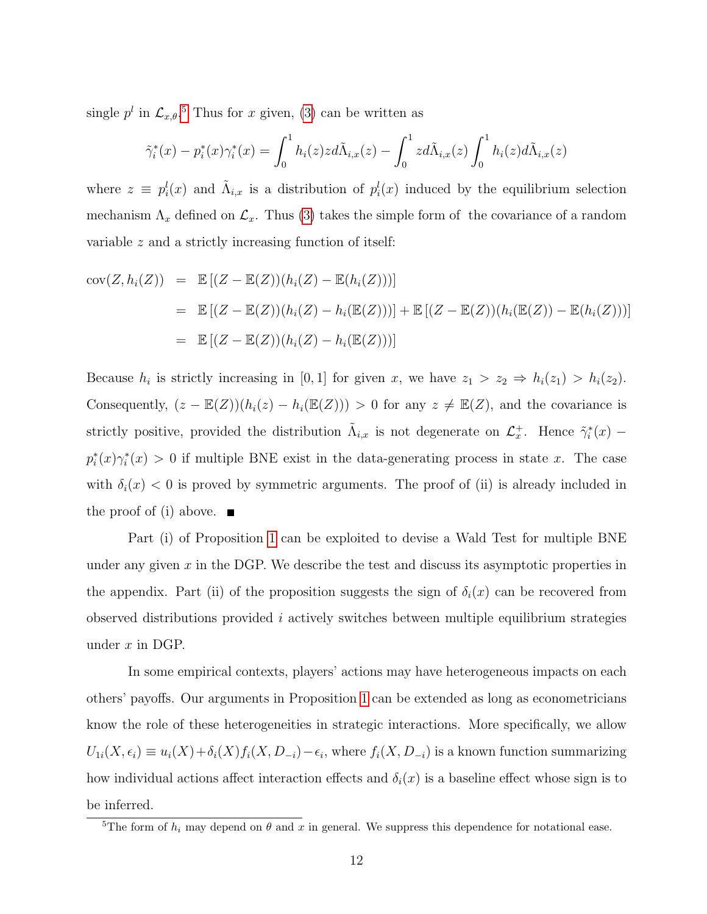single $p^l$ in $\mathcal{L}_{x,\theta}$.[5] Thus for $x$ given, (3) can be written as

$$\tilde{\gamma}_i^*(x) - p_i^*(x)\gamma_i^*(x) = \int_0^1 h_i(z) z d\tilde{\Lambda}_{i,x}(z) - \int_0^1 z d\tilde{\Lambda}_{i,x}(z) \int_0^1 h_i(z) d\tilde{\Lambda}_{i,x}(z)$$

where $z \equiv p_i^l(x)$ and $\tilde{\Lambda}_{i,x}$ is a distribution of $p_i^l(x)$ induced by the equilibrium selection mechanism $\Lambda_x$ defined on $\mathcal{L}_x$. Thus (3) takes the simple form of the covariance of a random variable $z$ and a strictly increasing function of itself:

$$\begin{aligned}
\text{cov}(Z, h_i(Z)) &= \mathbb{E}\left[(Z - \mathbb{E}(Z))(h_i(Z) - \mathbb{E}(h_i(Z)))\right] \\
&= \mathbb{E}\left[(Z - \mathbb{E}(Z))(h_i(Z) - h_i(\mathbb{E}(Z)))\right] + \mathbb{E}\left[(Z - \mathbb{E}(Z))(h_i(\mathbb{E}(Z)) - \mathbb{E}(h_i(Z)))\right] \\
&= \mathbb{E}\left[(Z - \mathbb{E}(Z))(h_i(Z) - h_i(\mathbb{E}(Z)))\right]
\end{aligned}$$

Because $h_i$ is strictly increasing in $[0, 1]$ for given $x$, we have $z_1 > z_2 \Rightarrow h_i(z_1) > h_i(z_2)$. Consequently, $(z - \mathbb{E}(Z))(h_i(z) - h_i(\mathbb{E}(Z))) > 0$ for any $z \neq \mathbb{E}(Z)$, and the covariance is strictly positive, provided the distribution $\tilde{\Lambda}_{i,x}$ is not degenerate on $\mathcal{L}_x^+$. Hence $\tilde{\gamma}_i^*(x) - p_i^*(x)\gamma_i^*(x) > 0$ if multiple BNE exist in the data-generating process in state $x$. The case with $\delta_i(x) < 0$ is proved by symmetric arguments. The proof of (ii) is already included in the proof of (i) above. ■

Part (i) of Proposition 1 can be exploited to devise a Wald Test for multiple BNE under any given $x$ in the DGP. We describe the test and discuss its asymptotic properties in the appendix. Part (ii) of the proposition suggests the sign of $\delta_i(x)$ can be recovered from observed distributions provided $i$ actively switches between multiple equilibrium strategies under $x$ in DGP.

In some empirical contexts, players' actions may have heterogeneous impacts on each others' payoffs. Our arguments in Proposition 1 can be extended as long as econometricians know the role of these heterogeneities in strategic interactions. More specifically, we allow $U_{1i}(X, \epsilon_i) \equiv u_i(X) + \delta_i(X) f_i(X, D_{-i}) - \epsilon_i$, where $f_i(X, D_{-i})$ is a known function summarizing how individual actions affect interaction effects and $\delta_i(x)$ is a baseline effect whose sign is to be inferred.

[5] The form of $h_i$ may depend on $\theta$ and $x$ in general. We suppress this dependence for notational ease.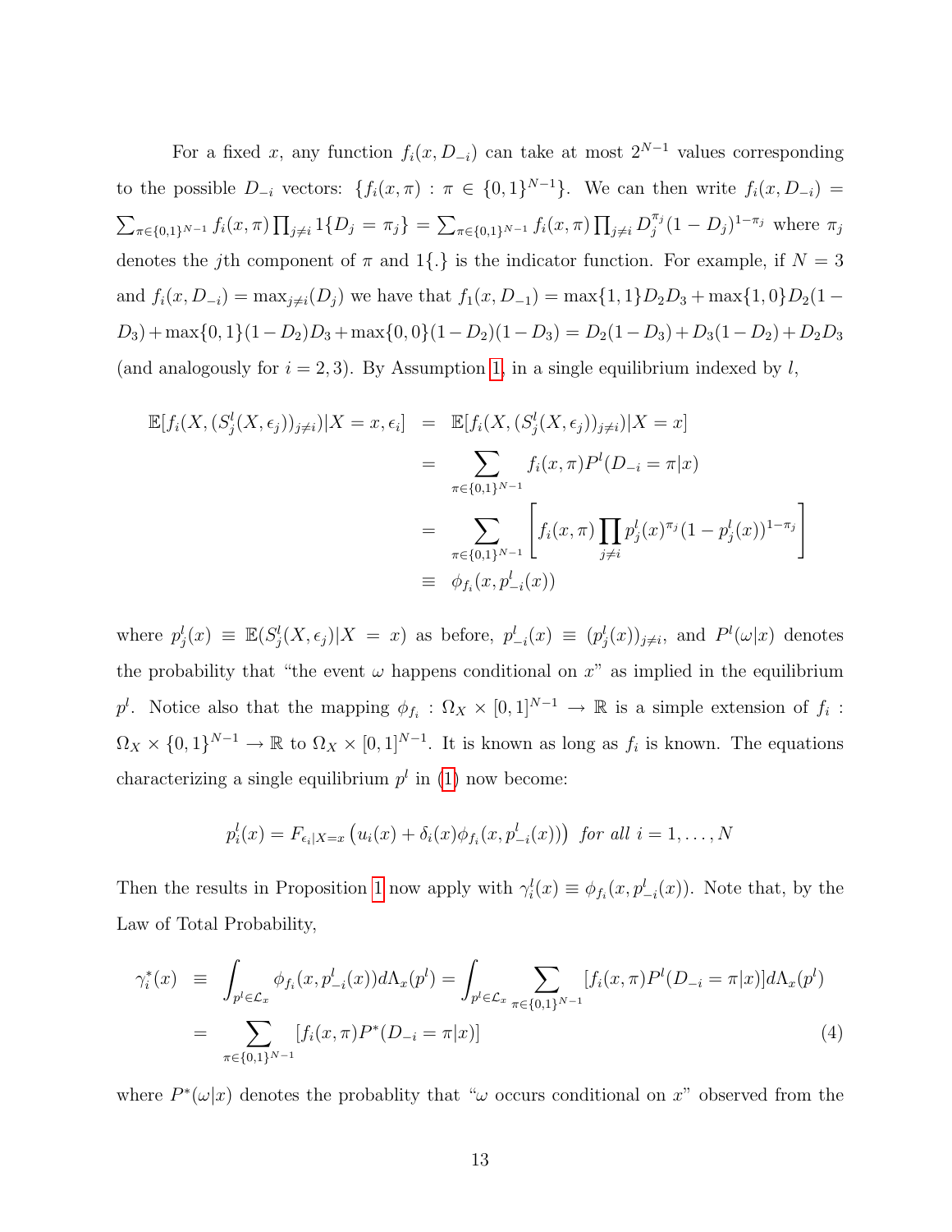For a fixed $x$, any function $f_i(x, D_{-i})$ can take at most $2^{N-1}$ values corresponding to the possible $D_{-i}$ vectors: $\{f_i(x,\pi) : \pi \in \{0,1\}^{N-1}\}$. We can then write $f_i(x, D_{-i}) = \sum_{\pi\in\{0,1\}^{N-1}} f_i(x,\pi) \prod_{j\neq i} 1\{D_j = \pi_j\} = \sum_{\pi\in\{0,1\}^{N-1}} f_i(x,\pi) \prod_{j\neq i} D_j^{\pi_j}(1-D_j)^{1-\pi_j}$ where $\pi_j$ denotes the $j$th component of $\pi$ and $1\{.\}$ is the indicator function. For example, if $N = 3$ and $f_i(x, D_{-i}) = \max_{j\neq i}(D_j)$ we have that $f_1(x, D_{-1}) = \max\{1,1\}D_2D_3 + \max\{1,0\}D_2(1-D_3) + \max\{0,1\}(1-D_2)D_3 + \max\{0,0\}(1-D_2)(1-D_3) = D_2(1-D_3) + D_3(1-D_2) + D_2D_3$ (and analogously for $i = 2, 3$). By Assumption 1, in a single equilibrium indexed by $l$,

$$
\begin{aligned}
\mathbb{E}[f_i(X, (S_j^l(X,\epsilon_j))_{j\neq i})|X = x, \epsilon_i] &= \mathbb{E}[f_i(X, (S_j^l(X,\epsilon_j))_{j\neq i})|X = x] \\
&= \sum_{\pi\in\{0,1\}^{N-1}} f_i(x,\pi) P^l(D_{-i} = \pi|x) \\
&= \sum_{\pi\in\{0,1\}^{N-1}} \left[ f_i(x,\pi) \prod_{j\neq i} p_j^l(x)^{\pi_j}(1-p_j^l(x))^{1-\pi_j} \right] \\
&\equiv \phi_{f_i}(x, p_{-i}^l(x))
\end{aligned}
$$

where $p_j^l(x) \equiv \mathbb{E}(S_j^l(X,\epsilon_j)|X = x)$ as before, $p_{-i}^l(x) \equiv (p_j^l(x))_{j\neq i}$, and $P^l(\omega|x)$ denotes the probability that "the event $\omega$ happens conditional on $x$" as implied in the equilibrium $p^l$. Notice also that the mapping $\phi_{f_i} : \Omega_X \times [0,1]^{N-1} \to \mathbb{R}$ is a simple extension of $f_i : \Omega_X \times \{0,1\}^{N-1} \to \mathbb{R}$ to $\Omega_X \times [0,1]^{N-1}$. It is known as long as $f_i$ is known. The equations characterizing a single equilibrium $p^l$ in (1) now become:

$$
p_i^l(x) = F_{\epsilon_i|X=x}\left(u_i(x) + \delta_i(x)\phi_{f_i}(x, p_{-i}^l(x))\right) \text{ for all } i = 1,\ldots,N
$$

Then the results in Proposition 1 now apply with $\gamma_i^l(x) \equiv \phi_{f_i}(x, p_{-i}^l(x))$. Note that, by the Law of Total Probability,

$$
\begin{aligned}
\gamma_i^*(x) &\equiv \int_{p^l\in\mathcal{L}_x} \phi_{f_i}(x, p_{-i}^l(x)) d\Lambda_x(p^l) = \int_{p^l\in\mathcal{L}_x} \sum_{\pi\in\{0,1\}^{N-1}} [f_i(x,\pi) P^l(D_{-i} = \pi|x)] d\Lambda_x(p^l) \\
&= \sum_{\pi\in\{0,1\}^{N-1}} [f_i(x,\pi) P^*(D_{-i} = \pi|x)] \qquad (4)
\end{aligned}
$$

where $P^*(\omega|x)$ denotes the probablity that "$\omega$ occurs conditional on $x$" observed from the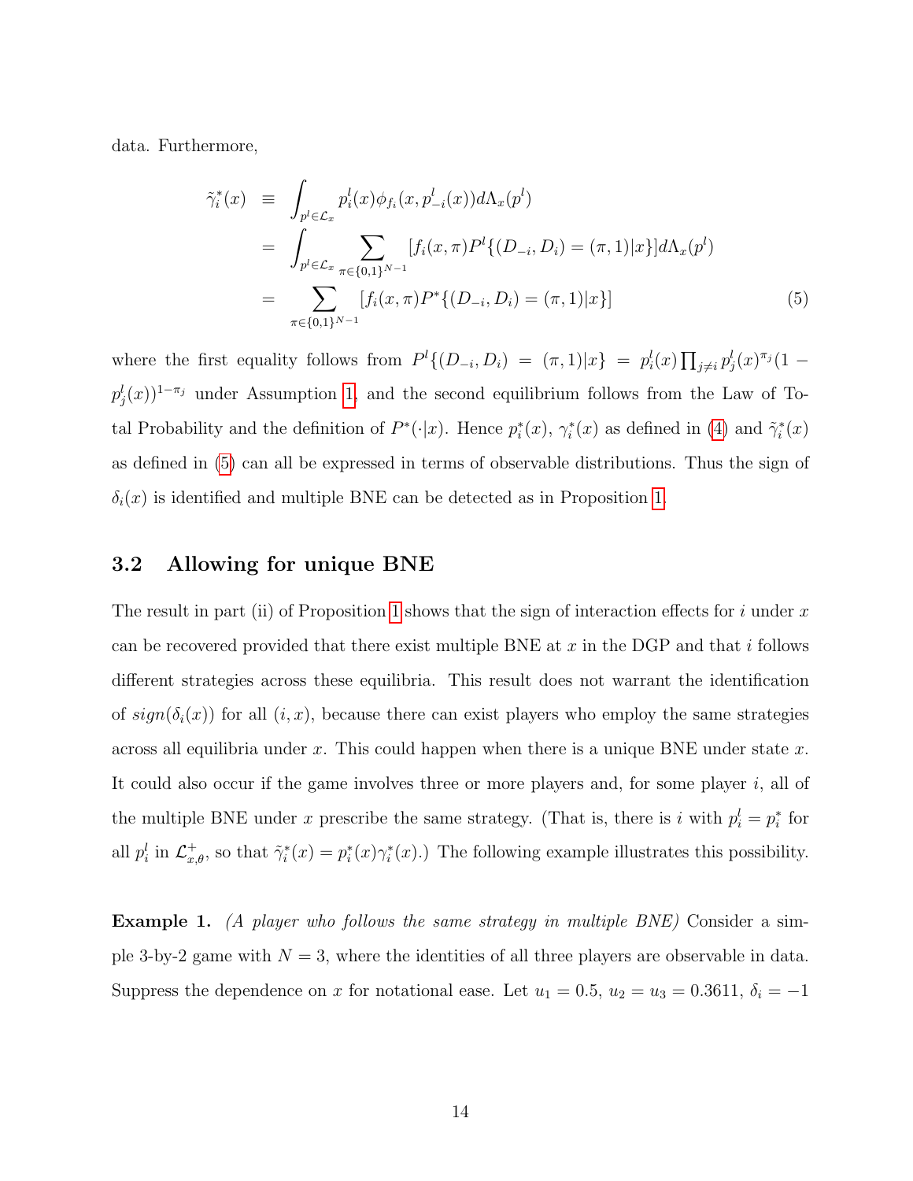data. Furthermore,

$$
\begin{aligned}
\tilde{\gamma}_i^*(x) &\equiv \int_{p^l \in \mathcal{L}_x} p_i^l(x) \phi_{f_i}(x, p_{-i}^l(x)) d\Lambda_x(p^l) \\
&= \int_{p^l \in \mathcal{L}_x} \sum_{\pi \in \{0,1\}^{N-1}} [f_i(x, \pi) P^l\{(D_{-i}, D_i) = (\pi, 1)|x\}] d\Lambda_x(p^l) \\
&= \sum_{\pi \in \{0,1\}^{N-1}} [f_i(x, \pi) P^*\{(D_{-i}, D_i) = (\pi, 1)|x\}] \qquad (5)
\end{aligned}
$$

where the first equality follows from $P^l\{(D_{-i}, D_i) = (\pi, 1)|x\} = p_i^l(x) \prod_{j \neq i} p_j^l(x)^{\pi_j}(1 - p_j^l(x))^{1-\pi_j}$ under Assumption 1, and the second equilibrium follows from the Law of Total Probability and the definition of $P^*(\cdot|x)$. Hence $p_i^*(x)$, $\gamma_i^*(x)$ as defined in (4) and $\tilde{\gamma}_i^*(x)$ as defined in (5) can all be expressed in terms of observable distributions. Thus the sign of $\delta_i(x)$ is identified and multiple BNE can be detected as in Proposition 1.

### 3.2 Allowing for unique BNE

The result in part (ii) of Proposition 1 shows that the sign of interaction effects for $i$ under $x$ can be recovered provided that there exist multiple BNE at $x$ in the DGP and that $i$ follows different strategies across these equilibria. This result does not warrant the identification of $sign(\delta_i(x))$ for all $(i, x)$, because there can exist players who employ the same strategies across all equilibria under $x$. This could happen when there is a unique BNE under state $x$. It could also occur if the game involves three or more players and, for some player $i$, all of the multiple BNE under $x$ prescribe the same strategy. (That is, there is $i$ with $p_i^l = p_i^*$ for all $p_i^l$ in $\mathcal{L}_{x,\theta}^+$, so that $\tilde{\gamma}_i^*(x) = p_i^*(x)\gamma_i^*(x)$.) The following example illustrates this possibility.

**Example 1.** *(A player who follows the same strategy in multiple BNE)* Consider a simple 3-by-2 game with $N = 3$, where the identities of all three players are observable in data. Suppress the dependence on $x$ for notational ease. Let $u_1 = 0.5$, $u_2 = u_3 = 0.3611$, $\delta_i = -1$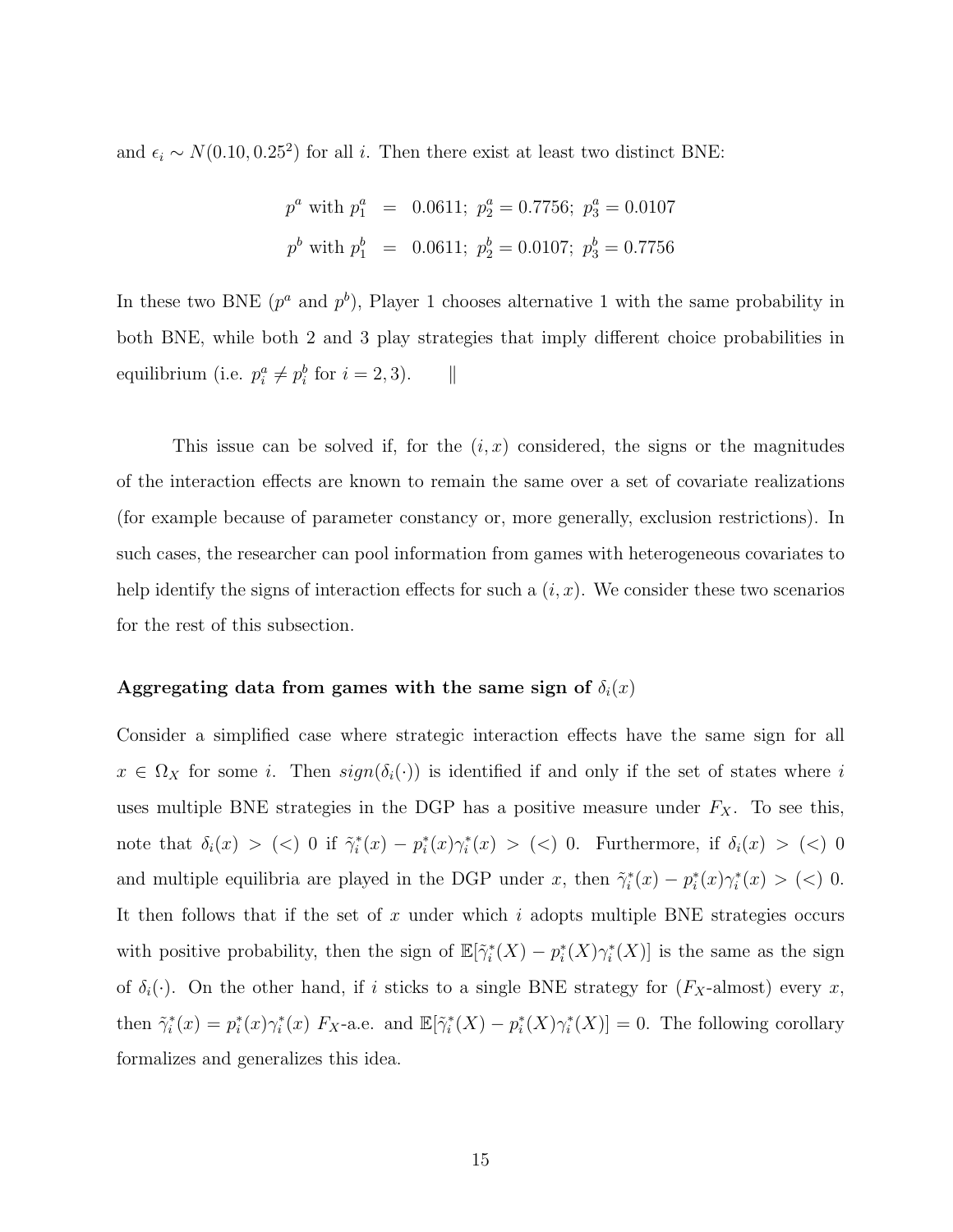and $\epsilon_i \sim N(0.10, 0.25^2)$ for all $i$. Then there exist at least two distinct BNE:

$$
\begin{aligned}
p^a \text{ with } p_1^a &= 0.0611;\ p_2^a = 0.7756;\ p_3^a = 0.0107 \\
p^b \text{ with } p_1^b &= 0.0611;\ p_2^b = 0.0107;\ p_3^b = 0.7756
\end{aligned}
$$

In these two BNE ($p^a$ and $p^b$), Player 1 chooses alternative 1 with the same probability in both BNE, while both 2 and 3 play strategies that imply different choice probabilities in equilibrium (i.e. $p_i^a \neq p_i^b$ for $i = 2, 3$). ||

This issue can be solved if, for the $(i, x)$ considered, the signs or the magnitudes of the interaction effects are known to remain the same over a set of covariate realizations (for example because of parameter constancy or, more generally, exclusion restrictions). In such cases, the researcher can pool information from games with heterogeneous covariates to help identify the signs of interaction effects for such a $(i, x)$. We consider these two scenarios for the rest of this subsection.

**Aggregating data from games with the same sign of $\delta_i(x)$**

Consider a simplified case where strategic interaction effects have the same sign for all $x \in \Omega_X$ for some $i$. Then $sign(\delta_i(\cdot))$ is identified if and only if the set of states where $i$ uses multiple BNE strategies in the DGP has a positive measure under $F_X$. To see this, note that $\delta_i(x) > (<)\ 0$ if $\tilde{\gamma}_i^*(x) - p_i^*(x)\gamma_i^*(x) > (<)\ 0$. Furthermore, if $\delta_i(x) > (<)\ 0$ and multiple equilibria are played in the DGP under $x$, then $\tilde{\gamma}_i^*(x) - p_i^*(x)\gamma_i^*(x) > (<)\ 0$. It then follows that if the set of $x$ under which $i$ adopts multiple BNE strategies occurs with positive probability, then the sign of $\mathbb{E}[\tilde{\gamma}_i^*(X) - p_i^*(X)\gamma_i^*(X)]$ is the same as the sign of $\delta_i(\cdot)$. On the other hand, if $i$ sticks to a single BNE strategy for ($F_X$-almost) every $x$, then $\tilde{\gamma}_i^*(x) = p_i^*(x)\gamma_i^*(x)$ $F_X$-a.e. and $\mathbb{E}[\tilde{\gamma}_i^*(X) - p_i^*(X)\gamma_i^*(X)] = 0$. The following corollary formalizes and generalizes this idea.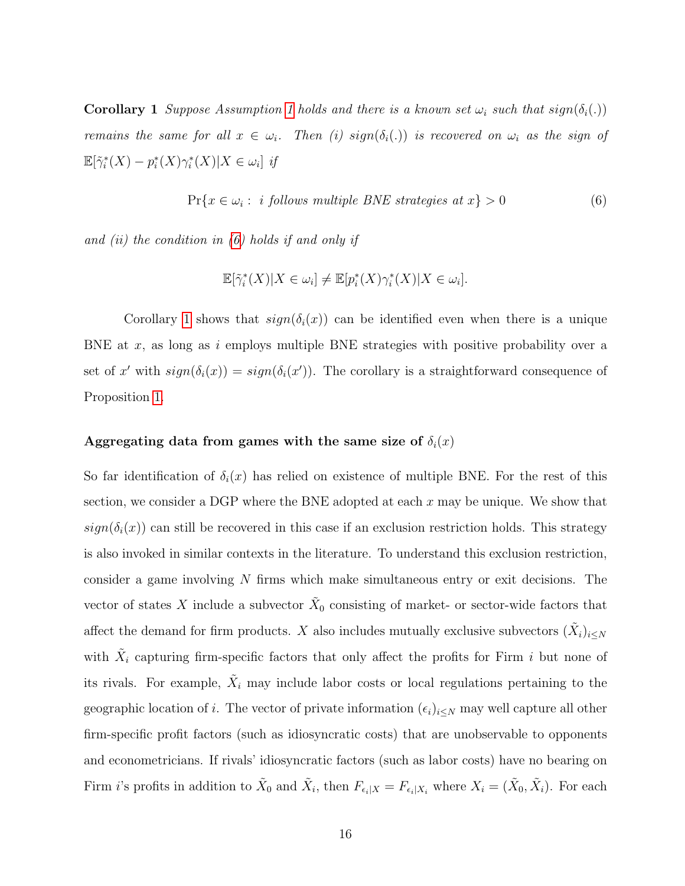**Corollary 1** *Suppose Assumption 1 holds and there is a known set $\omega_i$ such that $sign(\delta_i(.))$ remains the same for all $x \in \omega_i$. Then (i) $sign(\delta_i(.))$ is recovered on $\omega_i$ as the sign of $\mathbb{E}[\tilde{\gamma}_i^*(X) - p_i^*(X)\gamma_i^*(X)|X \in \omega_i]$ if*

$$\Pr\{x \in \omega_i : \text{ } i \text{ follows multiple BNE strategies at } x\} > 0 \tag{6}$$

*and (ii) the condition in (6) holds if and only if*

$$\mathbb{E}[\tilde{\gamma}_i^*(X)|X \in \omega_i] \neq \mathbb{E}[p_i^*(X)\gamma_i^*(X)|X \in \omega_i].$$

Corollary 1 shows that $sign(\delta_i(x))$ can be identified even when there is a unique BNE at $x$, as long as $i$ employs multiple BNE strategies with positive probability over a set of $x'$ with $sign(\delta_i(x)) = sign(\delta_i(x'))$. The corollary is a straightforward consequence of Proposition 1.

#### Aggregating data from games with the same size of $\delta_i(x)$

So far identification of $\delta_i(x)$ has relied on existence of multiple BNE. For the rest of this section, we consider a DGP where the BNE adopted at each $x$ may be unique. We show that $sign(\delta_i(x))$ can still be recovered in this case if an exclusion restriction holds. This strategy is also invoked in similar contexts in the literature. To understand this exclusion restriction, consider a game involving $N$ firms which make simultaneous entry or exit decisions. The vector of states $X$ include a subvector $\tilde{X}_0$ consisting of market- or sector-wide factors that affect the demand for firm products. $X$ also includes mutually exclusive subvectors $(\tilde{X}_i)_{i \leq N}$ with $\tilde{X}_i$ capturing firm-specific factors that only affect the profits for Firm $i$ but none of its rivals. For example, $\tilde{X}_i$ may include labor costs or local regulations pertaining to the geographic location of $i$. The vector of private information $(\epsilon_i)_{i \leq N}$ may well capture all other firm-specific profit factors (such as idiosyncratic costs) that are unobservable to opponents and econometricians. If rivals' idiosyncratic factors (such as labor costs) have no bearing on Firm $i$'s profits in addition to $\tilde{X}_0$ and $\tilde{X}_i$, then $F_{\epsilon_i|X} = F_{\epsilon_i|X_i}$ where $X_i = (\tilde{X}_0, \tilde{X}_i)$. For each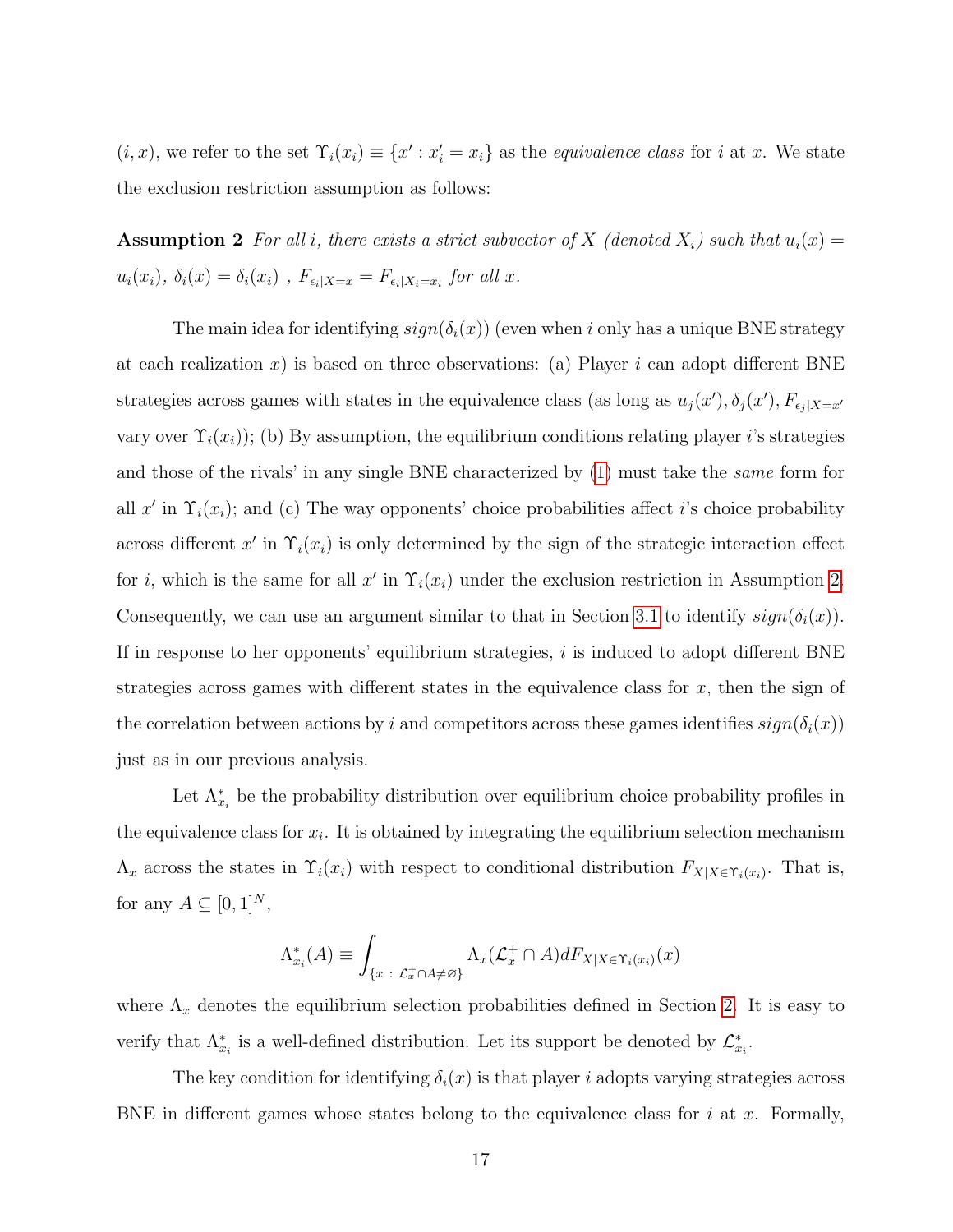$(i, x)$, we refer to the set $\Upsilon_i(x_i) \equiv \{x' : x'_i = x_i\}$ as the *equivalence class* for $i$ at $x$. We state the exclusion restriction assumption as follows:

**Assumption 2** *For all $i$, there exists a strict subvector of $X$ (denoted $X_i$) such that $u_i(x) = u_i(x_i)$, $\delta_i(x) = \delta_i(x_i)$ , $F_{\epsilon_i|X=x} = F_{\epsilon_i|X_i=x_i}$ for all $x$.*

The main idea for identifying $sign(\delta_i(x))$ (even when $i$ only has a unique BNE strategy at each realization $x$) is based on three observations: (a) Player $i$ can adopt different BNE strategies across games with states in the equivalence class (as long as $u_j(x'), \delta_j(x'), F_{\epsilon_j|X=x'}$ vary over $\Upsilon_i(x_i)$); (b) By assumption, the equilibrium conditions relating player $i$'s strategies and those of the rivals' in any single BNE characterized by (1) must take the *same* form for all $x'$ in $\Upsilon_i(x_i)$; and (c) The way opponents' choice probabilities affect $i$'s choice probability across different $x'$ in $\Upsilon_i(x_i)$ is only determined by the sign of the strategic interaction effect for $i$, which is the same for all $x'$ in $\Upsilon_i(x_i)$ under the exclusion restriction in Assumption 2. Consequently, we can use an argument similar to that in Section 3.1 to identify $sign(\delta_i(x))$. If in response to her opponents' equilibrium strategies, $i$ is induced to adopt different BNE strategies across games with different states in the equivalence class for $x$, then the sign of the correlation between actions by $i$ and competitors across these games identifies $sign(\delta_i(x))$ just as in our previous analysis.

Let $\Lambda^*_{x_i}$ be the probability distribution over equilibrium choice probability profiles in the equivalence class for $x_i$. It is obtained by integrating the equilibrium selection mechanism $\Lambda_x$ across the states in $\Upsilon_i(x_i)$ with respect to conditional distribution $F_{X|X\in\Upsilon_i(x_i)}$. That is, for any $A \subseteq [0,1]^N$,

$$\Lambda^*_{x_i}(A) \equiv \int_{\{x \,:\, \mathcal{L}^+_x \cap A \neq \varnothing\}} \Lambda_x(\mathcal{L}^+_x \cap A) dF_{X|X\in\Upsilon_i(x_i)}(x)$$

where $\Lambda_x$ denotes the equilibrium selection probabilities defined in Section 2. It is easy to verify that $\Lambda^*_{x_i}$ is a well-defined distribution. Let its support be denoted by $\mathcal{L}^*_{x_i}$.

The key condition for identifying $\delta_i(x)$ is that player $i$ adopts varying strategies across BNE in different games whose states belong to the equivalence class for $i$ at $x$. Formally,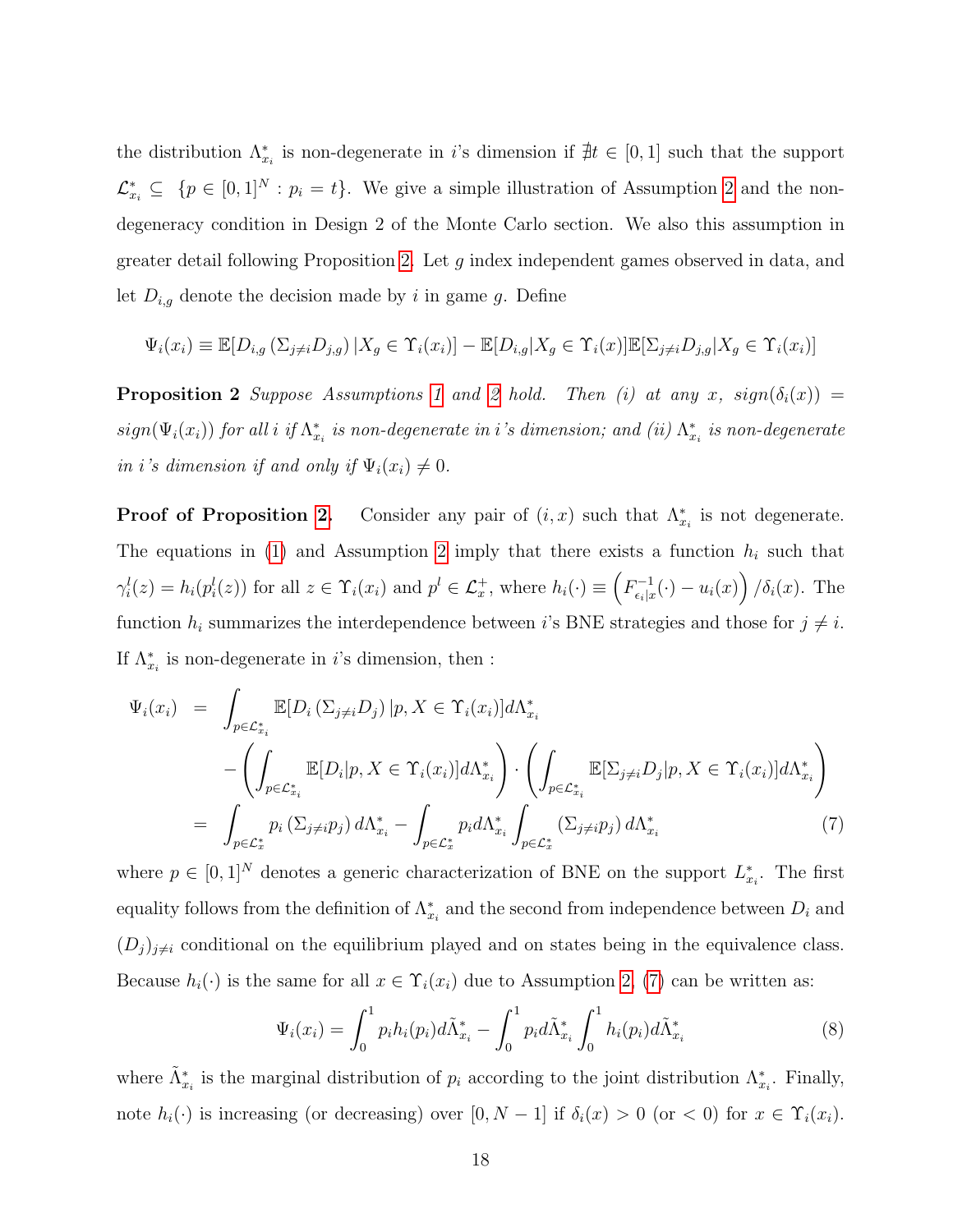the distribution $\Lambda^*_{x_i}$ is non-degenerate in $i$'s dimension if $\nexists t \in [0,1]$ such that the support $\mathcal{L}^*_{x_i} \subseteq \{p \in [0,1]^N : p_i = t\}$. We give a simple illustration of Assumption 2 and the non-degeneracy condition in Design 2 of the Monte Carlo section. We also this assumption in greater detail following Proposition 2. Let $g$ index independent games observed in data, and let $D_{i,g}$ denote the decision made by $i$ in game $g$. Define

$$\Psi_i(x_i) \equiv \mathbb{E}[D_{i,g}\left(\Sigma_{j\neq i} D_{j,g}\right)|X_g \in \Upsilon_i(x_i)] - \mathbb{E}[D_{i,g}|X_g \in \Upsilon_i(x)]\mathbb{E}[\Sigma_{j\neq i} D_{j,g}|X_g \in \Upsilon_i(x_i)]$$

**Proposition 2** *Suppose Assumptions 1 and 2 hold. Then (i) at any $x$, $sign(\delta_i(x)) = sign(\Psi_i(x_i))$ for all $i$ if $\Lambda^*_{x_i}$ is non-degenerate in $i$'s dimension; and (ii) $\Lambda^*_{x_i}$ is non-degenerate in $i$'s dimension if and only if $\Psi_i(x_i) \neq 0$.*

**Proof of Proposition 2.** Consider any pair of $(i, x)$ such that $\Lambda^*_{x_i}$ is not degenerate. The equations in (1) and Assumption 2 imply that there exists a function $h_i$ such that $\gamma^l_i(z) = h_i(p^l_i(z))$ for all $z \in \Upsilon_i(x_i)$ and $p^l \in \mathcal{L}^+_x$, where $h_i(\cdot) \equiv \left(F^{-1}_{\epsilon_i|x}(\cdot) - u_i(x)\right)/\delta_i(x)$. The function $h_i$ summarizes the interdependence between $i$'s BNE strategies and those for $j \neq i$. If $\Lambda^*_{x_i}$ is non-degenerate in $i$'s dimension, then :

$$\begin{aligned}
\Psi_i(x_i) &= \int_{p\in\mathcal{L}^*_{x_i}} \mathbb{E}[D_i\left(\Sigma_{j\neq i} D_j\right)|p, X \in \Upsilon_i(x_i)]d\Lambda^*_{x_i} \\
&\quad - \left(\int_{p\in\mathcal{L}^*_{x_i}} \mathbb{E}[D_i|p, X \in \Upsilon_i(x_i)]d\Lambda^*_{x_i}\right)\cdot\left(\int_{p\in\mathcal{L}^*_{x_i}} \mathbb{E}[\Sigma_{j\neq i} D_j|p, X \in \Upsilon_i(x_i)]d\Lambda^*_{x_i}\right) \\
&= \int_{p\in\mathcal{L}^*_x} p_i\left(\Sigma_{j\neq i} p_j\right)d\Lambda^*_{x_i} - \int_{p\in\mathcal{L}^*_x} p_i d\Lambda^*_{x_i}\int_{p\in\mathcal{L}^*_x}\left(\Sigma_{j\neq i} p_j\right)d\Lambda^*_{x_i} \qquad (7)
\end{aligned}$$

where $p \in [0,1]^N$ denotes a generic characterization of BNE on the support $L^*_{x_i}$. The first equality follows from the definition of $\Lambda^*_{x_i}$ and the second from independence between $D_i$ and $(D_j)_{j\neq i}$ conditional on the equilibrium played and on states being in the equivalence class. Because $h_i(\cdot)$ is the same for all $x \in \Upsilon_i(x_i)$ due to Assumption 2, (7) can be written as:

$$\Psi_i(x_i) = \int_0^1 p_i h_i(p_i)d\tilde{\Lambda}^*_{x_i} - \int_0^1 p_i d\tilde{\Lambda}^*_{x_i}\int_0^1 h_i(p_i)d\tilde{\Lambda}^*_{x_i} \qquad (8)$$

where $\tilde{\Lambda}^*_{x_i}$ is the marginal distribution of $p_i$ according to the joint distribution $\Lambda^*_{x_i}$. Finally, note $h_i(\cdot)$ is increasing (or decreasing) over $[0, N-1]$ if $\delta_i(x) > 0$ (or $< 0$) for $x \in \Upsilon_i(x_i)$.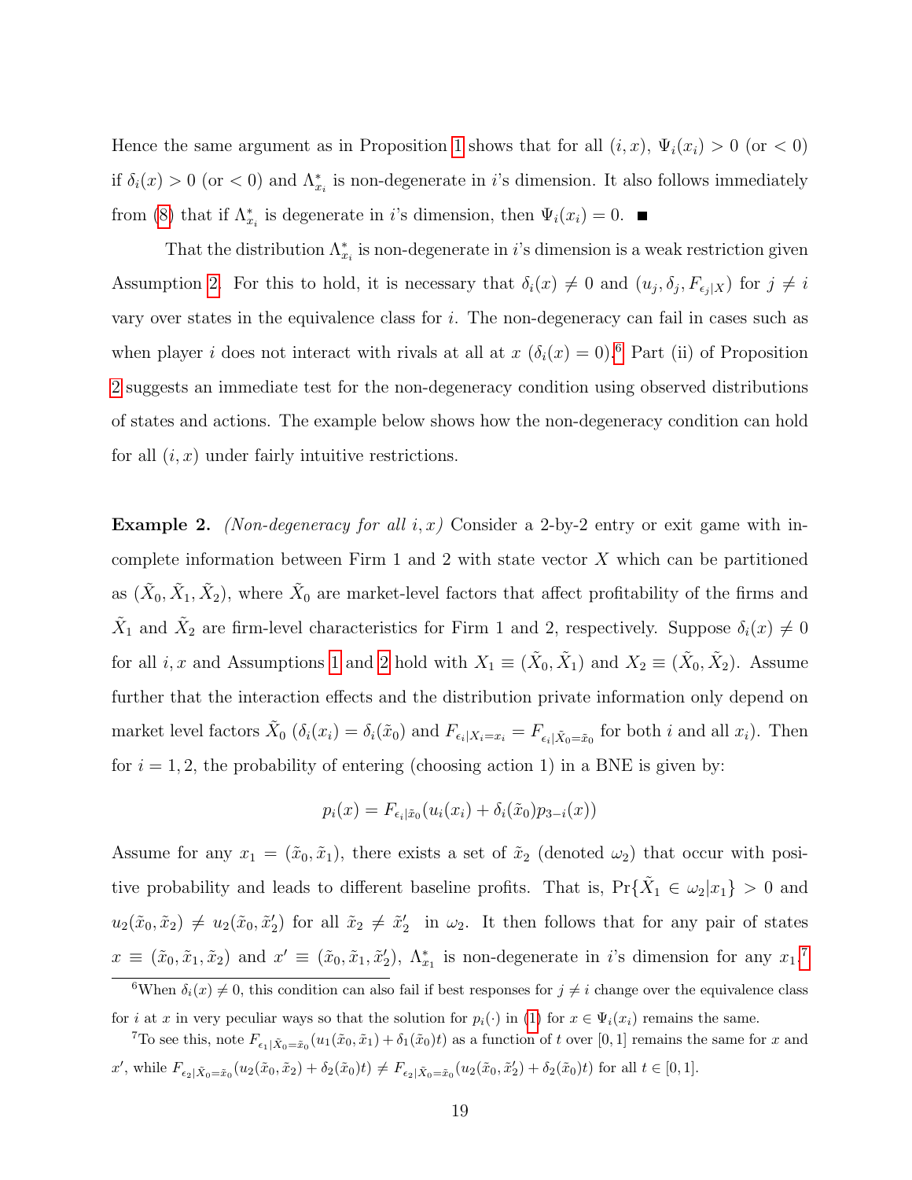Hence the same argument as in Proposition 1 shows that for all $(i, x)$, $\Psi_i(x_i) > 0$ (or $< 0$) if $\delta_i(x) > 0$ (or $< 0$) and $\Lambda^*_{x_i}$ is non-degenerate in $i$'s dimension. It also follows immediately from (8) that if $\Lambda^*_{x_i}$ is degenerate in $i$'s dimension, then $\Psi_i(x_i) = 0$. ∎

That the distribution $\Lambda^*_{x_i}$ is non-degenerate in $i$'s dimension is a weak restriction given Assumption 2. For this to hold, it is necessary that $\delta_i(x) \neq 0$ and $(u_j, \delta_j, F_{\epsilon_j|X})$ for $j \neq i$ vary over states in the equivalence class for $i$. The non-degeneracy can fail in cases such as when player $i$ does not interact with rivals at all at $x$ ($\delta_i(x) = 0$).[6] Part (ii) of Proposition 2 suggests an immediate test for the non-degeneracy condition using observed distributions of states and actions. The example below shows how the non-degeneracy condition can hold for all $(i, x)$ under fairly intuitive restrictions.

**Example 2.** *(Non-degeneracy for all $i, x$)* Consider a 2-by-2 entry or exit game with incomplete information between Firm 1 and 2 with state vector $X$ which can be partitioned as $(\tilde{X}_0, \tilde{X}_1, \tilde{X}_2)$, where $\tilde{X}_0$ are market-level factors that affect profitability of the firms and $\tilde{X}_1$ and $\tilde{X}_2$ are firm-level characteristics for Firm 1 and 2, respectively. Suppose $\delta_i(x) \neq 0$ for all $i, x$ and Assumptions 1 and 2 hold with $X_1 \equiv (\tilde{X}_0, \tilde{X}_1)$ and $X_2 \equiv (\tilde{X}_0, \tilde{X}_2)$. Assume further that the interaction effects and the distribution private information only depend on market level factors $\tilde{X}_0$ ($\delta_i(x_i) = \delta_i(\tilde{x}_0)$ and $F_{\epsilon_i|X_i=x_i} = F_{\epsilon_i|\tilde{X}_0=\tilde{x}_0}$ for both $i$ and all $x_i$). Then for $i = 1, 2$, the probability of entering (choosing action 1) in a BNE is given by:

$$p_i(x) = F_{\epsilon_i|\tilde{x}_0}(u_i(x_i) + \delta_i(\tilde{x}_0)p_{3-i}(x))$$

Assume for any $x_1 = (\tilde{x}_0, \tilde{x}_1)$, there exists a set of $\tilde{x}_2$ (denoted $\omega_2$) that occur with positive probability and leads to different baseline profits. That is, $\Pr\{\tilde{X}_1 \in \omega_2 | x_1\} > 0$ and $u_2(\tilde{x}_0, \tilde{x}_2) \neq u_2(\tilde{x}_0, \tilde{x}'_2)$ for all $\tilde{x}_2 \neq \tilde{x}'_2$ in $\omega_2$. It then follows that for any pair of states $x \equiv (\tilde{x}_0, \tilde{x}_1, \tilde{x}_2)$ and $x' \equiv (\tilde{x}_0, \tilde{x}_1, \tilde{x}'_2)$, $\Lambda^*_{x_1}$ is non-degenerate in $i$'s dimension for any $x_1$.[7]

[6] When $\delta_i(x) \neq 0$, this condition can also fail if best responses for $j \neq i$ change over the equivalence class for $i$ at $x$ in very peculiar ways so that the solution for $p_i(\cdot)$ in (1) for $x \in \Psi_i(x_i)$ remains the same.

[7] To see this, note $F_{\epsilon_1|\tilde{X}_0=\tilde{x}_0}(u_1(\tilde{x}_0, \tilde{x}_1) + \delta_1(\tilde{x}_0)t)$ as a function of $t$ over $[0, 1]$ remains the same for $x$ and $x'$, while $F_{\epsilon_2|\tilde{X}_0=\tilde{x}_0}(u_2(\tilde{x}_0, \tilde{x}_2) + \delta_2(\tilde{x}_0)t) \neq F_{\epsilon_2|\tilde{X}_0=\tilde{x}_0}(u_2(\tilde{x}_0, \tilde{x}'_2) + \delta_2(\tilde{x}_0)t)$ for all $t \in [0, 1]$.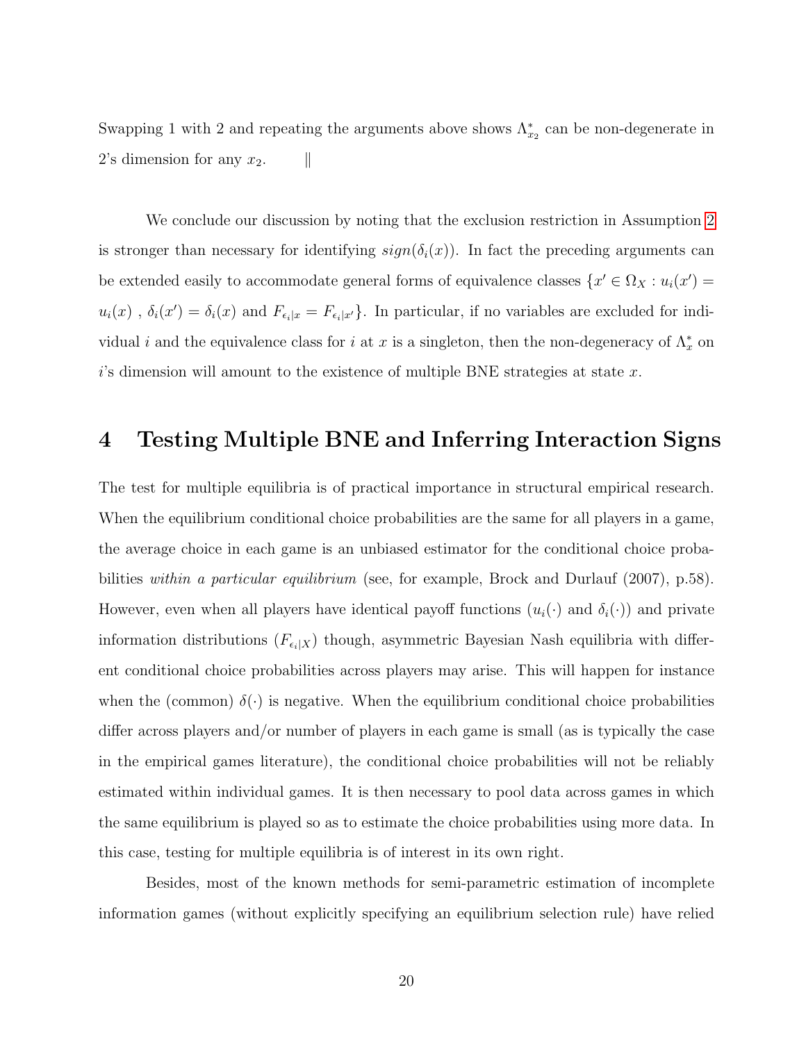Swapping 1 with 2 and repeating the arguments above shows $\Lambda^*_{x_2}$ can be non-degenerate in 2's dimension for any $x_2$. $\quad \|$

We conclude our discussion by noting that the exclusion restriction in Assumption 2 is stronger than necessary for identifying $sign(\delta_i(x))$. In fact the preceding arguments can be extended easily to accommodate general forms of equivalence classes $\{x' \in \Omega_X : u_i(x') = u_i(x)$ , $\delta_i(x') = \delta_i(x)$ and $F_{\epsilon_i|x} = F_{\epsilon_i|x'}\}$. In particular, if no variables are excluded for individual $i$ and the equivalence class for $i$ at $x$ is a singleton, then the non-degeneracy of $\Lambda^*_x$ on $i$'s dimension will amount to the existence of multiple BNE strategies at state $x$.

## 4 Testing Multiple BNE and Inferring Interaction Signs

The test for multiple equilibria is of practical importance in structural empirical research. When the equilibrium conditional choice probabilities are the same for all players in a game, the average choice in each game is an unbiased estimator for the conditional choice probabilities *within a particular equilibrium* (see, for example, Brock and Durlauf (2007), p.58). However, even when all players have identical payoff functions ($u_i(\cdot)$ and $\delta_i(\cdot)$) and private information distributions ($F_{\epsilon_i|X}$) though, asymmetric Bayesian Nash equilibria with different conditional choice probabilities across players may arise. This will happen for instance when the (common) $\delta(\cdot)$ is negative. When the equilibrium conditional choice probabilities differ across players and/or number of players in each game is small (as is typically the case in the empirical games literature), the conditional choice probabilities will not be reliably estimated within individual games. It is then necessary to pool data across games in which the same equilibrium is played so as to estimate the choice probabilities using more data. In this case, testing for multiple equilibria is of interest in its own right.

Besides, most of the known methods for semi-parametric estimation of incomplete information games (without explicitly specifying an equilibrium selection rule) have relied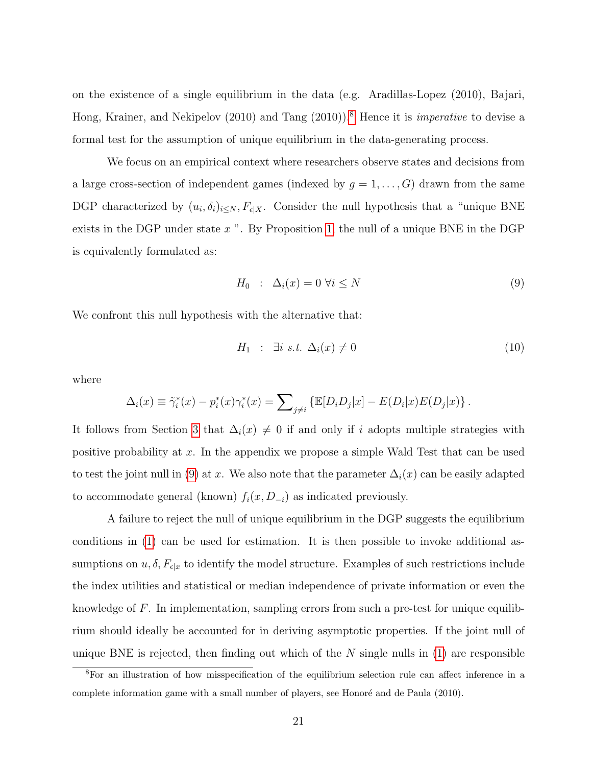on the existence of a single equilibrium in the data (e.g. Aradillas-Lopez (2010), Bajari, Hong, Krainer, and Nekipelov (2010) and Tang (2010)).[8] Hence it is *imperative* to devise a formal test for the assumption of unique equilibrium in the data-generating process.

We focus on an empirical context where researchers observe states and decisions from a large cross-section of independent games (indexed by $g = 1, \ldots, G$) drawn from the same DGP characterized by $(u_i, \delta_i)_{i \leq N}, F_{\epsilon|X}$. Consider the null hypothesis that a "unique BNE exists in the DGP under state $x$". By Proposition 1, the null of a unique BNE in the DGP is equivalently formulated as:

$$H_0 \;\; : \;\; \Delta_i(x) = 0 \;\forall i \leq N \tag{9}$$

We confront this null hypothesis with the alternative that:

$$H_1 \;\; : \;\; \exists i \; s.t. \; \Delta_i(x) \neq 0 \tag{10}$$

where

$$\Delta_i(x) \equiv \tilde{\gamma}_i^*(x) - p_i^*(x)\gamma_i^*(x) = \sum\nolimits_{j \neq i} \left\{ \mathbb{E}[D_i D_j|x] - E(D_i|x)E(D_j|x) \right\}.$$

It follows from Section 3 that $\Delta_i(x) \neq 0$ if and only if $i$ adopts multiple strategies with positive probability at $x$. In the appendix we propose a simple Wald Test that can be used to test the joint null in (9) at $x$. We also note that the parameter $\Delta_i(x)$ can be easily adapted to accommodate general (known) $f_i(x, D_{-i})$ as indicated previously.

A failure to reject the null of unique equilibrium in the DGP suggests the equilibrium conditions in (1) can be used for estimation. It is then possible to invoke additional assumptions on $u, \delta, F_{\epsilon|x}$ to identify the model structure. Examples of such restrictions include the index utilities and statistical or median independence of private information or even the knowledge of $F$. In implementation, sampling errors from such a pre-test for unique equilibrium should ideally be accounted for in deriving asymptotic properties. If the joint null of unique BNE is rejected, then finding out which of the $N$ single nulls in (1) are responsible

[8] For an illustration of how misspecification of the equilibrium selection rule can affect inference in a complete information game with a small number of players, see Honoré and de Paula (2010).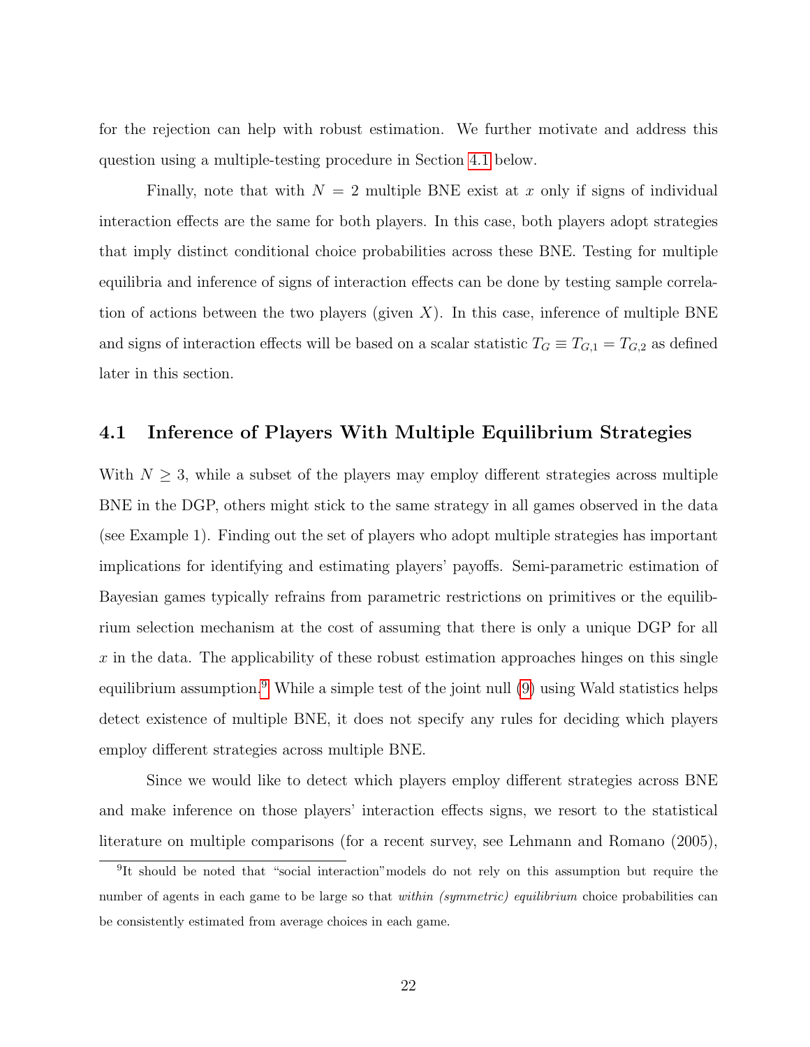for the rejection can help with robust estimation. We further motivate and address this question using a multiple-testing procedure in Section 4.1 below.

Finally, note that with $N = 2$ multiple BNE exist at $x$ only if signs of individual interaction effects are the same for both players. In this case, both players adopt strategies that imply distinct conditional choice probabilities across these BNE. Testing for multiple equilibria and inference of signs of interaction effects can be done by testing sample correlation of actions between the two players (given $X$). In this case, inference of multiple BNE and signs of interaction effects will be based on a scalar statistic $T_G \equiv T_{G,1} = T_{G,2}$ as defined later in this section.

## 4.1 Inference of Players With Multiple Equilibrium Strategies

With $N \geq 3$, while a subset of the players may employ different strategies across multiple BNE in the DGP, others might stick to the same strategy in all games observed in the data (see Example 1). Finding out the set of players who adopt multiple strategies has important implications for identifying and estimating players' payoffs. Semi-parametric estimation of Bayesian games typically refrains from parametric restrictions on primitives or the equilibrium selection mechanism at the cost of assuming that there is only a unique DGP for all $x$ in the data. The applicability of these robust estimation approaches hinges on this single equilibrium assumption.[9] While a simple test of the joint null (9) using Wald statistics helps detect existence of multiple BNE, it does not specify any rules for deciding which players employ different strategies across multiple BNE.

Since we would like to detect which players employ different strategies across BNE and make inference on those players' interaction effects signs, we resort to the statistical literature on multiple comparisons (for a recent survey, see Lehmann and Romano (2005),

[9] It should be noted that "social interaction" models do not rely on this assumption but require the number of agents in each game to be large so that *within (symmetric) equilibrium* choice probabilities can be consistently estimated from average choices in each game.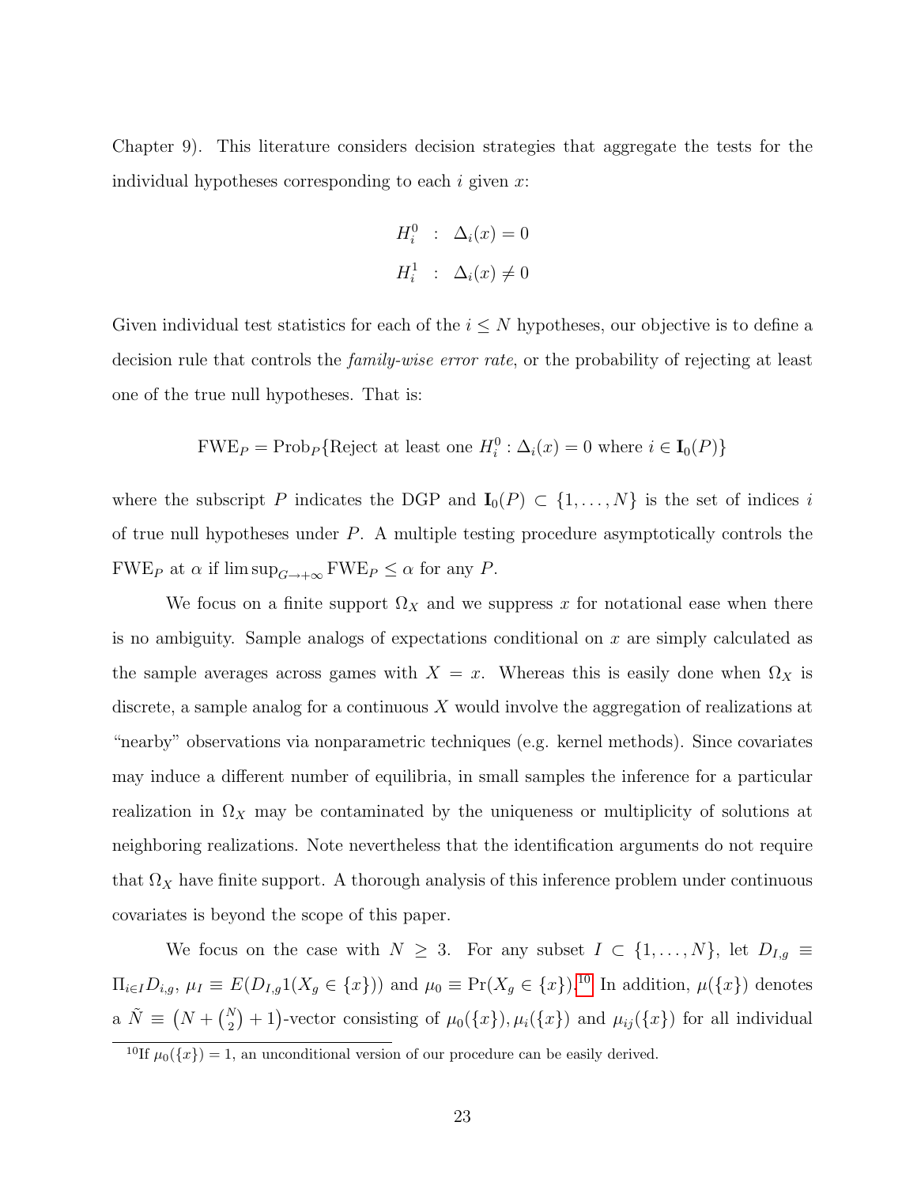Chapter 9). This literature considers decision strategies that aggregate the tests for the individual hypotheses corresponding to each $i$ given $x$:

$$
\begin{aligned}
H_i^0 &: \Delta_i(x) = 0 \\
H_i^1 &: \Delta_i(x) \neq 0
\end{aligned}
$$

Given individual test statistics for each of the $i \leq N$ hypotheses, our objective is to define a decision rule that controls the *family-wise error rate*, or the probability of rejecting at least one of the true null hypotheses. That is:

$$
\text{FWE}_P = \text{Prob}_P\{\text{Reject at least one } H_i^0 : \Delta_i(x) = 0 \text{ where } i \in \mathbf{I}_0(P)\}
$$

where the subscript $P$ indicates the DGP and $\mathbf{I}_0(P) \subset \{1, \ldots, N\}$ is the set of indices $i$ of true null hypotheses under $P$. A multiple testing procedure asymptotically controls the $\text{FWE}_P$ at $\alpha$ if $\limsup_{G \to +\infty} \text{FWE}_P \leq \alpha$ for any $P$.

We focus on a finite support $\Omega_X$ and we suppress $x$ for notational ease when there is no ambiguity. Sample analogs of expectations conditional on $x$ are simply calculated as the sample averages across games with $X = x$. Whereas this is easily done when $\Omega_X$ is discrete, a sample analog for a continuous $X$ would involve the aggregation of realizations at "nearby" observations via nonparametric techniques (e.g. kernel methods). Since covariates may induce a different number of equilibria, in small samples the inference for a particular realization in $\Omega_X$ may be contaminated by the uniqueness or multiplicity of solutions at neighboring realizations. Note nevertheless that the identification arguments do not require that $\Omega_X$ have finite support. A thorough analysis of this inference problem under continuous covariates is beyond the scope of this paper.

We focus on the case with $N \geq 3$. For any subset $I \subset \{1, \ldots, N\}$, let $D_{I,g} \equiv \Pi_{i \in I} D_{i,g}$, $\mu_I \equiv E(D_{I,g} 1(X_g \in \{x\}))$ and $\mu_0 \equiv \Pr(X_g \in \{x\})$.[10] In addition, $\mu(\{x\})$ denotes a $\tilde{N} \equiv \left(N + \binom{N}{2} + 1\right)$-vector consisting of $\mu_0(\{x\}), \mu_i(\{x\})$ and $\mu_{ij}(\{x\})$ for all individual

[10] If $\mu_0(\{x\}) = 1$, an unconditional version of our procedure can be easily derived.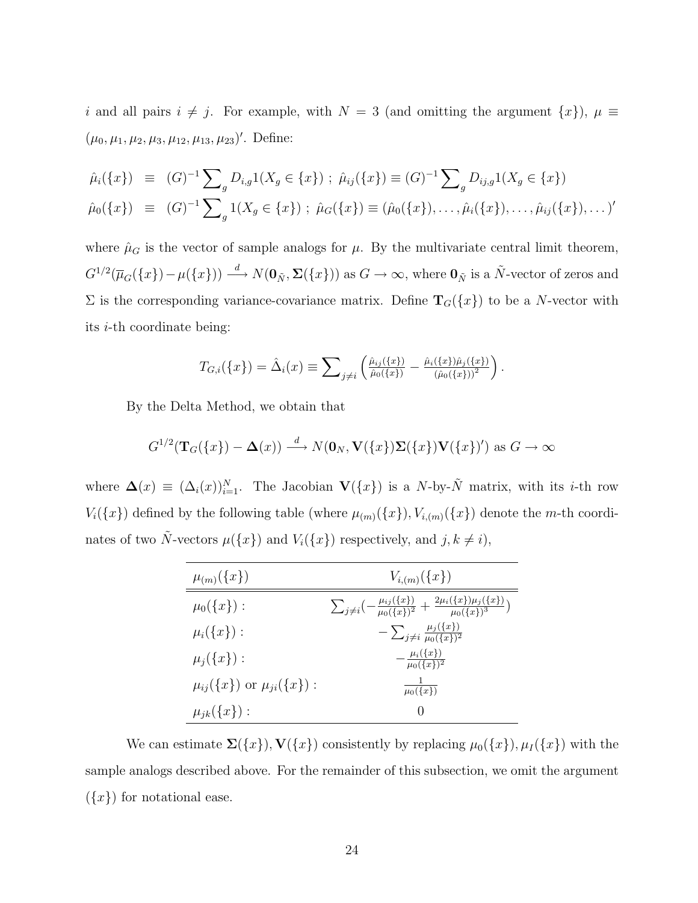$i$ and all pairs $i \neq j$. For example, with $N = 3$ (and omitting the argument $\{x\}$), $\mu \equiv (\mu_0, \mu_1, \mu_2, \mu_3, \mu_{12}, \mu_{13}, \mu_{23})'$. Define:

$$
\begin{aligned}
\hat{\mu}_i(\{x\}) &\equiv (G)^{-1} \sum\nolimits_g D_{i,g} 1(X_g \in \{x\}) \ ; \ \hat{\mu}_{ij}(\{x\}) \equiv (G)^{-1} \sum\nolimits_g D_{ij,g} 1(X_g \in \{x\}) \\
\hat{\mu}_0(\{x\}) &\equiv (G)^{-1} \sum\nolimits_g 1(X_g \in \{x\}) \ ; \ \hat{\mu}_G(\{x\}) \equiv (\hat{\mu}_0(\{x\}), \ldots, \hat{\mu}_i(\{x\}), \ldots, \hat{\mu}_{ij}(\{x\}), \ldots)'
\end{aligned}
$$

where $\hat{\mu}_G$ is the vector of sample analogs for $\mu$. By the multivariate central limit theorem, $G^{1/2}(\overline{\mu}_G(\{x\}) - \mu(\{x\})) \xrightarrow{d} N(\mathbf{0}_{\tilde{N}}, \mathbf{\Sigma}(\{x\}))$ as $G \to \infty$, where $\mathbf{0}_{\tilde{N}}$ is a $\tilde{N}$-vector of zeros and $\Sigma$ is the corresponding variance-covariance matrix. Define $\mathbf{T}_G(\{x\})$ to be a $N$-vector with its $i$-th coordinate being:

$$
T_{G,i}(\{x\}) = \hat{\Delta}_i(x) \equiv \sum\nolimits_{j \neq i} \left( \frac{\hat{\mu}_{ij}(\{x\})}{\hat{\mu}_0(\{x\})} - \frac{\hat{\mu}_i(\{x\})\hat{\mu}_j(\{x\})}{(\hat{\mu}_0(\{x\}))^2} \right).
$$

By the Delta Method, we obtain that

$$
G^{1/2}(\mathbf{T}_G(\{x\}) - \mathbf{\Delta}(x)) \xrightarrow{d} N(\mathbf{0}_N, \mathbf{V}(\{x\})\mathbf{\Sigma}(\{x\})\mathbf{V}(\{x\})') \text{ as } G \to \infty
$$

where $\mathbf{\Delta}(x) \equiv (\Delta_i(x))_{i=1}^N$. The Jacobian $\mathbf{V}(\{x\})$ is a $N$-by-$\tilde{N}$ matrix, with its $i$-th row $V_i(\{x\})$ defined by the following table (where $\mu_{(m)}(\{x\}), V_{i,(m)}(\{x\})$ denote the $m$-th coordinates of two $\tilde{N}$-vectors $\mu(\{x\})$ and $V_i(\{x\})$ respectively, and $j, k \neq i$),

| $\mu_{(m)}(\{x\})$ | $V_{i,(m)}(\{x\})$ |
|---|---|
| $\mu_0(\{x\})$ : | $\sum_{j \neq i}(-\frac{\mu_{ij}(\{x\})}{\mu_0(\{x\})^2} + \frac{2\mu_i(\{x\})\mu_j(\{x\})}{\mu_0(\{x\})^3})$ |
| $\mu_i(\{x\})$ : | $-\sum_{j \neq i} \frac{\mu_j(\{x\})}{\mu_0(\{x\})^2}$ |
| $\mu_j(\{x\})$ : | $-\frac{\mu_i(\{x\})}{\mu_0(\{x\})^2}$ |
| $\mu_{ij}(\{x\})$ or $\mu_{ji}(\{x\})$ : | $\frac{1}{\mu_0(\{x\})}$ |
| $\mu_{jk}(\{x\})$ : | $0$ |

We can estimate $\mathbf{\Sigma}(\{x\}), \mathbf{V}(\{x\})$ consistently by replacing $\mu_0(\{x\}), \mu_I(\{x\})$ with the sample analogs described above. For the remainder of this subsection, we omit the argument $(\{x\})$ for notational ease.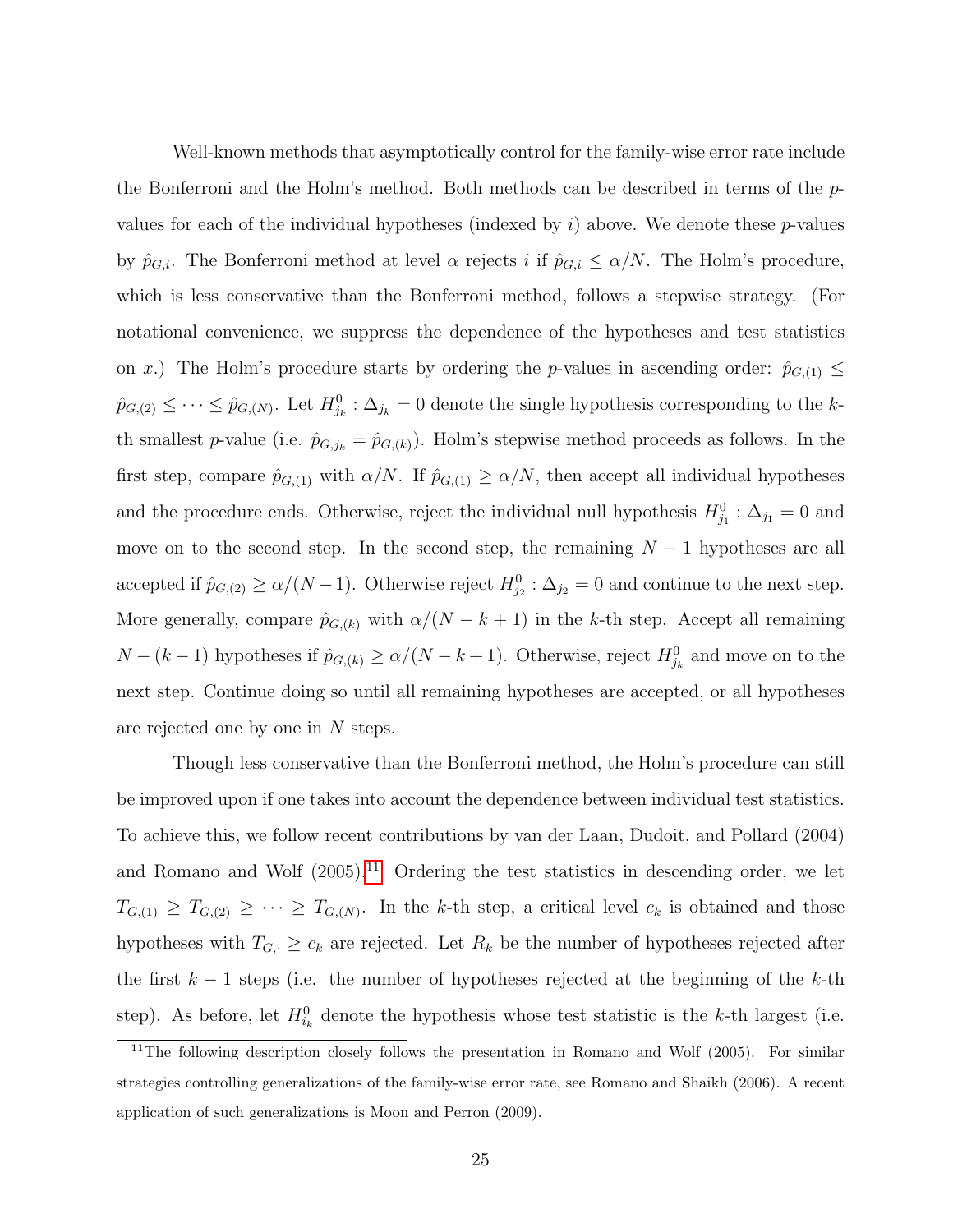Well-known methods that asymptotically control for the family-wise error rate include the Bonferroni and the Holm's method. Both methods can be described in terms of the $p$-values for each of the individual hypotheses (indexed by $i$) above. We denote these $p$-values by $\hat{p}_{G,i}$. The Bonferroni method at level $\alpha$ rejects $i$ if $\hat{p}_{G,i} \leq \alpha/N$. The Holm's procedure, which is less conservative than the Bonferroni method, follows a stepwise strategy. (For notational convenience, we suppress the dependence of the hypotheses and test statistics on $x$.) The Holm's procedure starts by ordering the $p$-values in ascending order: $\hat{p}_{G,(1)} \leq \hat{p}_{G,(2)} \leq \cdots \leq \hat{p}_{G,(N)}$. Let $H^0_{j_k} : \Delta_{j_k} = 0$ denote the single hypothesis corresponding to the $k$-th smallest $p$-value (i.e. $\hat{p}_{G,j_k} = \hat{p}_{G,(k)}$). Holm's stepwise method proceeds as follows. In the first step, compare $\hat{p}_{G,(1)}$ with $\alpha/N$. If $\hat{p}_{G,(1)} \geq \alpha/N$, then accept all individual hypotheses and the procedure ends. Otherwise, reject the individual null hypothesis $H^0_{j_1} : \Delta_{j_1} = 0$ and move on to the second step. In the second step, the remaining $N-1$ hypotheses are all accepted if $\hat{p}_{G,(2)} \geq \alpha/(N-1)$. Otherwise reject $H^0_{j_2} : \Delta_{j_2} = 0$ and continue to the next step. More generally, compare $\hat{p}_{G,(k)}$ with $\alpha/(N-k+1)$ in the $k$-th step. Accept all remaining $N-(k-1)$ hypotheses if $\hat{p}_{G,(k)} \geq \alpha/(N-k+1)$. Otherwise, reject $H^0_{j_k}$ and move on to the next step. Continue doing so until all remaining hypotheses are accepted, or all hypotheses are rejected one by one in $N$ steps.

Though less conservative than the Bonferroni method, the Holm's procedure can still be improved upon if one takes into account the dependence between individual test statistics. To achieve this, we follow recent contributions by van der Laan, Dudoit, and Pollard (2004) and Romano and Wolf (2005).[11] Ordering the test statistics in descending order, we let $T_{G,(1)} \geq T_{G,(2)} \geq \cdots \geq T_{G,(N)}$. In the $k$-th step, a critical level $c_k$ is obtained and those hypotheses with $T_{G,\cdot} \geq c_k$ are rejected. Let $R_k$ be the number of hypotheses rejected after the first $k-1$ steps (i.e. the number of hypotheses rejected at the beginning of the $k$-th step). As before, let $H^0_{i_k}$ denote the hypothesis whose test statistic is the $k$-th largest (i.e.

[11] The following description closely follows the presentation in Romano and Wolf (2005). For similar strategies controlling generalizations of the family-wise error rate, see Romano and Shaikh (2006). A recent application of such generalizations is Moon and Perron (2009).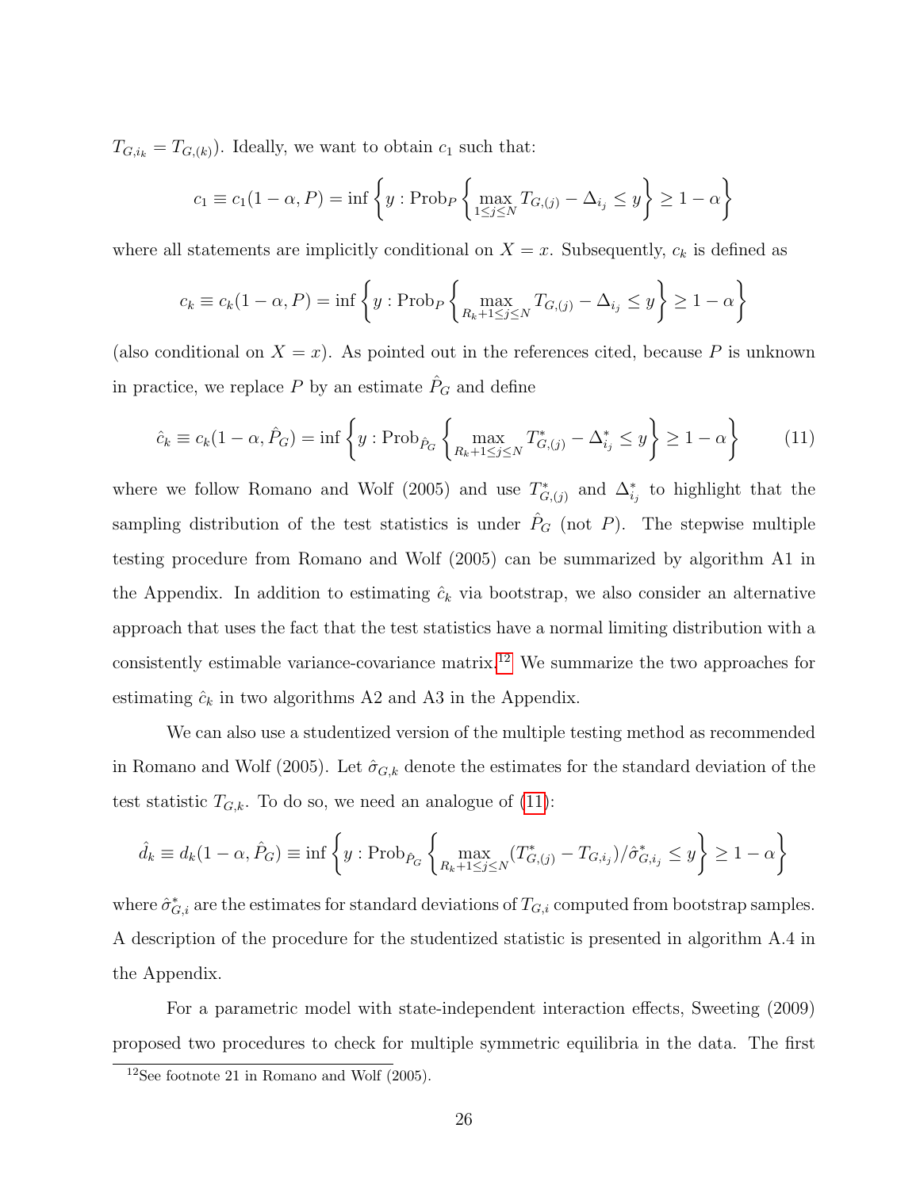$T_{G,i_k} = T_{G,(k)}$). Ideally, we want to obtain $c_1$ such that:

$$c_1 \equiv c_1(1-\alpha, P) = \inf\left\{y : \text{Prob}_P\left\{\max_{1\leq j\leq N} T_{G,(j)} - \Delta_{i_j} \leq y\right\} \geq 1-\alpha\right\}$$

where all statements are implicitly conditional on $X = x$. Subsequently, $c_k$ is defined as

$$c_k \equiv c_k(1-\alpha, P) = \inf\left\{y : \text{Prob}_P\left\{\max_{R_k+1\leq j\leq N} T_{G,(j)} - \Delta_{i_j} \leq y\right\} \geq 1-\alpha\right\}$$

(also conditional on $X = x$). As pointed out in the references cited, because $P$ is unknown in practice, we replace $P$ by an estimate $\hat{P}_G$ and define

$$\hat{c}_k \equiv c_k(1-\alpha, \hat{P}_G) = \inf\left\{y : \text{Prob}_{\hat{P}_G}\left\{\max_{R_k+1\leq j\leq N} T^*_{G,(j)} - \Delta^*_{i_j} \leq y\right\} \geq 1-\alpha\right\} \tag{11}$$

where we follow Romano and Wolf (2005) and use $T^*_{G,(j)}$ and $\Delta^*_{i_j}$ to highlight that the sampling distribution of the test statistics is under $\hat{P}_G$ (not $P$). The stepwise multiple testing procedure from Romano and Wolf (2005) can be summarized by algorithm A1 in the Appendix. In addition to estimating $\hat{c}_k$ via bootstrap, we also consider an alternative approach that uses the fact that the test statistics have a normal limiting distribution with a consistently estimable variance-covariance matrix.[12] We summarize the two approaches for estimating $\hat{c}_k$ in two algorithms A2 and A3 in the Appendix.

We can also use a studentized version of the multiple testing method as recommended in Romano and Wolf (2005). Let $\hat{\sigma}_{G,k}$ denote the estimates for the standard deviation of the test statistic $T_{G,k}$. To do so, we need an analogue of (11):

$$\hat{d}_k \equiv d_k(1-\alpha, \hat{P}_G) \equiv \inf\left\{y : \text{Prob}_{\hat{P}_G}\left\{\max_{R_k+1\leq j\leq N} (T^*_{G,(j)} - T_{G,i_j})/\hat{\sigma}^*_{G,i_j} \leq y\right\} \geq 1-\alpha\right\}$$

where $\hat{\sigma}^*_{G,i}$ are the estimates for standard deviations of $T_{G,i}$ computed from bootstrap samples. A description of the procedure for the studentized statistic is presented in algorithm A.4 in the Appendix.

For a parametric model with state-independent interaction effects, Sweeting (2009) proposed two procedures to check for multiple symmetric equilibria in the data. The first

[12] See footnote 21 in Romano and Wolf (2005).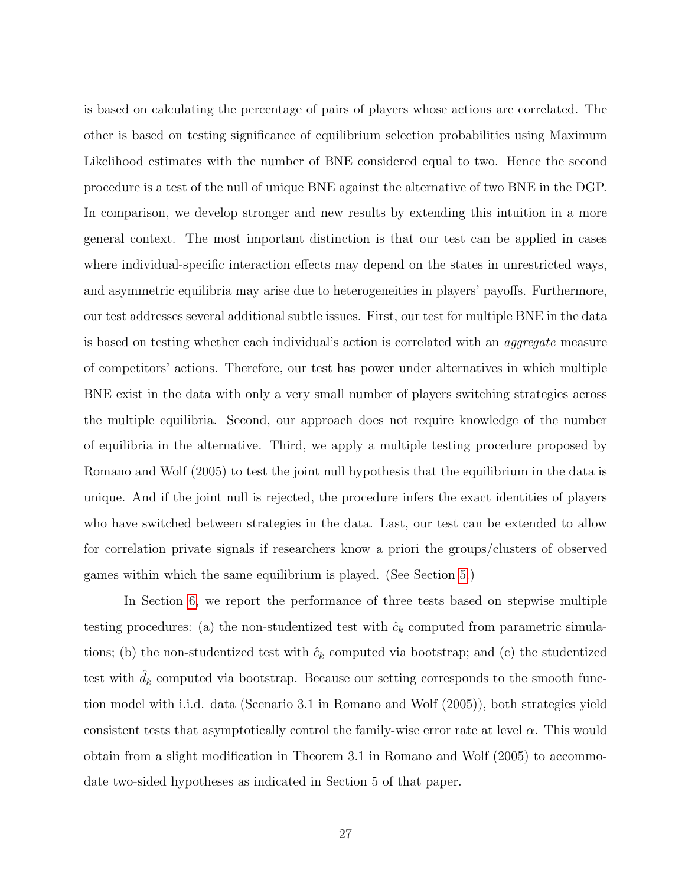is based on calculating the percentage of pairs of players whose actions are correlated. The other is based on testing significance of equilibrium selection probabilities using Maximum Likelihood estimates with the number of BNE considered equal to two. Hence the second procedure is a test of the null of unique BNE against the alternative of two BNE in the DGP. In comparison, we develop stronger and new results by extending this intuition in a more general context. The most important distinction is that our test can be applied in cases where individual-specific interaction effects may depend on the states in unrestricted ways, and asymmetric equilibria may arise due to heterogeneities in players' payoffs. Furthermore, our test addresses several additional subtle issues. First, our test for multiple BNE in the data is based on testing whether each individual's action is correlated with an *aggregate* measure of competitors' actions. Therefore, our test has power under alternatives in which multiple BNE exist in the data with only a very small number of players switching strategies across the multiple equilibria. Second, our approach does not require knowledge of the number of equilibria in the alternative. Third, we apply a multiple testing procedure proposed by Romano and Wolf (2005) to test the joint null hypothesis that the equilibrium in the data is unique. And if the joint null is rejected, the procedure infers the exact identities of players who have switched between strategies in the data. Last, our test can be extended to allow for correlation private signals if researchers know a priori the groups/clusters of observed games within which the same equilibrium is played. (See Section 5.)

In Section 6, we report the performance of three tests based on stepwise multiple testing procedures: (a) the non-studentized test with $\hat{c}_k$ computed from parametric simulations; (b) the non-studentized test with $\hat{c}_k$ computed via bootstrap; and (c) the studentized test with $\hat{d}_k$ computed via bootstrap. Because our setting corresponds to the smooth function model with i.i.d. data (Scenario 3.1 in Romano and Wolf (2005)), both strategies yield consistent tests that asymptotically control the family-wise error rate at level $\alpha$. This would obtain from a slight modification in Theorem 3.1 in Romano and Wolf (2005) to accommodate two-sided hypotheses as indicated in Section 5 of that paper.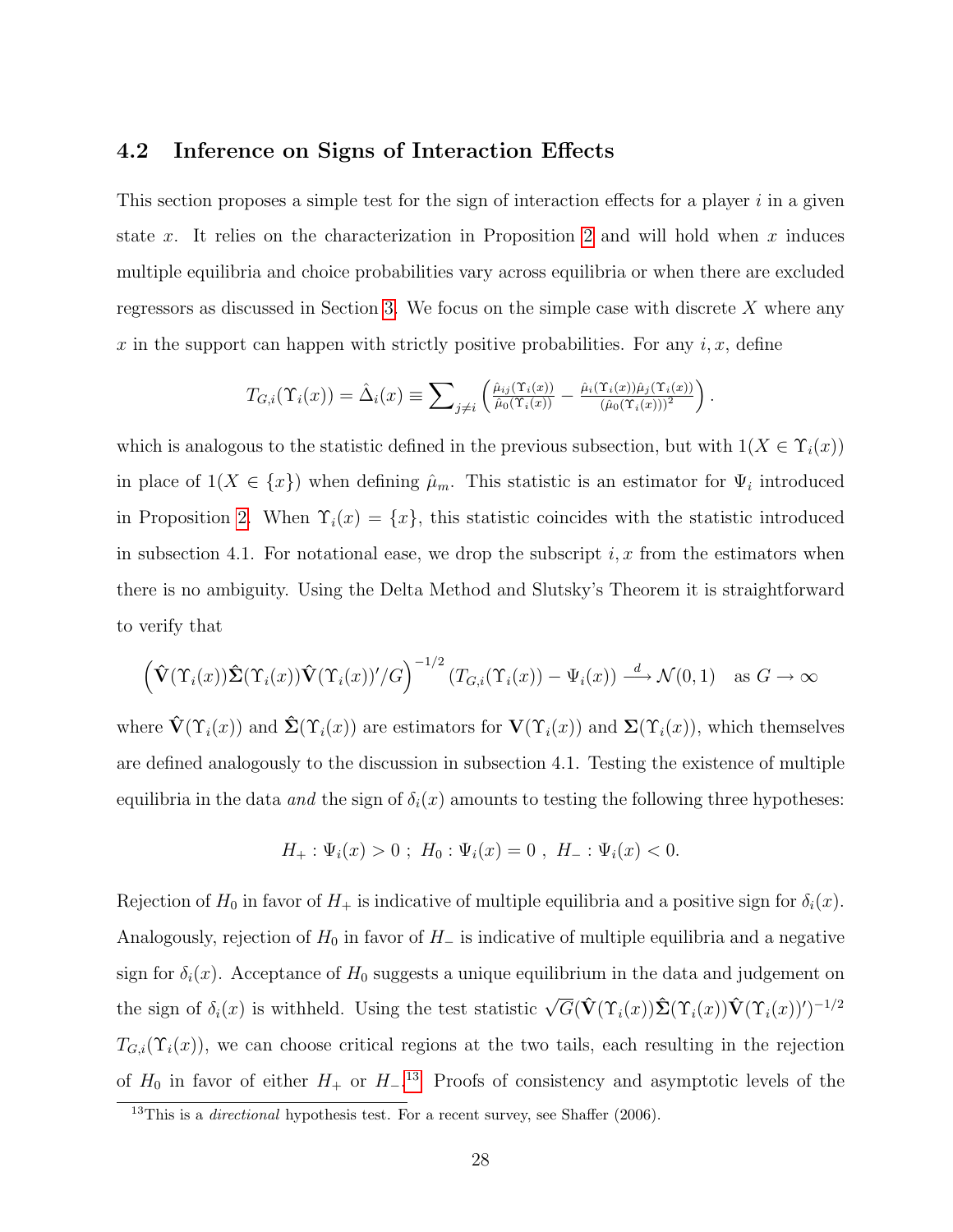## 4.2 Inference on Signs of Interaction Effects

This section proposes a simple test for the sign of interaction effects for a player $i$ in a given state $x$. It relies on the characterization in Proposition 2 and will hold when $x$ induces multiple equilibria and choice probabilities vary across equilibria or when there are excluded regressors as discussed in Section 3. We focus on the simple case with discrete $X$ where any $x$ in the support can happen with strictly positive probabilities. For any $i, x$, define

$$T_{G,i}(\Upsilon_i(x)) = \hat{\Delta}_i(x) \equiv \sum\nolimits_{j \neq i} \left( \frac{\hat{\mu}_{ij}(\Upsilon_i(x))}{\hat{\mu}_0(\Upsilon_i(x))} - \frac{\hat{\mu}_i(\Upsilon_i(x))\hat{\mu}_j(\Upsilon_i(x))}{(\hat{\mu}_0(\Upsilon_i(x)))^2} \right).$$

which is analogous to the statistic defined in the previous subsection, but with $1(X \in \Upsilon_i(x))$ in place of $1(X \in \{x\})$ when defining $\hat{\mu}_m$. This statistic is an estimator for $\Psi_i$ introduced in Proposition 2. When $\Upsilon_i(x) = \{x\}$, this statistic coincides with the statistic introduced in subsection 4.1. For notational ease, we drop the subscript $i, x$ from the estimators when there is no ambiguity. Using the Delta Method and Slutsky's Theorem it is straightforward to verify that

$$\left(\hat{\mathbf{V}}(\Upsilon_i(x))\hat{\mathbf{\Sigma}}(\Upsilon_i(x))\hat{\mathbf{V}}(\Upsilon_i(x))'/G\right)^{-1/2} \left(T_{G,i}(\Upsilon_i(x)) - \Psi_i(x)\right) \xrightarrow{d} \mathcal{N}(0,1) \quad \text{as } G \to \infty$$

where $\hat{\mathbf{V}}(\Upsilon_i(x))$ and $\hat{\mathbf{\Sigma}}(\Upsilon_i(x))$ are estimators for $\mathbf{V}(\Upsilon_i(x))$ and $\mathbf{\Sigma}(\Upsilon_i(x))$, which themselves are defined analogously to the discussion in subsection 4.1. Testing the existence of multiple equilibria in the data *and* the sign of $\delta_i(x)$ amounts to testing the following three hypotheses:

$$H_+ : \Psi_i(x) > 0 \; ; \; H_0 : \Psi_i(x) = 0 \; , \; H_- : \Psi_i(x) < 0.$$

Rejection of $H_0$ in favor of $H_+$ is indicative of multiple equilibria and a positive sign for $\delta_i(x)$. Analogously, rejection of $H_0$ in favor of $H_-$ is indicative of multiple equilibria and a negative sign for $\delta_i(x)$. Acceptance of $H_0$ suggests a unique equilibrium in the data and judgement on the sign of $\delta_i(x)$ is withheld. Using the test statistic $\sqrt{G}(\hat{\mathbf{V}}(\Upsilon_i(x))\hat{\mathbf{\Sigma}}(\Upsilon_i(x))\hat{\mathbf{V}}(\Upsilon_i(x))')^{-1/2}$ $T_{G,i}(\Upsilon_i(x))$, we can choose critical regions at the two tails, each resulting in the rejection of $H_0$ in favor of either $H_+$ or $H_-$.[13] Proofs of consistency and asymptotic levels of the

[13] This is a *directional* hypothesis test. For a recent survey, see Shaffer (2006).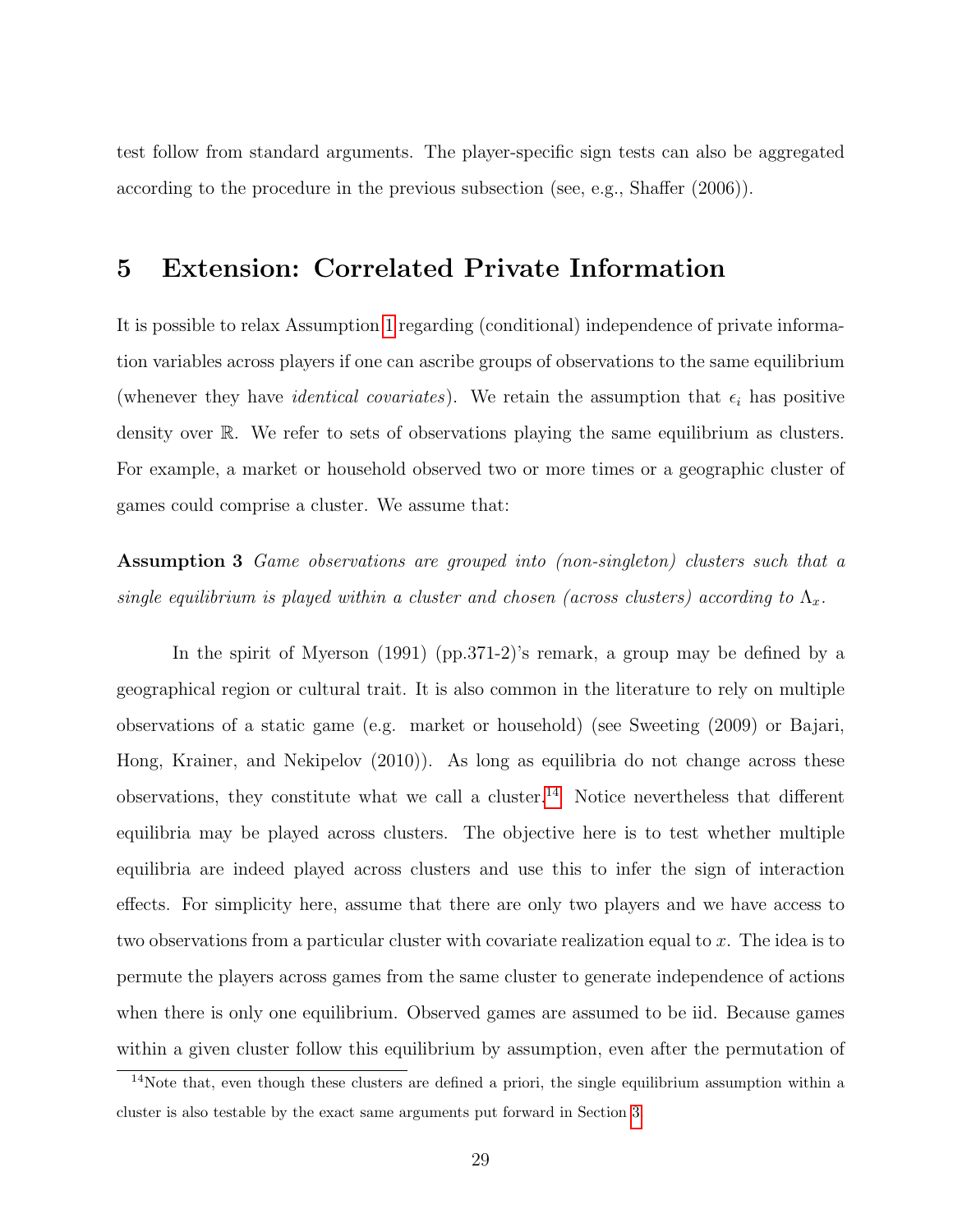test follow from standard arguments. The player-specific sign tests can also be aggregated according to the procedure in the previous subsection (see, e.g., Shaffer (2006)).

# 5 Extension: Correlated Private Information

It is possible to relax Assumption 1 regarding (conditional) independence of private information variables across players if one can ascribe groups of observations to the same equilibrium (whenever they have *identical covariates*). We retain the assumption that $\epsilon_i$ has positive density over $\mathbb{R}$. We refer to sets of observations playing the same equilibrium as clusters. For example, a market or household observed two or more times or a geographic cluster of games could comprise a cluster. We assume that:

**Assumption 3** *Game observations are grouped into (non-singleton) clusters such that a single equilibrium is played within a cluster and chosen (across clusters) according to* $\Lambda_x$*.*

In the spirit of Myerson (1991) (pp.371-2)'s remark, a group may be defined by a geographical region or cultural trait. It is also common in the literature to rely on multiple observations of a static game (e.g. market or household) (see Sweeting (2009) or Bajari, Hong, Krainer, and Nekipelov (2010)). As long as equilibria do not change across these observations, they constitute what we call a cluster.[14] Notice nevertheless that different equilibria may be played across clusters. The objective here is to test whether multiple equilibria are indeed played across clusters and use this to infer the sign of interaction effects. For simplicity here, assume that there are only two players and we have access to two observations from a particular cluster with covariate realization equal to $x$. The idea is to permute the players across games from the same cluster to generate independence of actions when there is only one equilibrium. Observed games are assumed to be iid. Because games within a given cluster follow this equilibrium by assumption, even after the permutation of

[14] Note that, even though these clusters are defined a priori, the single equilibrium assumption within a cluster is also testable by the exact same arguments put forward in Section 3.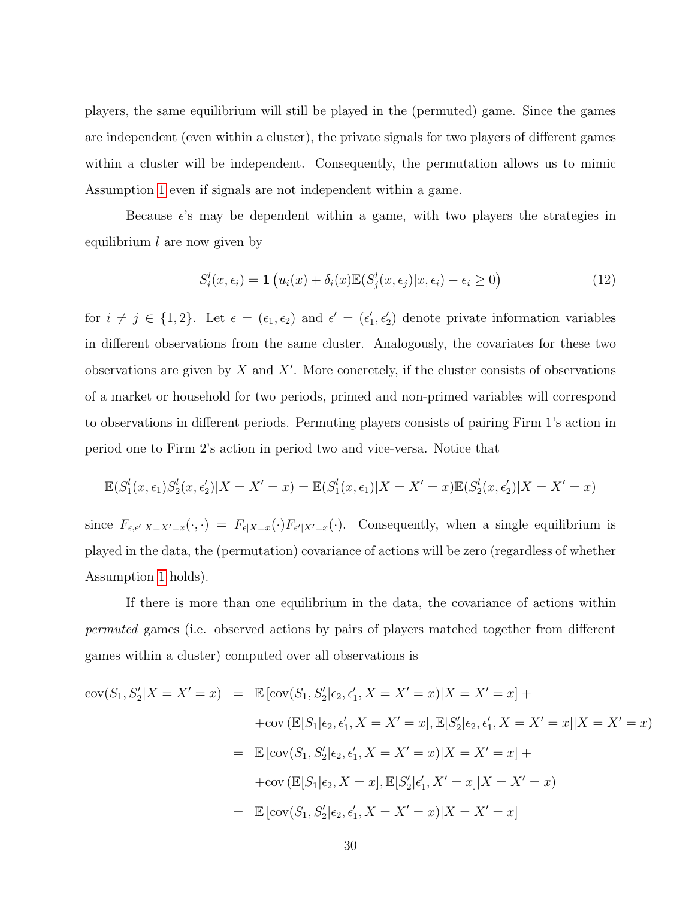players, the same equilibrium will still be played in the (permuted) game. Since the games are independent (even within a cluster), the private signals for two players of different games within a cluster will be independent. Consequently, the permutation allows us to mimic Assumption 1 even if signals are not independent within a game.

Because $\epsilon$'s may be dependent within a game, with two players the strategies in equilibrium $l$ are now given by

$$S_i^l(x, \epsilon_i) = \mathbf{1}\left(u_i(x) + \delta_i(x)\mathbb{E}(S_j^l(x, \epsilon_j)|x, \epsilon_i) - \epsilon_i \geq 0\right) \tag{12}$$

for $i \neq j \in \{1, 2\}$. Let $\epsilon = (\epsilon_1, \epsilon_2)$ and $\epsilon' = (\epsilon_1', \epsilon_2')$ denote private information variables in different observations from the same cluster. Analogously, the covariates for these two observations are given by $X$ and $X'$. More concretely, if the cluster consists of observations of a market or household for two periods, primed and non-primed variables will correspond to observations in different periods. Permuting players consists of pairing Firm 1's action in period one to Firm 2's action in period two and vice-versa. Notice that

$$\mathbb{E}(S_1^l(x, \epsilon_1)S_2^l(x, \epsilon_2')|X = X' = x) = \mathbb{E}(S_1^l(x, \epsilon_1)|X = X' = x)\mathbb{E}(S_2^l(x, \epsilon_2')|X = X' = x)$$

since $F_{\epsilon, \epsilon'|X=X'=x}(\cdot, \cdot) = F_{\epsilon|X=x}(\cdot)F_{\epsilon'|X'=x}(\cdot)$. Consequently, when a single equilibrium is played in the data, the (permutation) covariance of actions will be zero (regardless of whether Assumption 1 holds).

If there is more than one equilibrium in the data, the covariance of actions within *permuted* games (i.e. observed actions by pairs of players matched together from different games within a cluster) computed over all observations is

$$\begin{aligned}
\text{cov}(S_1, S_2'|X = X' = x) &= \mathbb{E}\left[\text{cov}(S_1, S_2'|\epsilon_2, \epsilon_1', X = X' = x)|X = X' = x\right] + \\
&\quad + \text{cov}\left(\mathbb{E}[S_1|\epsilon_2, \epsilon_1', X = X' = x], \mathbb{E}[S_2'|\epsilon_2, \epsilon_1', X = X' = x]|X = X' = x\right) \\
&= \mathbb{E}\left[\text{cov}(S_1, S_2'|\epsilon_2, \epsilon_1', X = X' = x)|X = X' = x\right] + \\
&\quad + \text{cov}\left(\mathbb{E}[S_1|\epsilon_2, X = x], \mathbb{E}[S_2'|\epsilon_1', X' = x]|X = X' = x\right) \\
&= \mathbb{E}\left[\text{cov}(S_1, S_2'|\epsilon_2, \epsilon_1', X = X' = x)|X = X' = x\right]
\end{aligned}$$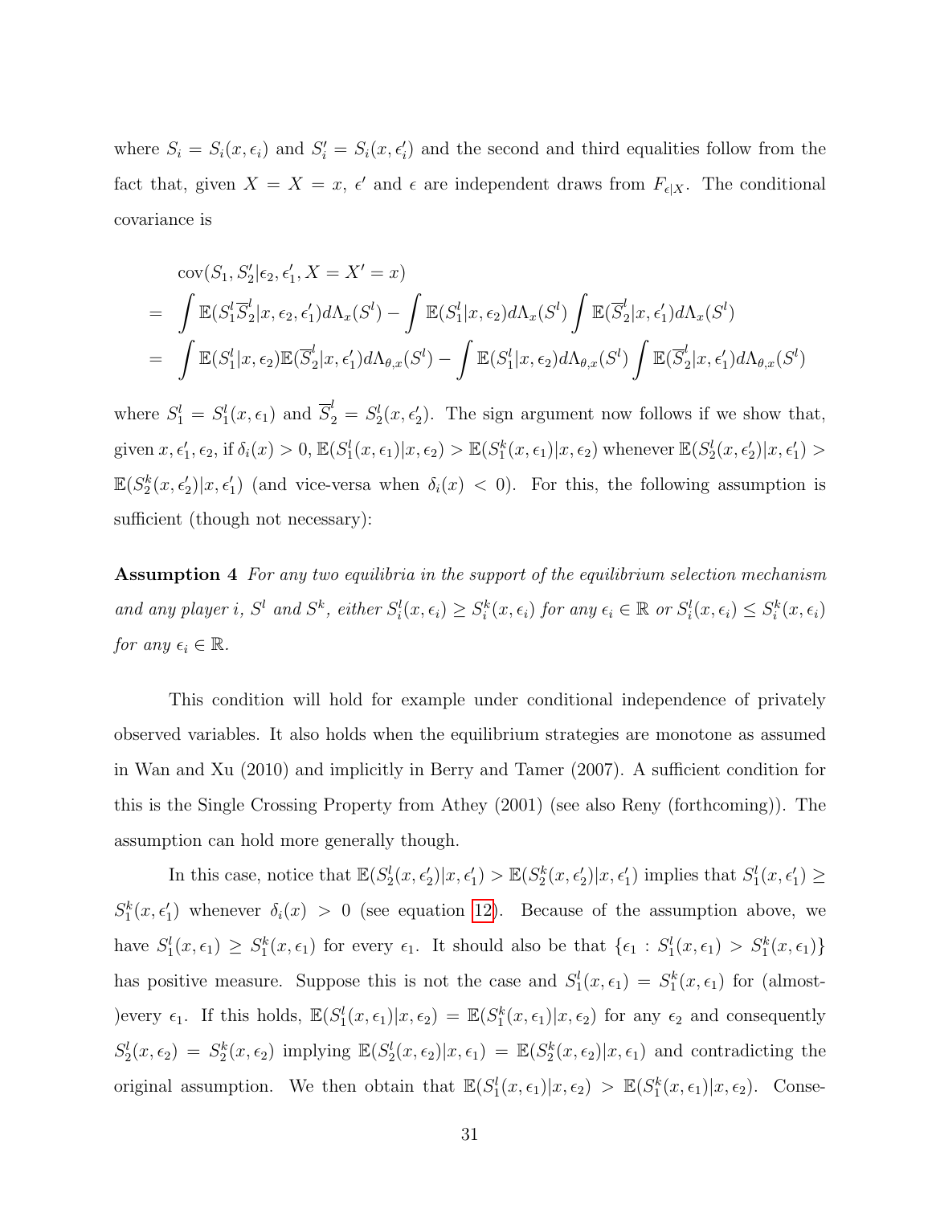where $S_i = S_i(x, \epsilon_i)$ and $S_i' = S_i(x, \epsilon_i')$ and the second and third equalities follow from the fact that, given $X = X = x$, $\epsilon'$ and $\epsilon$ are independent draws from $F_{\epsilon|X}$. The conditional covariance is

$$
\begin{aligned}
& \text{cov}(S_1, S_2' | \epsilon_2, \epsilon_1', X = X' = x) \\
= & \int \mathbb{E}(S_1^l \overline{S}_2^l | x, \epsilon_2, \epsilon_1') d\Lambda_x(S^l) - \int \mathbb{E}(S_1^l | x, \epsilon_2) d\Lambda_x(S^l) \int \mathbb{E}(\overline{S}_2^l | x, \epsilon_1') d\Lambda_x(S^l) \\
= & \int \mathbb{E}(S_1^l | x, \epsilon_2) \mathbb{E}(\overline{S}_2^l | x, \epsilon_1') d\Lambda_{\theta,x}(S^l) - \int \mathbb{E}(S_1^l | x, \epsilon_2) d\Lambda_{\theta,x}(S^l) \int \mathbb{E}(\overline{S}_2^l | x, \epsilon_1') d\Lambda_{\theta,x}(S^l)
\end{aligned}
$$

where $S_1^l = S_1^l(x, \epsilon_1)$ and $\overline{S}_2^l = S_2^l(x, \epsilon_2')$. The sign argument now follows if we show that, given $x, \epsilon_1', \epsilon_2$, if $\delta_i(x) > 0$, $\mathbb{E}(S_1^l(x, \epsilon_1) | x, \epsilon_2) > \mathbb{E}(S_1^k(x, \epsilon_1) | x, \epsilon_2)$ whenever $\mathbb{E}(S_2^l(x, \epsilon_2') | x, \epsilon_1') > \mathbb{E}(S_2^k(x, \epsilon_2') | x, \epsilon_1')$ (and vice-versa when $\delta_i(x) < 0$). For this, the following assumption is sufficient (though not necessary):

**Assumption 4** *For any two equilibria in the support of the equilibrium selection mechanism and any player $i$, $S^l$ and $S^k$, either $S_i^l(x, \epsilon_i) \geq S_i^k(x, \epsilon_i)$ for any $\epsilon_i \in \mathbb{R}$ or $S_i^l(x, \epsilon_i) \leq S_i^k(x, \epsilon_i)$ for any $\epsilon_i \in \mathbb{R}$.*

This condition will hold for example under conditional independence of privately observed variables. It also holds when the equilibrium strategies are monotone as assumed in Wan and Xu (2010) and implicitly in Berry and Tamer (2007). A sufficient condition for this is the Single Crossing Property from Athey (2001) (see also Reny (forthcoming)). The assumption can hold more generally though.

In this case, notice that $\mathbb{E}(S_2^l(x, \epsilon_2') | x, \epsilon_1') > \mathbb{E}(S_2^k(x, \epsilon_2') | x, \epsilon_1')$ implies that $S_1^l(x, \epsilon_1') \geq S_1^k(x, \epsilon_1')$ whenever $\delta_i(x) > 0$ (see equation 12). Because of the assumption above, we have $S_1^l(x, \epsilon_1) \geq S_1^k(x, \epsilon_1)$ for every $\epsilon_1$. It should also be that $\{\epsilon_1 : S_1^l(x, \epsilon_1) > S_1^k(x, \epsilon_1)\}$ has positive measure. Suppose this is not the case and $S_1^l(x, \epsilon_1) = S_1^k(x, \epsilon_1)$ for (almost-)every $\epsilon_1$. If this holds, $\mathbb{E}(S_1^l(x, \epsilon_1) | x, \epsilon_2) = \mathbb{E}(S_1^k(x, \epsilon_1) | x, \epsilon_2)$ for any $\epsilon_2$ and consequently $S_2^l(x, \epsilon_2) = S_2^k(x, \epsilon_2)$ implying $\mathbb{E}(S_2^l(x, \epsilon_2) | x, \epsilon_1) = \mathbb{E}(S_2^k(x, \epsilon_2) | x, \epsilon_1)$ and contradicting the original assumption. We then obtain that $\mathbb{E}(S_1^l(x, \epsilon_1) | x, \epsilon_2) > \mathbb{E}(S_1^k(x, \epsilon_1) | x, \epsilon_2)$. Conse-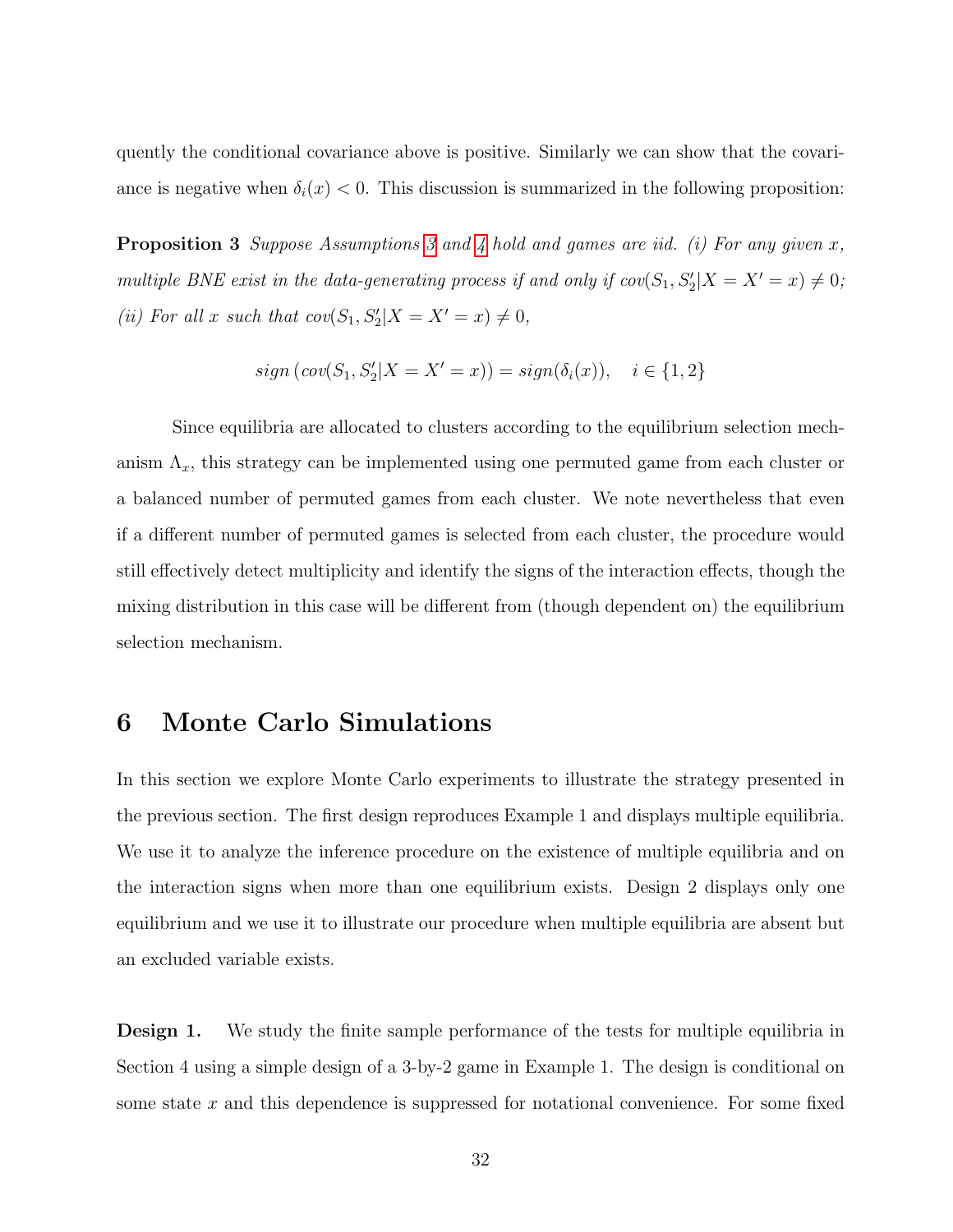quently the conditional covariance above is positive. Similarly we can show that the covariance is negative when $\delta_i(x) < 0$. This discussion is summarized in the following proposition:

**Proposition 3** *Suppose Assumptions 3 and 4 hold and games are iid. (i) For any given $x$, multiple BNE exist in the data-generating process if and only if $cov(S_1, S_2'|X = X' = x) \neq 0$; (ii) For all $x$ such that $cov(S_1, S_2'|X = X' = x) \neq 0$,*

$$sign\left(cov(S_1, S_2'|X = X' = x)\right) = sign(\delta_i(x)), \quad i \in \{1, 2\}$$

Since equilibria are allocated to clusters according to the equilibrium selection mechanism $\Lambda_x$, this strategy can be implemented using one permuted game from each cluster or a balanced number of permuted games from each cluster. We note nevertheless that even if a different number of permuted games is selected from each cluster, the procedure would still effectively detect multiplicity and identify the signs of the interaction effects, though the mixing distribution in this case will be different from (though dependent on) the equilibrium selection mechanism.

# 6 Monte Carlo Simulations

In this section we explore Monte Carlo experiments to illustrate the strategy presented in the previous section. The first design reproduces Example 1 and displays multiple equilibria. We use it to analyze the inference procedure on the existence of multiple equilibria and on the interaction signs when more than one equilibrium exists. Design 2 displays only one equilibrium and we use it to illustrate our procedure when multiple equilibria are absent but an excluded variable exists.

**Design 1.** We study the finite sample performance of the tests for multiple equilibria in Section 4 using a simple design of a 3-by-2 game in Example 1. The design is conditional on some state $x$ and this dependence is suppressed for notational convenience. For some fixed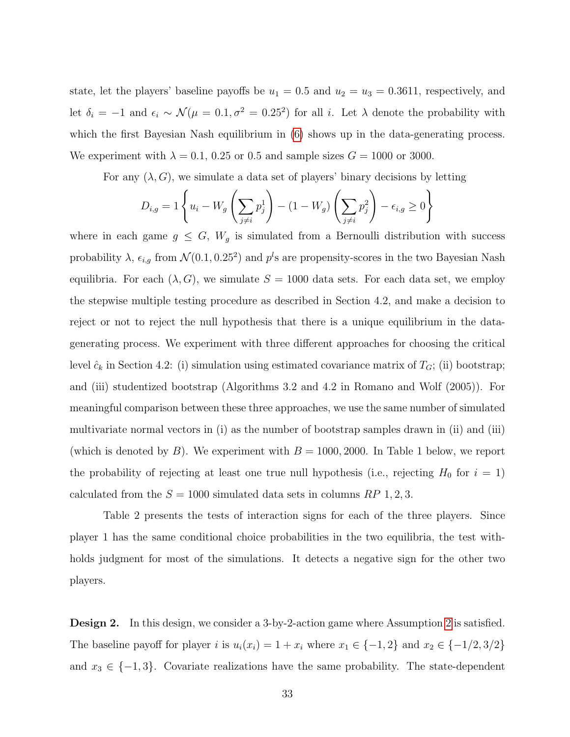state, let the players' baseline payoffs be $u_1 = 0.5$ and $u_2 = u_3 = 0.3611$, respectively, and let $\delta_i = -1$ and $\epsilon_i \sim \mathcal{N}(\mu = 0.1, \sigma^2 = 0.25^2)$ for all $i$. Let $\lambda$ denote the probability with which the first Bayesian Nash equilibrium in (6) shows up in the data-generating process. We experiment with $\lambda = 0.1$, 0.25 or 0.5 and sample sizes $G = 1000$ or 3000.

For any $(\lambda, G)$, we simulate a data set of players' binary decisions by letting

$$D_{i,g} = 1\left\{u_i - W_g\left(\sum_{j\neq i} p_j^1\right) - (1 - W_g)\left(\sum_{j\neq i} p_j^2\right) - \epsilon_{i,g} \geq 0\right\}$$

where in each game $g \leq G$, $W_g$ is simulated from a Bernoulli distribution with success probability $\lambda$, $\epsilon_{i,g}$ from $\mathcal{N}(0.1, 0.25^2)$ and $p^l$s are propensity-scores in the two Bayesian Nash equilibria. For each $(\lambda, G)$, we simulate $S = 1000$ data sets. For each data set, we employ the stepwise multiple testing procedure as described in Section 4.2, and make a decision to reject or not to reject the null hypothesis that there is a unique equilibrium in the data-generating process. We experiment with three different approaches for choosing the critical level $\hat{c}_k$ in Section 4.2: (i) simulation using estimated covariance matrix of $T_G$; (ii) bootstrap; and (iii) studentized bootstrap (Algorithms 3.2 and 4.2 in Romano and Wolf (2005)). For meaningful comparison between these three approaches, we use the same number of simulated multivariate normal vectors in (i) as the number of bootstrap samples drawn in (ii) and (iii) (which is denoted by $B$). We experiment with $B = 1000, 2000$. In Table 1 below, we report the probability of rejecting at least one true null hypothesis (i.e., rejecting $H_0$ for $i = 1$) calculated from the $S = 1000$ simulated data sets in columns $RP$ 1, 2, 3.

Table 2 presents the tests of interaction signs for each of the three players. Since player 1 has the same conditional choice probabilities in the two equilibria, the test withholds judgment for most of the simulations. It detects a negative sign for the other two players.

**Design 2.** In this design, we consider a 3-by-2-action game where Assumption 2 is satisfied. The baseline payoff for player $i$ is $u_i(x_i) = 1 + x_i$ where $x_1 \in \{-1, 2\}$ and $x_2 \in \{-1/2, 3/2\}$ and $x_3 \in \{-1, 3\}$. Covariate realizations have the same probability. The state-dependent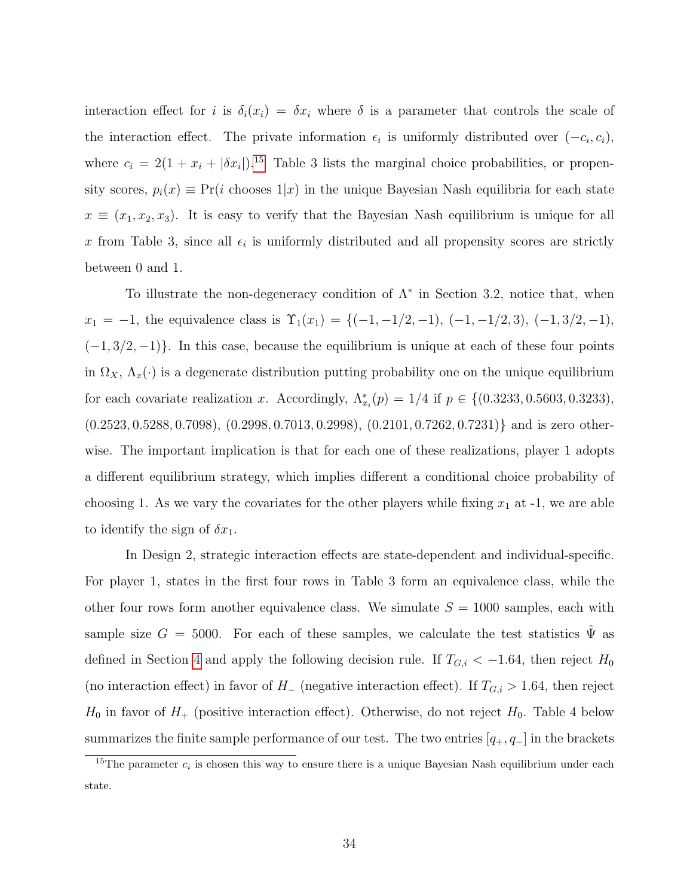interaction effect for $i$ is $\delta_i(x_i) = \delta x_i$ where $\delta$ is a parameter that controls the scale of the interaction effect. The private information $\epsilon_i$ is uniformly distributed over $(-c_i, c_i)$, where $c_i = 2(1 + x_i + |\delta x_i|)$.[15] Table 3 lists the marginal choice probabilities, or propensity scores, $p_i(x) \equiv \Pr(i \text{ chooses } 1|x)$ in the unique Bayesian Nash equilibria for each state $x \equiv (x_1, x_2, x_3)$. It is easy to verify that the Bayesian Nash equilibrium is unique for all $x$ from Table 3, since all $\epsilon_i$ is uniformly distributed and all propensity scores are strictly between 0 and 1.

To illustrate the non-degeneracy condition of $\Lambda^*$ in Section 3.2, notice that, when $x_1 = -1$, the equivalence class is $\Upsilon_1(x_1) = \{(-1, -1/2, -1), (-1, -1/2, 3), (-1, 3/2, -1), (-1, 3/2, -1)\}$. In this case, because the equilibrium is unique at each of these four points in $\Omega_X$, $\Lambda_x(\cdot)$ is a degenerate distribution putting probability one on the unique equilibrium for each covariate realization $x$. Accordingly, $\Lambda^*_{x_i}(p) = 1/4$ if $p \in \{(0.3233, 0.5603, 0.3233), (0.2523, 0.5288, 0.7098), (0.2998, 0.7013, 0.2998), (0.2101, 0.7262, 0.7231)\}$ and is zero otherwise. The important implication is that for each one of these realizations, player 1 adopts a different equilibrium strategy, which implies different a conditional choice probability of choosing 1. As we vary the covariates for the other players while fixing $x_1$ at -1, we are able to identify the sign of $\delta x_1$.

In Design 2, strategic interaction effects are state-dependent and individual-specific. For player 1, states in the first four rows in Table 3 form an equivalence class, while the other four rows form another equivalence class. We simulate $S = 1000$ samples, each with sample size $G = 5000$. For each of these samples, we calculate the test statistics $\hat{\Psi}$ as defined in Section 4 and apply the following decision rule. If $T_{G,i} < -1.64$, then reject $H_0$ (no interaction effect) in favor of $H_-$ (negative interaction effect). If $T_{G,i} > 1.64$, then reject $H_0$ in favor of $H_+$ (positive interaction effect). Otherwise, do not reject $H_0$. Table 4 below summarizes the finite sample performance of our test. The two entries $[q_+, q_-]$ in the brackets

[15]The parameter $c_i$ is chosen this way to ensure there is a unique Bayesian Nash equilibrium under each state.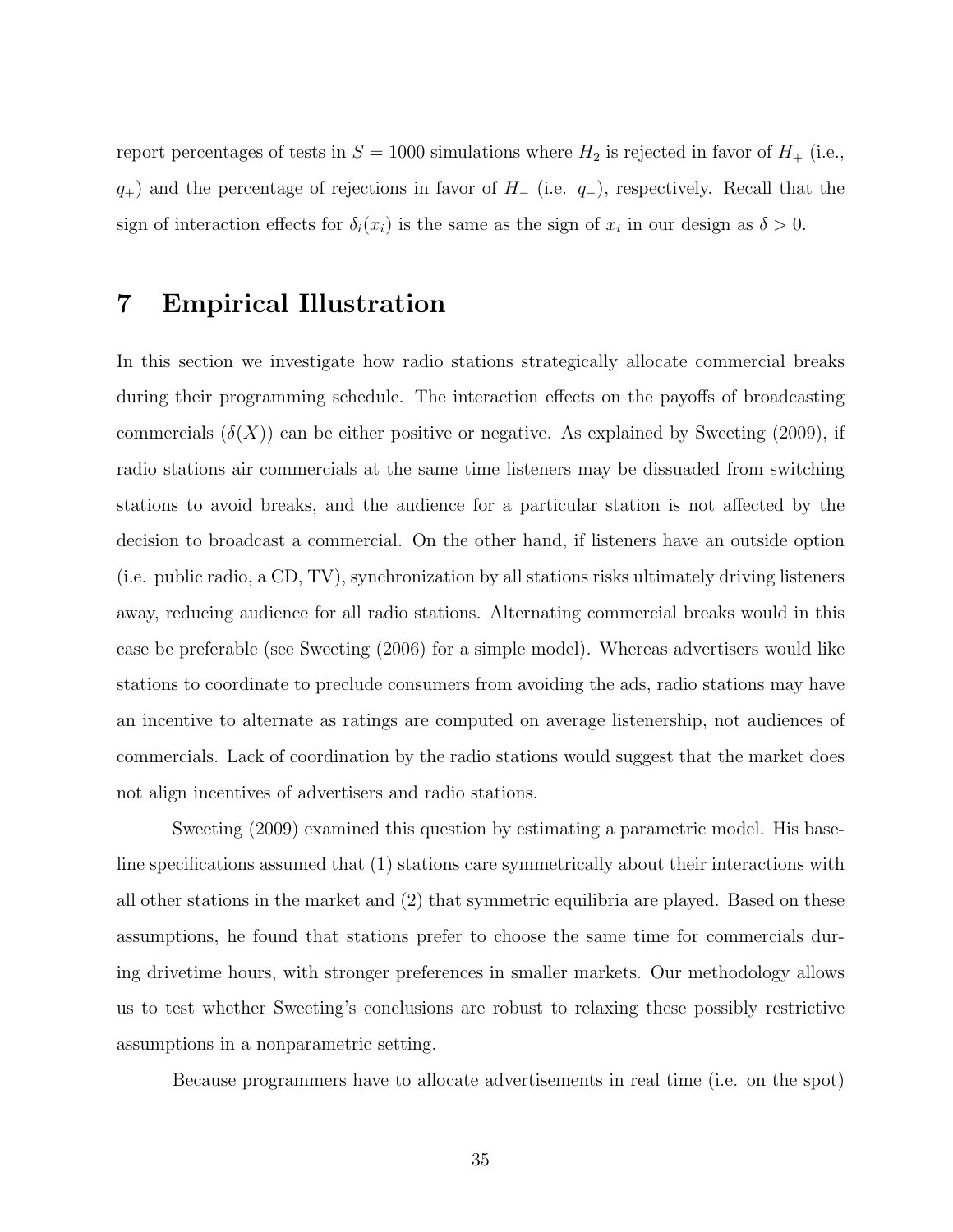report percentages of tests in $S = 1000$ simulations where $H_2$ is rejected in favor of $H_+$ (i.e., $q_+$) and the percentage of rejections in favor of $H_-$ (i.e. $q_-$), respectively. Recall that the sign of interaction effects for $\delta_i(x_i)$ is the same as the sign of $x_i$ in our design as $\delta > 0$.

# 7 Empirical Illustration

In this section we investigate how radio stations strategically allocate commercial breaks during their programming schedule. The interaction effects on the payoffs of broadcasting commercials ($\delta(X)$) can be either positive or negative. As explained by Sweeting (2009), if radio stations air commercials at the same time listeners may be dissuaded from switching stations to avoid breaks, and the audience for a particular station is not affected by the decision to broadcast a commercial. On the other hand, if listeners have an outside option (i.e. public radio, a CD, TV), synchronization by all stations risks ultimately driving listeners away, reducing audience for all radio stations. Alternating commercial breaks would in this case be preferable (see Sweeting (2006) for a simple model). Whereas advertisers would like stations to coordinate to preclude consumers from avoiding the ads, radio stations may have an incentive to alternate as ratings are computed on average listenership, not audiences of commercials. Lack of coordination by the radio stations would suggest that the market does not align incentives of advertisers and radio stations.

Sweeting (2009) examined this question by estimating a parametric model. His baseline specifications assumed that (1) stations care symmetrically about their interactions with all other stations in the market and (2) that symmetric equilibria are played. Based on these assumptions, he found that stations prefer to choose the same time for commercials during drivetime hours, with stronger preferences in smaller markets. Our methodology allows us to test whether Sweeting's conclusions are robust to relaxing these possibly restrictive assumptions in a nonparametric setting.

Because programmers have to allocate advertisements in real time (i.e. on the spot)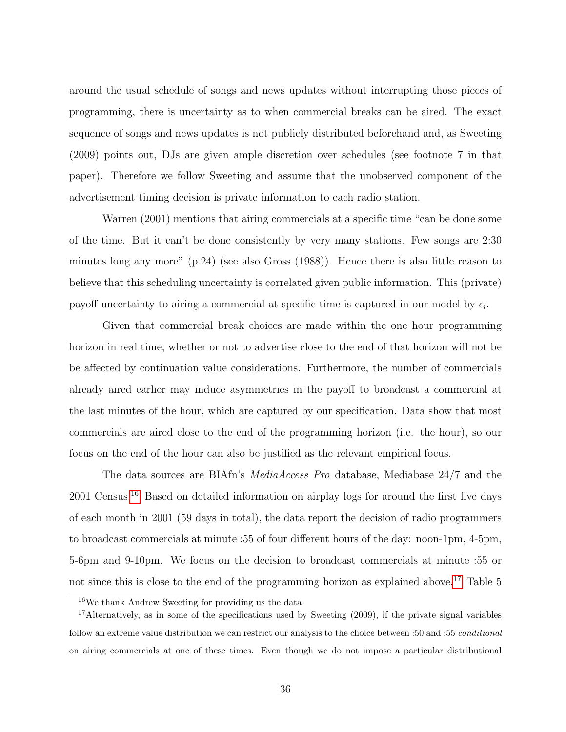around the usual schedule of songs and news updates without interrupting those pieces of programming, there is uncertainty as to when commercial breaks can be aired. The exact sequence of songs and news updates is not publicly distributed beforehand and, as Sweeting (2009) points out, DJs are given ample discretion over schedules (see footnote 7 in that paper). Therefore we follow Sweeting and assume that the unobserved component of the advertisement timing decision is private information to each radio station.

Warren (2001) mentions that airing commercials at a specific time "can be done some of the time. But it can't be done consistently by very many stations. Few songs are 2:30 minutes long any more" (p.24) (see also Gross (1988)). Hence there is also little reason to believe that this scheduling uncertainty is correlated given public information. This (private) payoff uncertainty to airing a commercial at specific time is captured in our model by $\epsilon_i$.

Given that commercial break choices are made within the one hour programming horizon in real time, whether or not to advertise close to the end of that horizon will not be be affected by continuation value considerations. Furthermore, the number of commercials already aired earlier may induce asymmetries in the payoff to broadcast a commercial at the last minutes of the hour, which are captured by our specification. Data show that most commercials are aired close to the end of the programming horizon (i.e. the hour), so our focus on the end of the hour can also be justified as the relevant empirical focus.

The data sources are BIAfn's *MediaAccess Pro* database, Mediabase 24/7 and the 2001 Census.[16] Based on detailed information on airplay logs for around the first five days of each month in 2001 (59 days in total), the data report the decision of radio programmers to broadcast commercials at minute :55 of four different hours of the day: noon-1pm, 4-5pm, 5-6pm and 9-10pm. We focus on the decision to broadcast commercials at minute :55 or not since this is close to the end of the programming horizon as explained above.[17] Table 5

[16] We thank Andrew Sweeting for providing us the data.

[17] Alternatively, as in some of the specifications used by Sweeting (2009), if the private signal variables follow an extreme value distribution we can restrict our analysis to the choice between :50 and :55 *conditional* on airing commercials at one of these times. Even though we do not impose a particular distributional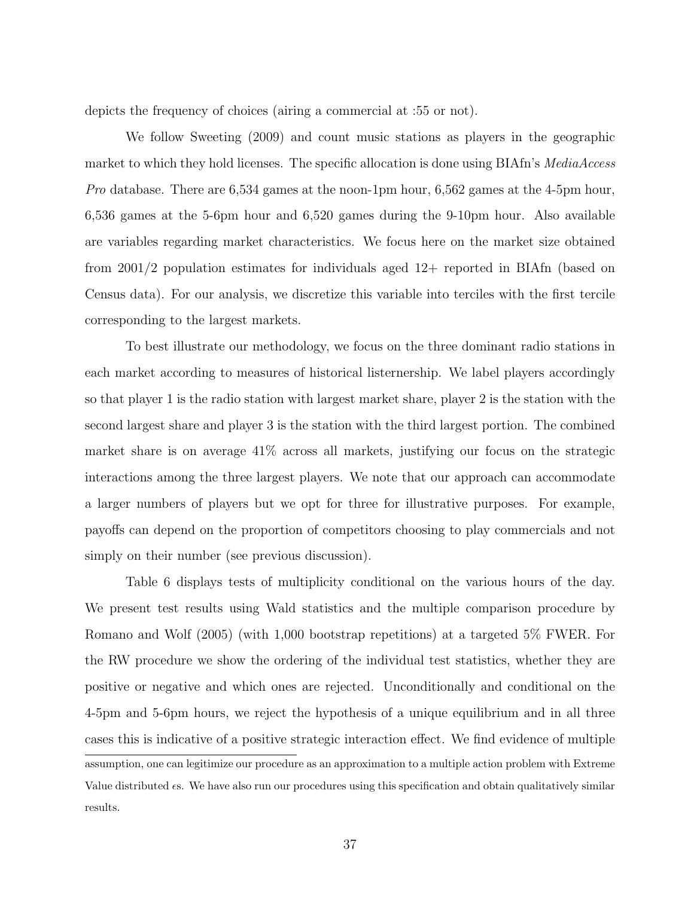depicts the frequency of choices (airing a commercial at :55 or not).

We follow Sweeting (2009) and count music stations as players in the geographic market to which they hold licenses. The specific allocation is done using BIAfn's *MediaAccess Pro* database. There are 6,534 games at the noon-1pm hour, 6,562 games at the 4-5pm hour, 6,536 games at the 5-6pm hour and 6,520 games during the 9-10pm hour. Also available are variables regarding market characteristics. We focus here on the market size obtained from 2001/2 population estimates for individuals aged 12+ reported in BIAfn (based on Census data). For our analysis, we discretize this variable into terciles with the first tercile corresponding to the largest markets.

To best illustrate our methodology, we focus on the three dominant radio stations in each market according to measures of historical listernership. We label players accordingly so that player 1 is the radio station with largest market share, player 2 is the station with the second largest share and player 3 is the station with the third largest portion. The combined market share is on average 41% across all markets, justifying our focus on the strategic interactions among the three largest players. We note that our approach can accommodate a larger numbers of players but we opt for three for illustrative purposes. For example, payoffs can depend on the proportion of competitors choosing to play commercials and not simply on their number (see previous discussion).

Table 6 displays tests of multiplicity conditional on the various hours of the day. We present test results using Wald statistics and the multiple comparison procedure by Romano and Wolf (2005) (with 1,000 bootstrap repetitions) at a targeted 5% FWER. For the RW procedure we show the ordering of the individual test statistics, whether they are positive or negative and which ones are rejected. Unconditionally and conditional on the 4-5pm and 5-6pm hours, we reject the hypothesis of a unique equilibrium and in all three cases this is indicative of a positive strategic interaction effect. We find evidence of multiple

assumption, one can legitimize our procedure as an approximation to a multiple action problem with Extreme Value distributed $\epsilon$s. We have also run our procedures using this specification and obtain qualitatively similar results.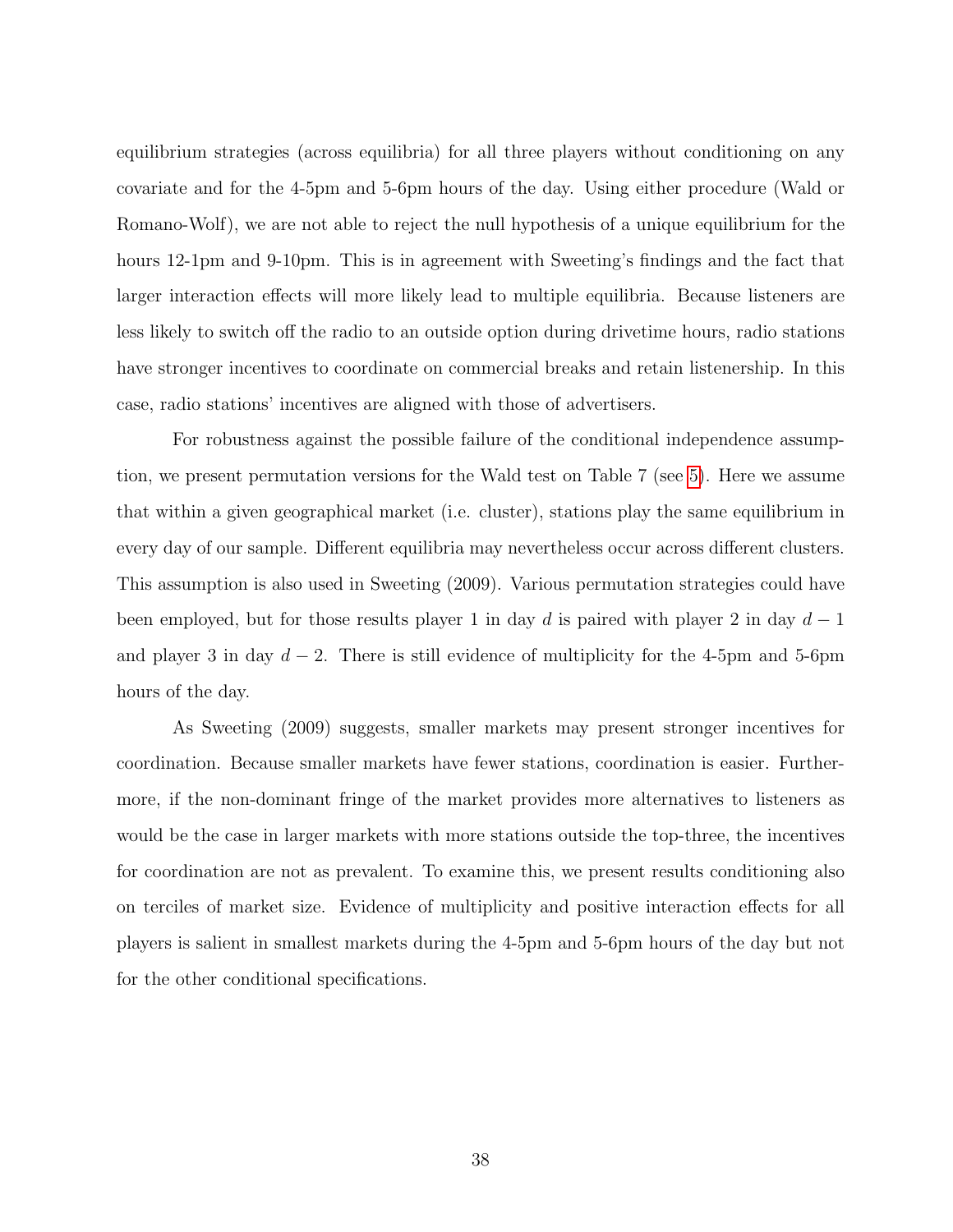equilibrium strategies (across equilibria) for all three players without conditioning on any covariate and for the 4-5pm and 5-6pm hours of the day. Using either procedure (Wald or Romano-Wolf), we are not able to reject the null hypothesis of a unique equilibrium for the hours 12-1pm and 9-10pm. This is in agreement with Sweeting's findings and the fact that larger interaction effects will more likely lead to multiple equilibria. Because listeners are less likely to switch off the radio to an outside option during drivetime hours, radio stations have stronger incentives to coordinate on commercial breaks and retain listenership. In this case, radio stations' incentives are aligned with those of advertisers.

For robustness against the possible failure of the conditional independence assumption, we present permutation versions for the Wald test on Table 7 (see 5). Here we assume that within a given geographical market (i.e. cluster), stations play the same equilibrium in every day of our sample. Different equilibria may nevertheless occur across different clusters. This assumption is also used in Sweeting (2009). Various permutation strategies could have been employed, but for those results player 1 in day $d$ is paired with player 2 in day $d-1$ and player 3 in day $d-2$. There is still evidence of multiplicity for the 4-5pm and 5-6pm hours of the day.

As Sweeting (2009) suggests, smaller markets may present stronger incentives for coordination. Because smaller markets have fewer stations, coordination is easier. Furthermore, if the non-dominant fringe of the market provides more alternatives to listeners as would be the case in larger markets with more stations outside the top-three, the incentives for coordination are not as prevalent. To examine this, we present results conditioning also on terciles of market size. Evidence of multiplicity and positive interaction effects for all players is salient in smallest markets during the 4-5pm and 5-6pm hours of the day but not for the other conditional specifications.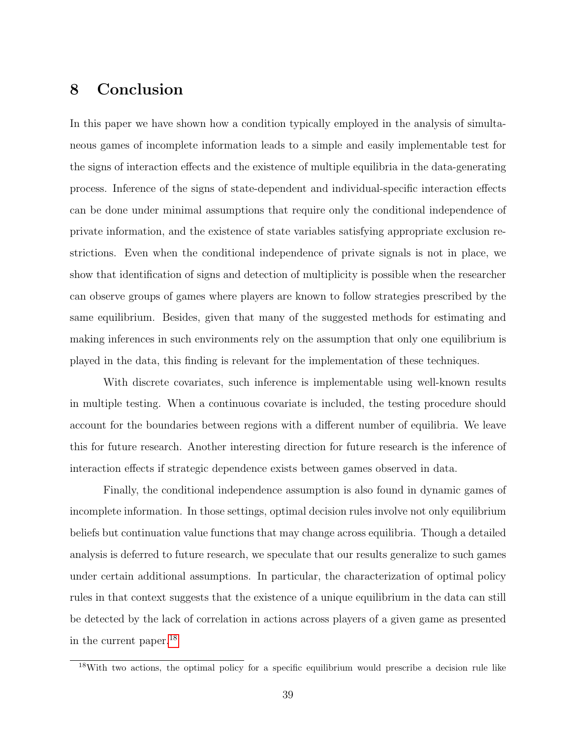## 8 Conclusion

In this paper we have shown how a condition typically employed in the analysis of simultaneous games of incomplete information leads to a simple and easily implementable test for the signs of interaction effects and the existence of multiple equilibria in the data-generating process. Inference of the signs of state-dependent and individual-specific interaction effects can be done under minimal assumptions that require only the conditional independence of private information, and the existence of state variables satisfying appropriate exclusion restrictions. Even when the conditional independence of private signals is not in place, we show that identification of signs and detection of multiplicity is possible when the researcher can observe groups of games where players are known to follow strategies prescribed by the same equilibrium. Besides, given that many of the suggested methods for estimating and making inferences in such environments rely on the assumption that only one equilibrium is played in the data, this finding is relevant for the implementation of these techniques.

With discrete covariates, such inference is implementable using well-known results in multiple testing. When a continuous covariate is included, the testing procedure should account for the boundaries between regions with a different number of equilibria. We leave this for future research. Another interesting direction for future research is the inference of interaction effects if strategic dependence exists between games observed in data.

Finally, the conditional independence assumption is also found in dynamic games of incomplete information. In those settings, optimal decision rules involve not only equilibrium beliefs but continuation value functions that may change across equilibria. Though a detailed analysis is deferred to future research, we speculate that our results generalize to such games under certain additional assumptions. In particular, the characterization of optimal policy rules in that context suggests that the existence of a unique equilibrium in the data can still be detected by the lack of correlation in actions across players of a given game as presented in the current paper.[18]

[18]With two actions, the optimal policy for a specific equilibrium would prescribe a decision rule like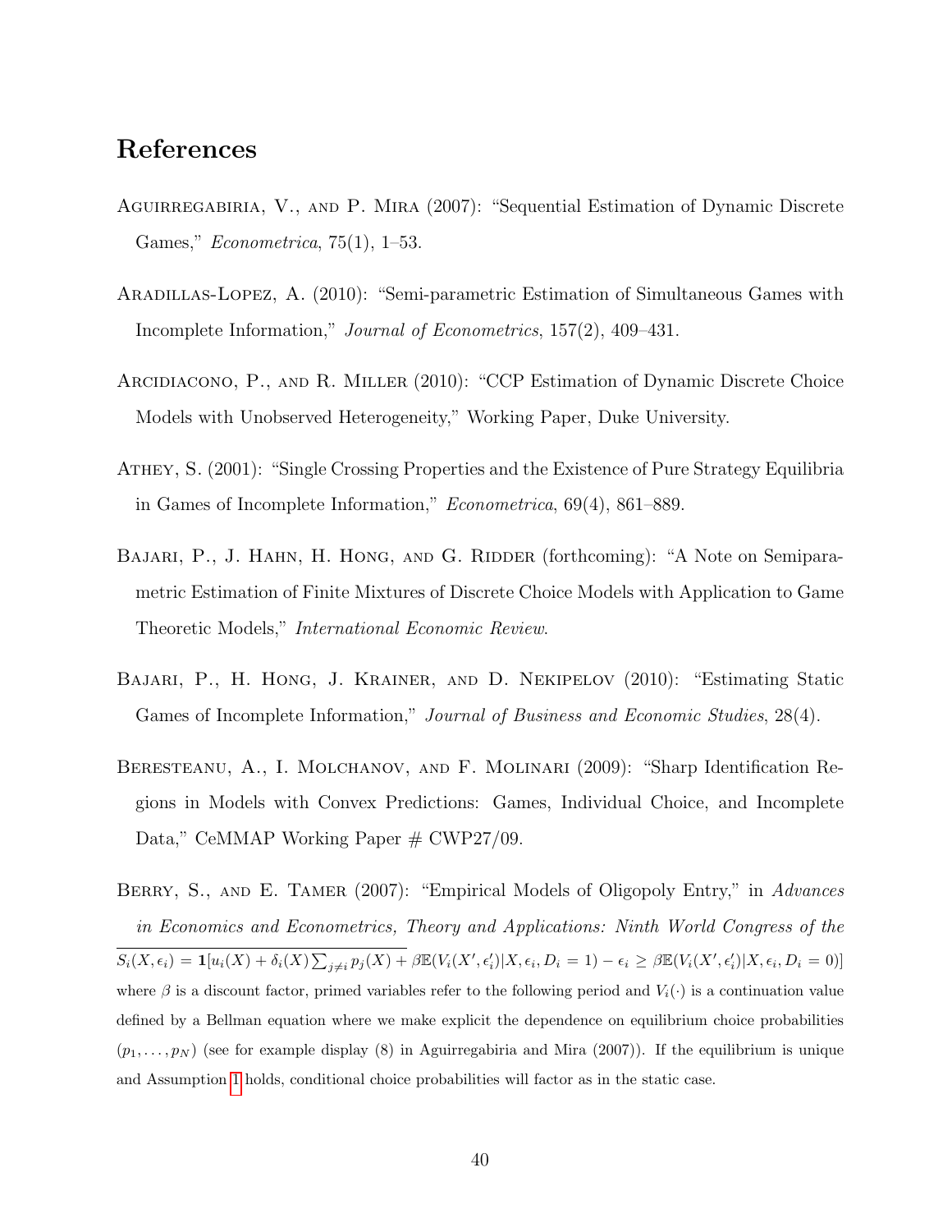# References

Aguirregabiria, V., and P. Mira (2007): "Sequential Estimation of Dynamic Discrete Games," *Econometrica*, 75(1), 1–53.

Aradillas-Lopez, A. (2010): "Semi-parametric Estimation of Simultaneous Games with Incomplete Information," *Journal of Econometrics*, 157(2), 409–431.

Arcidiacono, P., and R. Miller (2010): "CCP Estimation of Dynamic Discrete Choice Models with Unobserved Heterogeneity," Working Paper, Duke University.

Athey, S. (2001): "Single Crossing Properties and the Existence of Pure Strategy Equilibria in Games of Incomplete Information," *Econometrica*, 69(4), 861–889.

Bajari, P., J. Hahn, H. Hong, and G. Ridder (forthcoming): "A Note on Semiparametric Estimation of Finite Mixtures of Discrete Choice Models with Application to Game Theoretic Models," *International Economic Review*.

Bajari, P., H. Hong, J. Krainer, and D. Nekipelov (2010): "Estimating Static Games of Incomplete Information," *Journal of Business and Economic Studies*, 28(4).

Beresteanu, A., I. Molchanov, and F. Molinari (2009): "Sharp Identification Regions in Models with Convex Predictions: Games, Individual Choice, and Incomplete Data," CeMMAP Working Paper # CWP27/09.

Berry, S., and E. Tamer (2007): "Empirical Models of Oligopoly Entry," in *Advances in Economics and Econometrics, Theory and Applications: Ninth World Congress of the*

---

$S_i(X, \epsilon_i) = \mathbf{1}[u_i(X) + \delta_i(X)\sum_{j\neq i} p_j(X) + \beta\mathbb{E}(V_i(X', \epsilon_i')|X, \epsilon_i, D_i = 1) - \epsilon_i \geq \beta\mathbb{E}(V_i(X', \epsilon_i')|X, \epsilon_i, D_i = 0)]$ where $\beta$ is a discount factor, primed variables refer to the following period and $V_i(\cdot)$ is a continuation value defined by a Bellman equation where we make explicit the dependence on equilibrium choice probabilities $(p_1, \ldots, p_N)$ (see for example display (8) in Aguirregabiria and Mira (2007)). If the equilibrium is unique and Assumption 1 holds, conditional choice probabilities will factor as in the static case.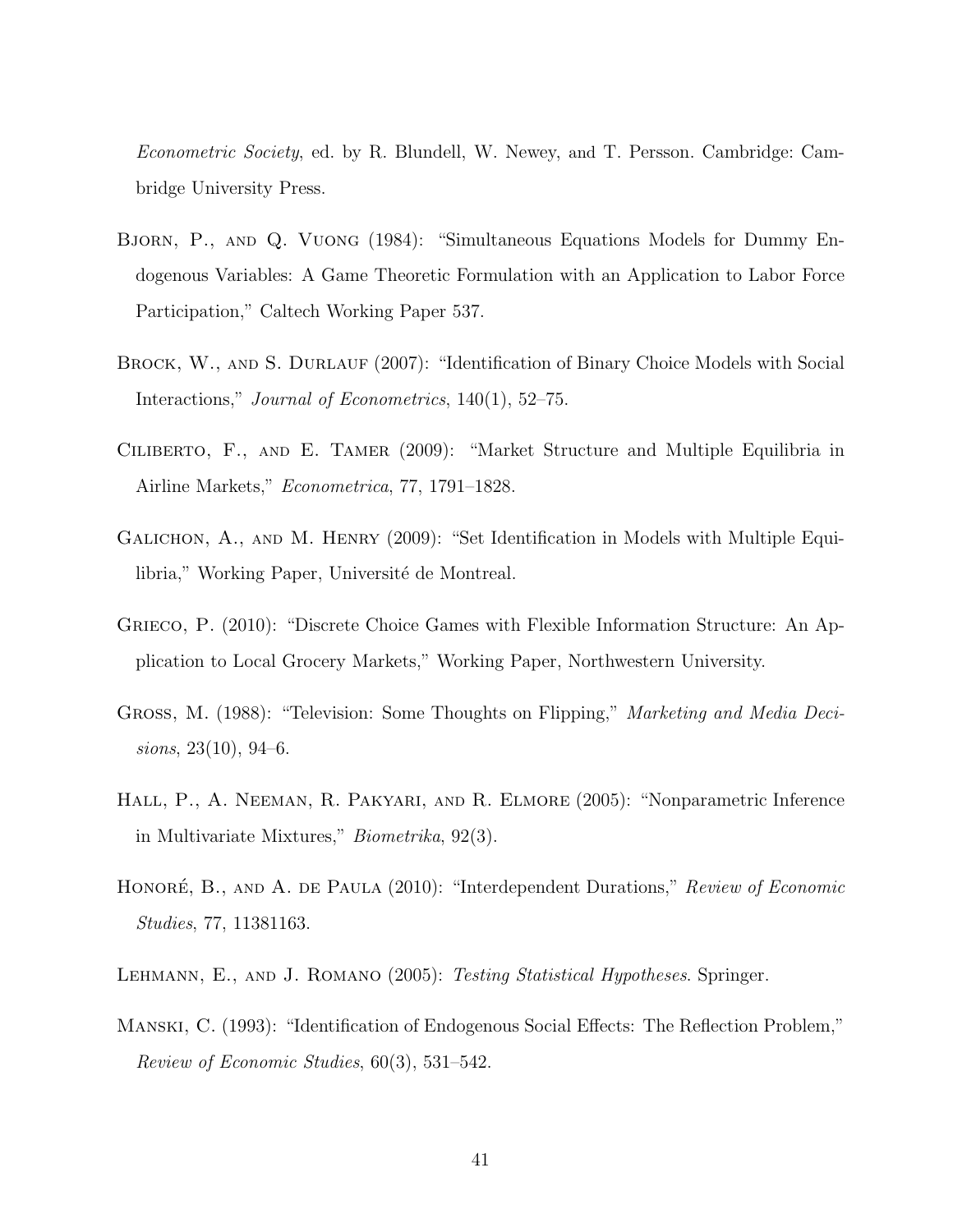*Econometric Society*, ed. by R. Blundell, W. Newey, and T. Persson. Cambridge: Cambridge University Press.

Bjorn, P., and Q. Vuong (1984): "Simultaneous Equations Models for Dummy Endogenous Variables: A Game Theoretic Formulation with an Application to Labor Force Participation," Caltech Working Paper 537.

Brock, W., and S. Durlauf (2007): "Identification of Binary Choice Models with Social Interactions," *Journal of Econometrics*, 140(1), 52–75.

Ciliberto, F., and E. Tamer (2009): "Market Structure and Multiple Equilibria in Airline Markets," *Econometrica*, 77, 1791–1828.

Galichon, A., and M. Henry (2009): "Set Identification in Models with Multiple Equilibria," Working Paper, Université de Montreal.

Grieco, P. (2010): "Discrete Choice Games with Flexible Information Structure: An Application to Local Grocery Markets," Working Paper, Northwestern University.

Gross, M. (1988): "Television: Some Thoughts on Flipping," *Marketing and Media Decisions*, 23(10), 94–6.

Hall, P., A. Neeman, R. Pakyari, and R. Elmore (2005): "Nonparametric Inference in Multivariate Mixtures," *Biometrika*, 92(3).

Honoré, B., and A. de Paula (2010): "Interdependent Durations," *Review of Economic Studies*, 77, 11381163.

Lehmann, E., and J. Romano (2005): *Testing Statistical Hypotheses*. Springer.

Manski, C. (1993): "Identification of Endogenous Social Effects: The Reflection Problem," *Review of Economic Studies*, 60(3), 531–542.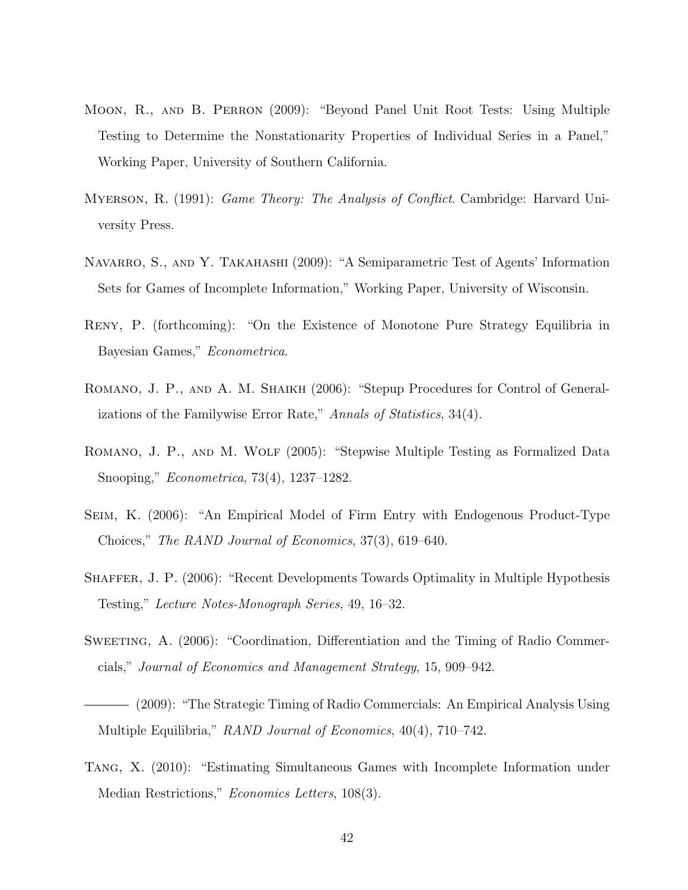Moon, R., and B. Perron (2009): "Beyond Panel Unit Root Tests: Using Multiple Testing to Determine the Nonstationarity Properties of Individual Series in a Panel," Working Paper, University of Southern California.

Myerson, R. (1991): *Game Theory: The Analysis of Conflict*. Cambridge: Harvard University Press.

Navarro, S., and Y. Takahashi (2009): "A Semiparametric Test of Agents' Information Sets for Games of Incomplete Information," Working Paper, University of Wisconsin.

Reny, P. (forthcoming): "On the Existence of Monotone Pure Strategy Equilibria in Bayesian Games," *Econometrica*.

Romano, J. P., and A. M. Shaikh (2006): "Stepup Procedures for Control of Generalizations of the Familywise Error Rate," *Annals of Statistics*, 34(4).

Romano, J. P., and M. Wolf (2005): "Stepwise Multiple Testing as Formalized Data Snooping," *Econometrica*, 73(4), 1237–1282.

Seim, K. (2006): "An Empirical Model of Firm Entry with Endogenous Product-Type Choices," *The RAND Journal of Economics*, 37(3), 619–640.

Shaffer, J. P. (2006): "Recent Developments Towards Optimality in Multiple Hypothesis Testing," *Lecture Notes-Monograph Series*, 49, 16–32.

Sweeting, A. (2006): "Coordination, Differentiation and the Timing of Radio Commercials," *Journal of Economics and Management Strategy*, 15, 909–942.

——— (2009): "The Strategic Timing of Radio Commercials: An Empirical Analysis Using Multiple Equilibria," *RAND Journal of Economics*, 40(4), 710–742.

Tang, X. (2010): "Estimating Simultaneous Games with Incomplete Information under Median Restrictions," *Economics Letters*, 108(3).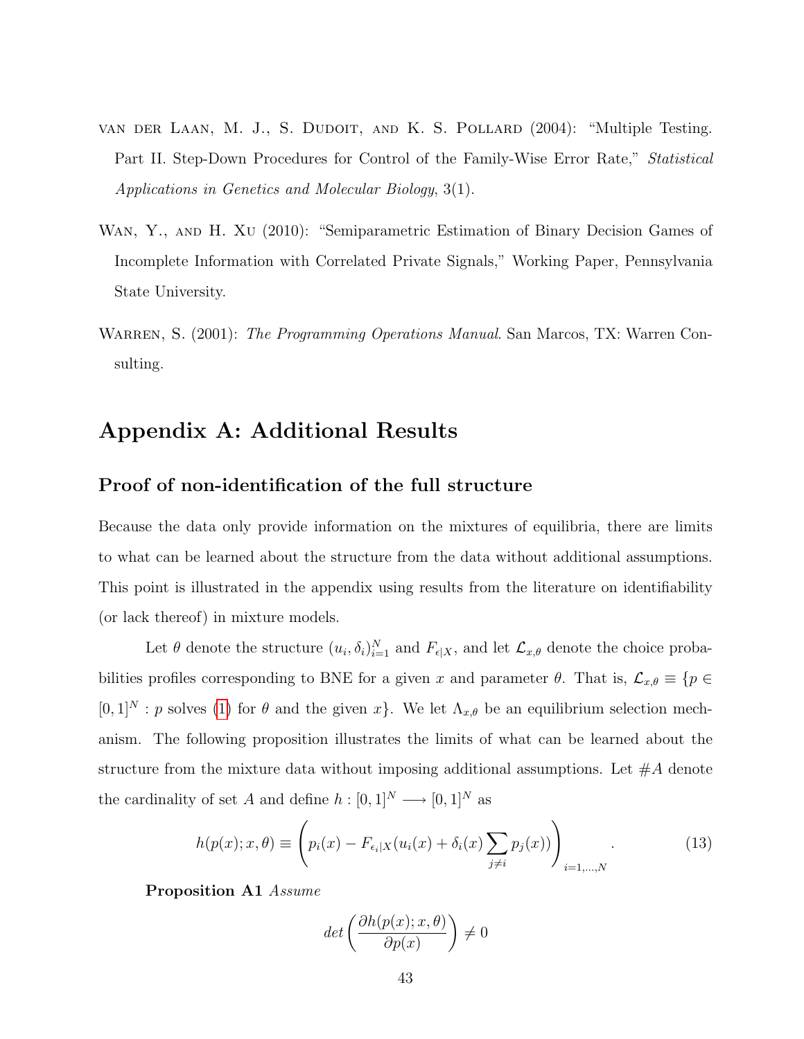van der Laan, M. J., S. Dudoit, and K. S. Pollard (2004): "Multiple Testing. Part II. Step-Down Procedures for Control of the Family-Wise Error Rate," *Statistical Applications in Genetics and Molecular Biology*, 3(1).

Wan, Y., and H. Xu (2010): "Semiparametric Estimation of Binary Decision Games of Incomplete Information with Correlated Private Signals," Working Paper, Pennsylvania State University.

Warren, S. (2001): *The Programming Operations Manual*. San Marcos, TX: Warren Consulting.

# Appendix A: Additional Results

## Proof of non-identification of the full structure

Because the data only provide information on the mixtures of equilibria, there are limits to what can be learned about the structure from the data without additional assumptions. This point is illustrated in the appendix using results from the literature on identifiability (or lack thereof) in mixture models.

Let $\theta$ denote the structure $(u_i, \delta_i)_{i=1}^N$ and $F_{\epsilon|X}$, and let $\mathcal{L}_{x,\theta}$ denote the choice probabilities profiles corresponding to BNE for a given $x$ and parameter $\theta$. That is, $\mathcal{L}_{x,\theta} \equiv \{p \in [0,1]^N : p \text{ solves (1) for } \theta \text{ and the given } x\}$. We let $\Lambda_{x,\theta}$ be an equilibrium selection mechanism. The following proposition illustrates the limits of what can be learned about the structure from the mixture data without imposing additional assumptions. Let $\#A$ denote the cardinality of set $A$ and define $h : [0,1]^N \longrightarrow [0,1]^N$ as

$$h(p(x); x, \theta) \equiv \left( p_i(x) - F_{\epsilon_i|X}(u_i(x) + \delta_i(x) \sum_{j \neq i} p_j(x)) \right)_{i=1,\ldots,N}. \tag{13}$$

**Proposition A1** *Assume*

$$det\left(\frac{\partial h(p(x); x, \theta)}{\partial p(x)}\right) \neq 0$$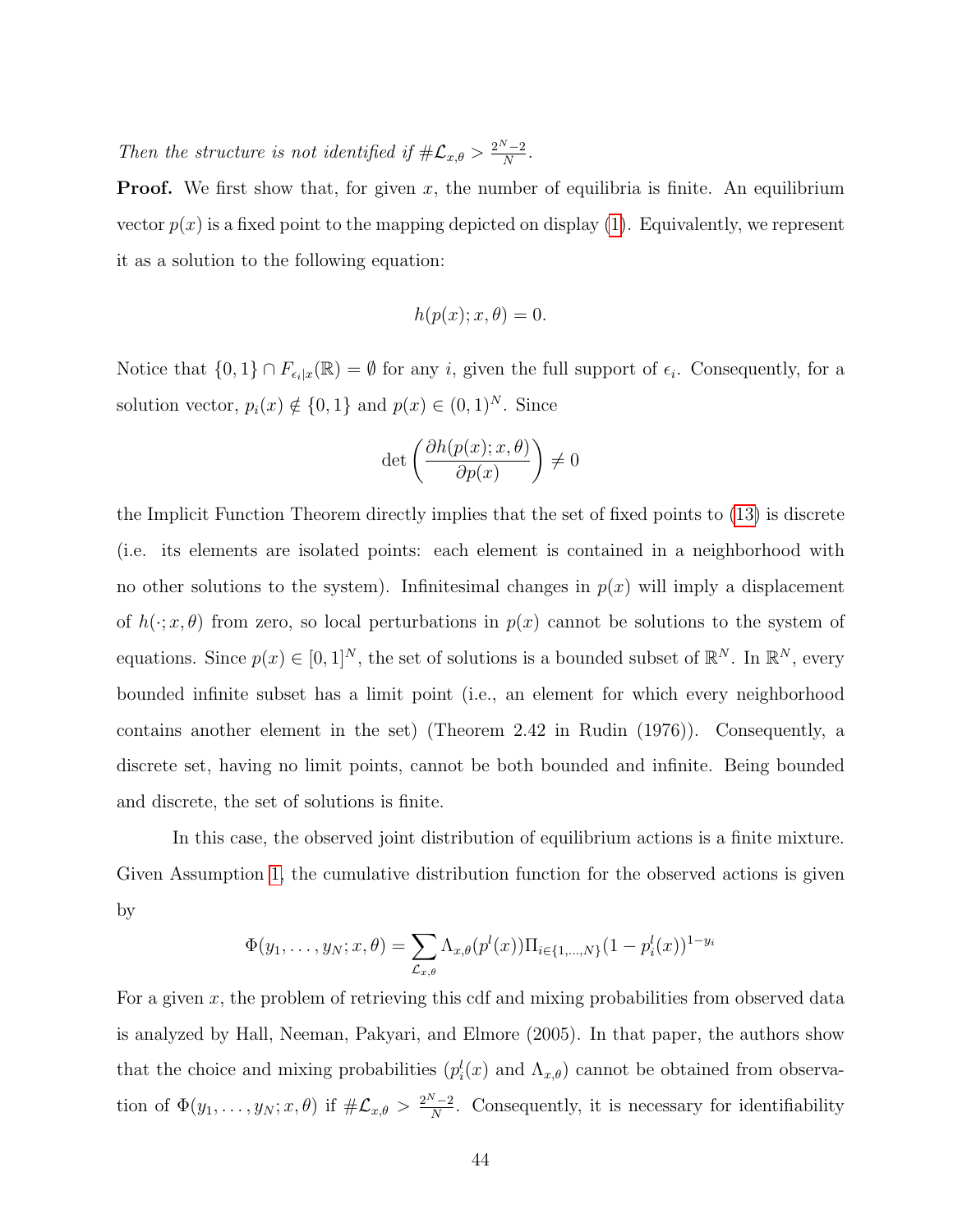*Then the structure is not identified if $\#\mathcal{L}_{x,\theta} > \frac{2^N-2}{N}$.*

**Proof.** We first show that, for given $x$, the number of equilibria is finite. An equilibrium vector $p(x)$ is a fixed point to the mapping depicted on display (1). Equivalently, we represent it as a solution to the following equation:

$$h(p(x); x, \theta) = 0.$$

Notice that $\{0, 1\} \cap F_{\epsilon_i|x}(\mathbb{R}) = \emptyset$ for any $i$, given the full support of $\epsilon_i$. Consequently, for a solution vector, $p_i(x) \notin \{0, 1\}$ and $p(x) \in (0, 1)^N$. Since

$$\det\left(\frac{\partial h(p(x); x, \theta)}{\partial p(x)}\right) \neq 0$$

the Implicit Function Theorem directly implies that the set of fixed points to (13) is discrete (i.e. its elements are isolated points: each element is contained in a neighborhood with no other solutions to the system). Infinitesimal changes in $p(x)$ will imply a displacement of $h(\cdot; x, \theta)$ from zero, so local perturbations in $p(x)$ cannot be solutions to the system of equations. Since $p(x) \in [0, 1]^N$, the set of solutions is a bounded subset of $\mathbb{R}^N$. In $\mathbb{R}^N$, every bounded infinite subset has a limit point (i.e., an element for which every neighborhood contains another element in the set) (Theorem 2.42 in Rudin (1976)). Consequently, a discrete set, having no limit points, cannot be both bounded and infinite. Being bounded and discrete, the set of solutions is finite.

In this case, the observed joint distribution of equilibrium actions is a finite mixture. Given Assumption 1, the cumulative distribution function for the observed actions is given by

$$\Phi(y_1, \ldots, y_N; x, \theta) = \sum_{\mathcal{L}_{x,\theta}} \Lambda_{x,\theta}(p^l(x)) \Pi_{i \in \{1,\ldots,N\}} (1 - p_i^l(x))^{1-y_i}$$

For a given $x$, the problem of retrieving this cdf and mixing probabilities from observed data is analyzed by Hall, Neeman, Pakyari, and Elmore (2005). In that paper, the authors show that the choice and mixing probabilities ($p_i^l(x)$ and $\Lambda_{x,\theta}$) cannot be obtained from observation of $\Phi(y_1, \ldots, y_N; x, \theta)$ if $\#\mathcal{L}_{x,\theta} > \frac{2^N-2}{N}$. Consequently, it is necessary for identifiability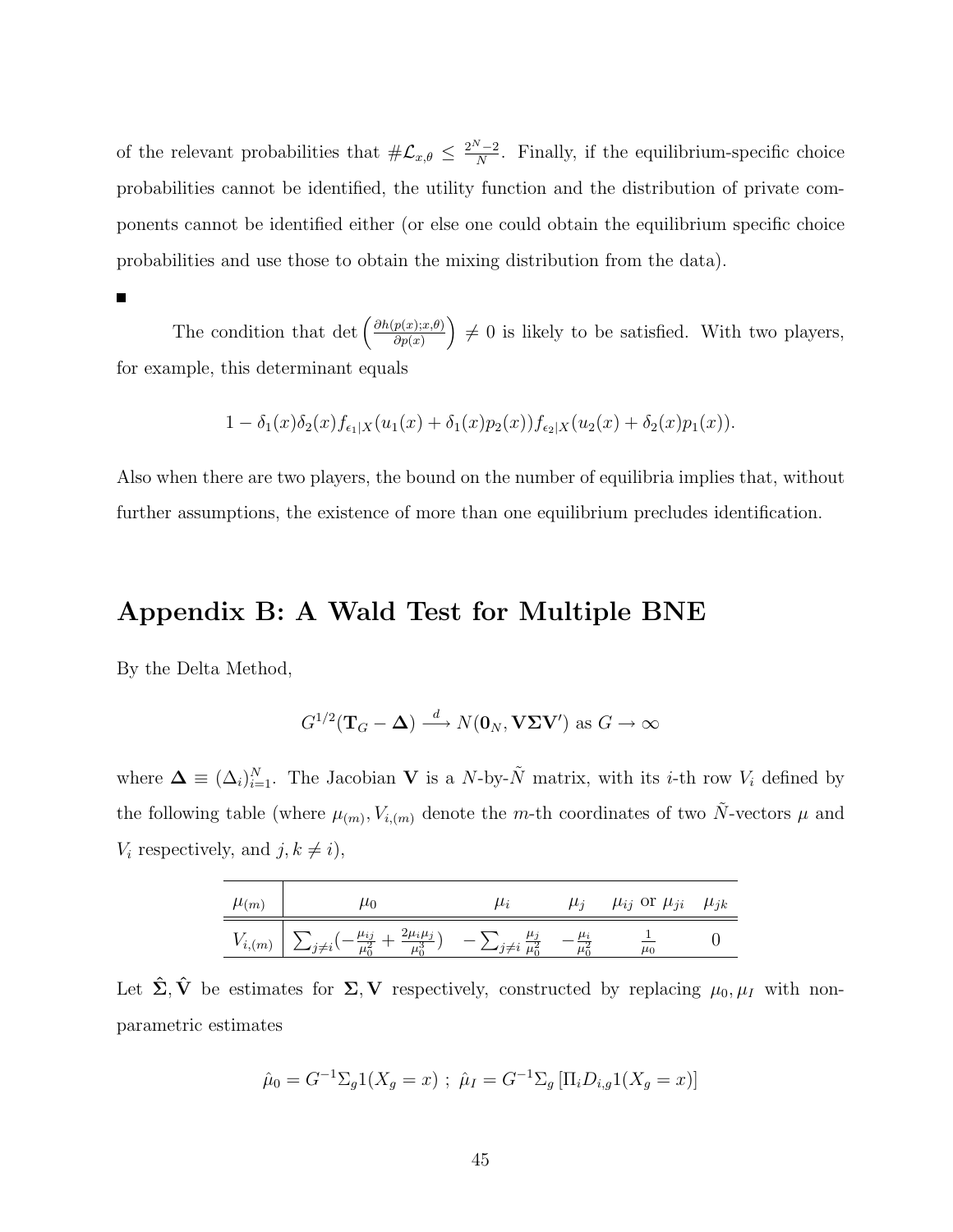of the relevant probabilities that $\#\mathcal{L}_{x,\theta} \leq \frac{2^N-2}{N}$. Finally, if the equilibrium-specific choice probabilities cannot be identified, the utility function and the distribution of private components cannot be identified either (or else one could obtain the equilibrium specific choice probabilities and use those to obtain the mixing distribution from the data).

■

The condition that $\det\left(\frac{\partial h(p(x);x,\theta)}{\partial p(x)}\right) \neq 0$ is likely to be satisfied. With two players, for example, this determinant equals

$$1 - \delta_1(x)\delta_2(x) f_{\epsilon_1|X}(u_1(x) + \delta_1(x)p_2(x)) f_{\epsilon_2|X}(u_2(x) + \delta_2(x)p_1(x)).$$

Also when there are two players, the bound on the number of equilibria implies that, without further assumptions, the existence of more than one equilibrium precludes identification.

# Appendix B: A Wald Test for Multiple BNE

By the Delta Method,

$$G^{1/2}(\mathbf{T}_G - \mathbf{\Delta}) \xrightarrow{d} N(\mathbf{0}_N, \mathbf{V\Sigma V'}) \text{ as } G \to \infty$$

where $\mathbf{\Delta} \equiv (\Delta_i)_{i=1}^N$. The Jacobian $\mathbf{V}$ is a $N$-by-$\tilde{N}$ matrix, with its $i$-th row $V_i$ defined by the following table (where $\mu_{(m)}, V_{i,(m)}$ denote the $m$-th coordinates of two $\tilde{N}$-vectors $\mu$ and $V_i$ respectively, and $j, k \neq i$),

| $\mu_{(m)}$ | $\mu_0$ | $\mu_i$ | $\mu_j$ | $\mu_{ij}$ or $\mu_{ji}$ | $\mu_{jk}$ |
|---|---|---|---|---|---|
| $V_{i,(m)}$ | $\sum_{j \neq i}(-\frac{\mu_{ij}}{\mu_0^2} + \frac{2\mu_i\mu_j}{\mu_0^3})$ | $-\sum_{j \neq i} \frac{\mu_j}{\mu_0^2}$ | $-\frac{\mu_i}{\mu_0^2}$ | $\frac{1}{\mu_0}$ | $0$ |

Let $\hat{\mathbf{\Sigma}}, \hat{\mathbf{V}}$ be estimates for $\mathbf{\Sigma}, \mathbf{V}$ respectively, constructed by replacing $\mu_0, \mu_I$ with nonparametric estimates

$$\hat{\mu}_0 = G^{-1}\Sigma_g 1(X_g = x) \; ; \; \hat{\mu}_I = G^{-1}\Sigma_g \left[\Pi_i D_{i,g} 1(X_g = x)\right]$$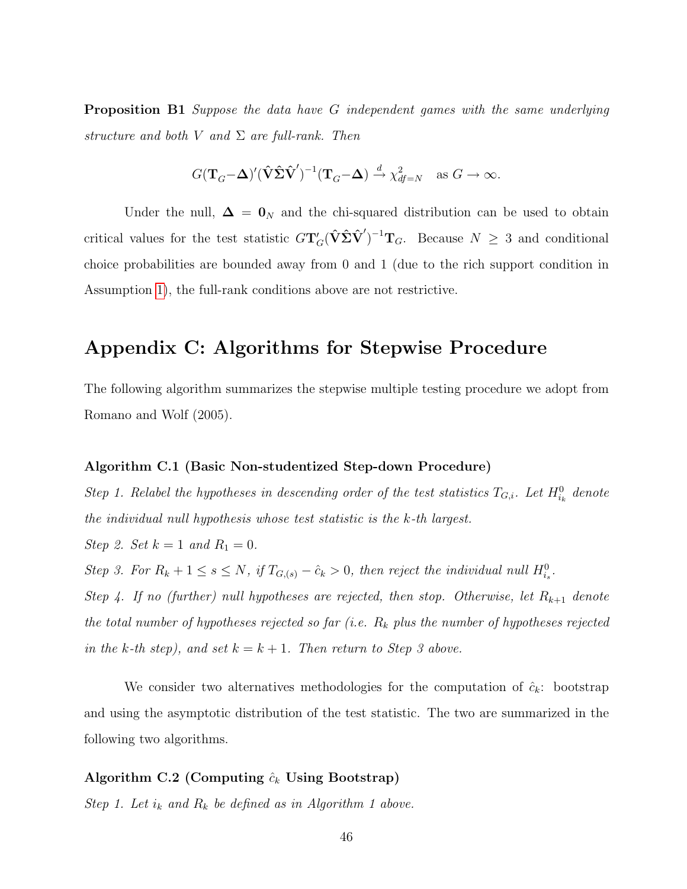**Proposition B1** *Suppose the data have $G$ independent games with the same underlying structure and both $V$ and $\Sigma$ are full-rank. Then*

$$G(\mathbf{T}_G - \boldsymbol{\Delta})'(\hat{\mathbf{V}}\hat{\boldsymbol{\Sigma}}\hat{\mathbf{V}}')^{-1}(\mathbf{T}_G - \boldsymbol{\Delta}) \xrightarrow{d} \chi^2_{df=N} \quad \text{as } G \to \infty.$$

Under the null, $\boldsymbol{\Delta} = \mathbf{0}_N$ and the chi-squared distribution can be used to obtain critical values for the test statistic $G\mathbf{T}_G'(\hat{\mathbf{V}}\hat{\boldsymbol{\Sigma}}\hat{\mathbf{V}}')^{-1}\mathbf{T}_G$. Because $N \geq 3$ and conditional choice probabilities are bounded away from 0 and 1 (due to the rich support condition in Assumption 1), the full-rank conditions above are not restrictive.

# Appendix C: Algorithms for Stepwise Procedure

The following algorithm summarizes the stepwise multiple testing procedure we adopt from Romano and Wolf (2005).

#### Algorithm C.1 (Basic Non-studentized Step-down Procedure)

*Step 1. Relabel the hypotheses in descending order of the test statistics $T_{G,i}$. Let $H^0_{i_k}$ denote the individual null hypothesis whose test statistic is the $k$-th largest.*

*Step 2. Set $k = 1$ and $R_1 = 0$.*

*Step 3. For $R_k + 1 \leq s \leq N$, if $T_{G,(s)} - \hat{c}_k > 0$, then reject the individual null $H^0_{i_s}$.*

*Step 4. If no (further) null hypotheses are rejected, then stop. Otherwise, let $R_{k+1}$ denote the total number of hypotheses rejected so far (i.e. $R_k$ plus the number of hypotheses rejected in the $k$-th step), and set $k = k + 1$. Then return to Step 3 above.*

We consider two alternatives methodologies for the computation of $\hat{c}_k$: bootstrap and using the asymptotic distribution of the test statistic. The two are summarized in the following two algorithms.

#### Algorithm C.2 (Computing $\hat{c}_k$ Using Bootstrap)

*Step 1. Let $i_k$ and $R_k$ be defined as in Algorithm 1 above.*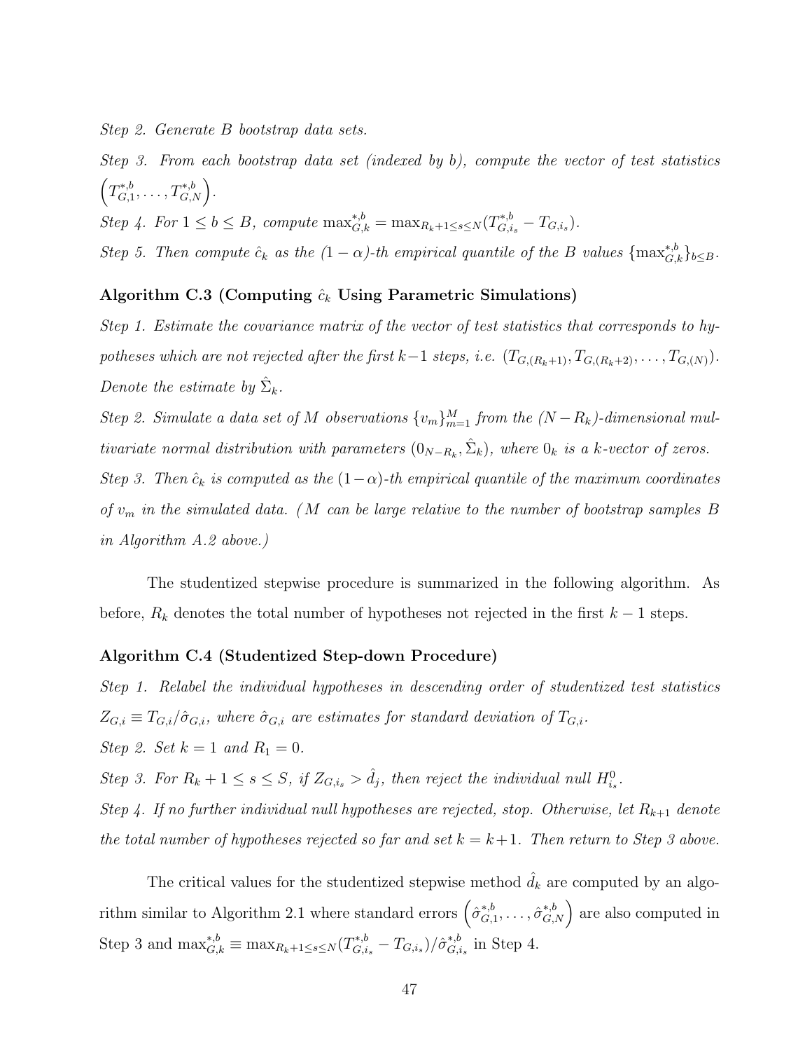*Step 2. Generate B bootstrap data sets.*

*Step 3. From each bootstrap data set (indexed by b), compute the vector of test statistics* $\left(T^{*,b}_{G,1}, \ldots, T^{*,b}_{G,N}\right)$.

*Step 4. For* $1 \leq b \leq B$, *compute* $\max^{*,b}_{G,k} = \max_{R_k+1 \leq s \leq N}(T^{*,b}_{G,i_s} - T_{G,i_s})$.

*Step 5. Then compute* $\hat{c}_k$ *as the* $(1-\alpha)$*-th empirical quantile of the B values* $\{\max^{*,b}_{G,k}\}_{b \leq B}$.

**Algorithm C.3 (Computing $\hat{c}_k$ Using Parametric Simulations)**

*Step 1. Estimate the covariance matrix of the vector of test statistics that corresponds to hypotheses which are not rejected after the first* $k-1$ *steps, i.e.* $(T_{G,(R_k+1)}, T_{G,(R_k+2)}, \ldots, T_{G,(N)})$. *Denote the estimate by* $\hat{\Sigma}_k$.

*Step 2. Simulate a data set of M observations* $\{v_m\}_{m=1}^M$ *from the* $(N-R_k)$*-dimensional multivariate normal distribution with parameters* $(0_{N-R_k}, \hat{\Sigma}_k)$, *where* $0_k$ *is a k-vector of zeros.*

*Step 3. Then* $\hat{c}_k$ *is computed as the* $(1-\alpha)$*-th empirical quantile of the maximum coordinates of* $v_m$ *in the simulated data. (M can be large relative to the number of bootstrap samples B in Algorithm A.2 above.)*

The studentized stepwise procedure is summarized in the following algorithm. As before, $R_k$ denotes the total number of hypotheses not rejected in the first $k-1$ steps.

**Algorithm C.4 (Studentized Step-down Procedure)**

*Step 1. Relabel the individual hypotheses in descending order of studentized test statistics* $Z_{G,i} \equiv T_{G,i}/\hat{\sigma}_{G,i}$, *where* $\hat{\sigma}_{G,i}$ *are estimates for standard deviation of* $T_{G,i}$.

*Step 2. Set* $k = 1$ *and* $R_1 = 0$.

*Step 3. For* $R_k + 1 \leq s \leq S$, *if* $Z_{G,i_s} > \hat{d}_j$, *then reject the individual null* $H^0_{i_s}$.

*Step 4. If no further individual null hypotheses are rejected, stop. Otherwise, let* $R_{k+1}$ *denote the total number of hypotheses rejected so far and set* $k = k+1$. *Then return to Step 3 above.*

The critical values for the studentized stepwise method $\hat{d}_k$ are computed by an algorithm similar to Algorithm 2.1 where standard errors $\left(\hat{\sigma}^{*,b}_{G,1}, \ldots, \hat{\sigma}^{*,b}_{G,N}\right)$ are also computed in Step 3 and $\max^{*,b}_{G,k} \equiv \max_{R_k+1 \leq s \leq N}(T^{*,b}_{G,i_s} - T_{G,i_s})/\hat{\sigma}^{*,b}_{G,i_s}$ in Step 4.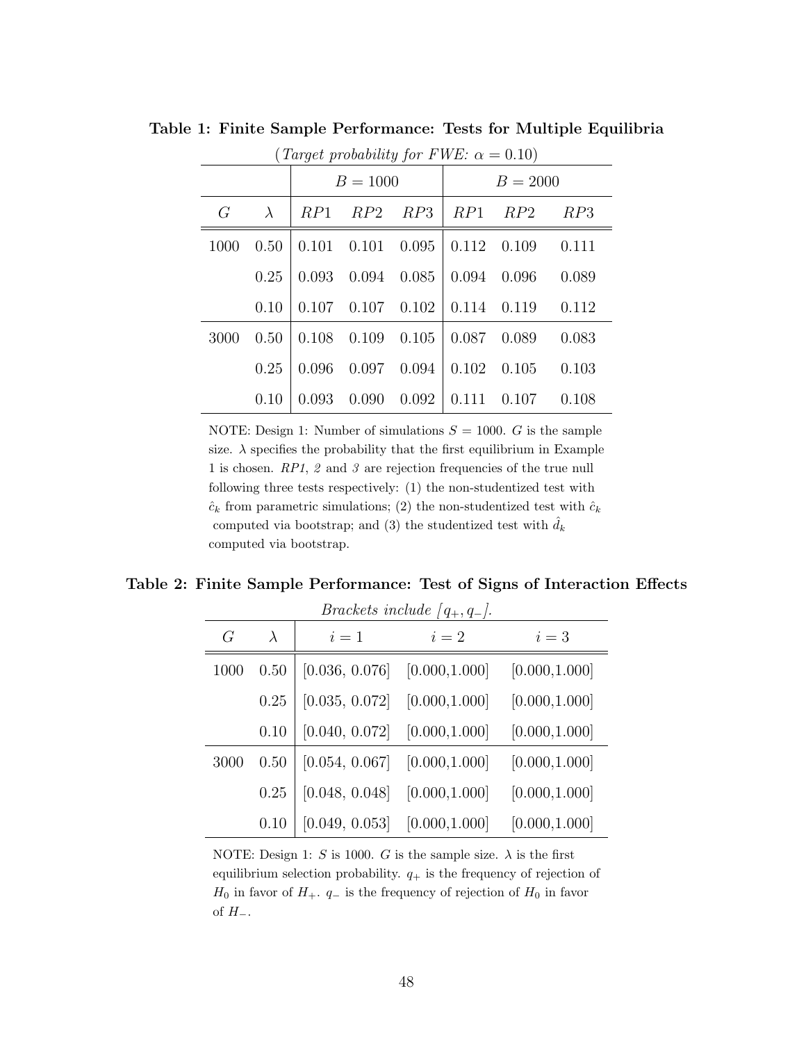**Table 1: Finite Sample Performance: Tests for Multiple Equilibria**

(*Target probability for FWE:* $\alpha = 0.10$)

| | | $B = 1000$ | | | $B = 2000$ | | |
|---|---|---|---|---|---|---|---|
| $G$ | $\lambda$ | $RP1$ | $RP2$ | $RP3$ | $RP1$ | $RP2$ | $RP3$ |
| 1000 | 0.50 | 0.101 | 0.101 | 0.095 | 0.112 | 0.109 | 0.111 |
| | 0.25 | 0.093 | 0.094 | 0.085 | 0.094 | 0.096 | 0.089 |
| | 0.10 | 0.107 | 0.107 | 0.102 | 0.114 | 0.119 | 0.112 |
| 3000 | 0.50 | 0.108 | 0.109 | 0.105 | 0.087 | 0.089 | 0.083 |
| | 0.25 | 0.096 | 0.097 | 0.094 | 0.102 | 0.105 | 0.103 |
| | 0.10 | 0.093 | 0.090 | 0.092 | 0.111 | 0.107 | 0.108 |

NOTE: Design 1: Number of simulations $S = 1000$. $G$ is the sample size. $\lambda$ specifies the probability that the first equilibrium in Example 1 is chosen. *RP1*, *2* and *3* are rejection frequencies of the true null following three tests respectively: (1) the non-studentized test with $\hat{c}_k$ from parametric simulations; (2) the non-studentized test with $\hat{c}_k$ computed via bootstrap; and (3) the studentized test with $\hat{d}_k$ computed via bootstrap.

**Table 2: Finite Sample Performance: Test of Signs of Interaction Effects**

*Brackets include* $[q_+, q_-]$.

| $G$ | $\lambda$ | $i = 1$ | $i = 2$ | $i = 3$ |
|---|---|---|---|---|
| 1000 | 0.50 | [0.036, 0.076] | [0.000,1.000] | [0.000,1.000] |
| | 0.25 | [0.035, 0.072] | [0.000,1.000] | [0.000,1.000] |
| | 0.10 | [0.040, 0.072] | [0.000,1.000] | [0.000,1.000] |
| 3000 | 0.50 | [0.054, 0.067] | [0.000,1.000] | [0.000,1.000] |
| | 0.25 | [0.048, 0.048] | [0.000,1.000] | [0.000,1.000] |
| | 0.10 | [0.049, 0.053] | [0.000,1.000] | [0.000,1.000] |

NOTE: Design 1: $S$ is 1000. $G$ is the sample size. $\lambda$ is the first equilibrium selection probability. $q_+$ is the frequency of rejection of $H_0$ in favor of $H_+$. $q_-$ is the frequency of rejection of $H_0$ in favor of $H_-$.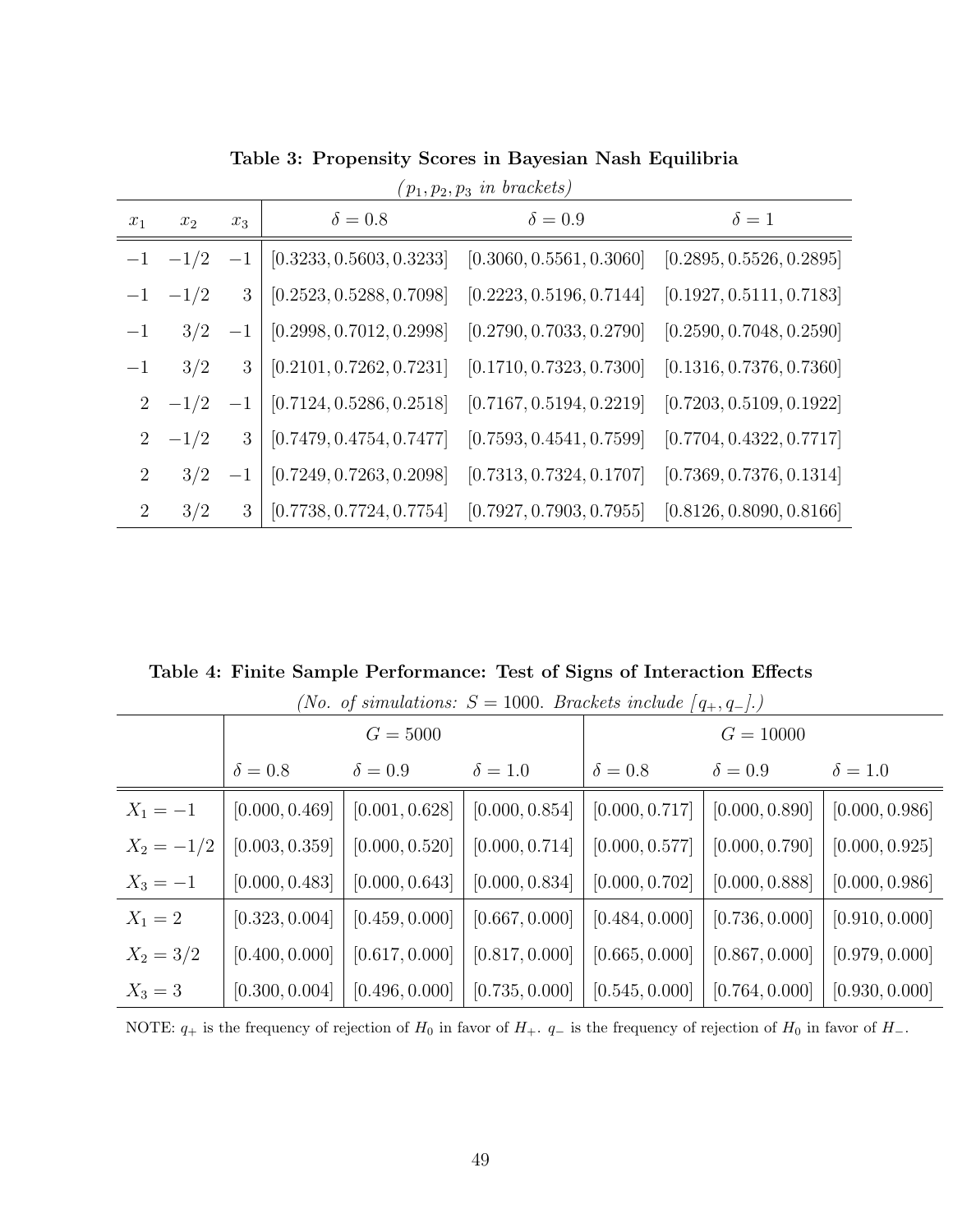**Table 3: Propensity Scores in Bayesian Nash Equilibria**

*($p_1, p_2, p_3$ in brackets)*

| $x_1$ | $x_2$ | $x_3$ | $\delta = 0.8$ | $\delta = 0.9$ | $\delta = 1$ |
|---|---|---|---|---|---|
| $-1$ | $-1/2$ | $-1$ | [0.3233, 0.5603, 0.3233] | [0.3060, 0.5561, 0.3060] | [0.2895, 0.5526, 0.2895] |
| $-1$ | $-1/2$ | 3 | [0.2523, 0.5288, 0.7098] | [0.2223, 0.5196, 0.7144] | [0.1927, 0.5111, 0.7183] |
| $-1$ | $3/2$ | $-1$ | [0.2998, 0.7012, 0.2998] | [0.2790, 0.7033, 0.2790] | [0.2590, 0.7048, 0.2590] |
| $-1$ | $3/2$ | 3 | [0.2101, 0.7262, 0.7231] | [0.1710, 0.7323, 0.7300] | [0.1316, 0.7376, 0.7360] |
| 2 | $-1/2$ | $-1$ | [0.7124, 0.5286, 0.2518] | [0.7167, 0.5194, 0.2219] | [0.7203, 0.5109, 0.1922] |
| 2 | $-1/2$ | 3 | [0.7479, 0.4754, 0.7477] | [0.7593, 0.4541, 0.7599] | [0.7704, 0.4322, 0.7717] |
| 2 | $3/2$ | $-1$ | [0.7249, 0.7263, 0.2098] | [0.7313, 0.7324, 0.1707] | [0.7369, 0.7376, 0.1314] |
| 2 | $3/2$ | 3 | [0.7738, 0.7724, 0.7754] | [0.7927, 0.7903, 0.7955] | [0.8126, 0.8090, 0.8166] |

**Table 4: Finite Sample Performance: Test of Signs of Interaction Effects**

*(No. of simulations: $S = 1000$. Brackets include $[q_+, q_-]$.)*

| | $G = 5000$ | | | $G = 10000$ | | |
|---|---|---|---|---|---|---|
| | $\delta = 0.8$ | $\delta = 0.9$ | $\delta = 1.0$ | $\delta = 0.8$ | $\delta = 0.9$ | $\delta = 1.0$ |
| $X_1 = -1$ | [0.000, 0.469] | [0.001, 0.628] | [0.000, 0.854] | [0.000, 0.717] | [0.000, 0.890] | [0.000, 0.986] |
| $X_2 = -1/2$ | [0.003, 0.359] | [0.000, 0.520] | [0.000, 0.714] | [0.000, 0.577] | [0.000, 0.790] | [0.000, 0.925] |
| $X_3 = -1$ | [0.000, 0.483] | [0.000, 0.643] | [0.000, 0.834] | [0.000, 0.702] | [0.000, 0.888] | [0.000, 0.986] |
| $X_1 = 2$ | [0.323, 0.004] | [0.459, 0.000] | [0.667, 0.000] | [0.484, 0.000] | [0.736, 0.000] | [0.910, 0.000] |
| $X_2 = 3/2$ | [0.400, 0.000] | [0.617, 0.000] | [0.817, 0.000] | [0.665, 0.000] | [0.867, 0.000] | [0.979, 0.000] |
| $X_3 = 3$ | [0.300, 0.004] | [0.496, 0.000] | [0.735, 0.000] | [0.545, 0.000] | [0.764, 0.000] | [0.930, 0.000] |

NOTE: $q_+$ is the frequency of rejection of $H_0$ in favor of $H_+$. $q_-$ is the frequency of rejection of $H_0$ in favor of $H_-$.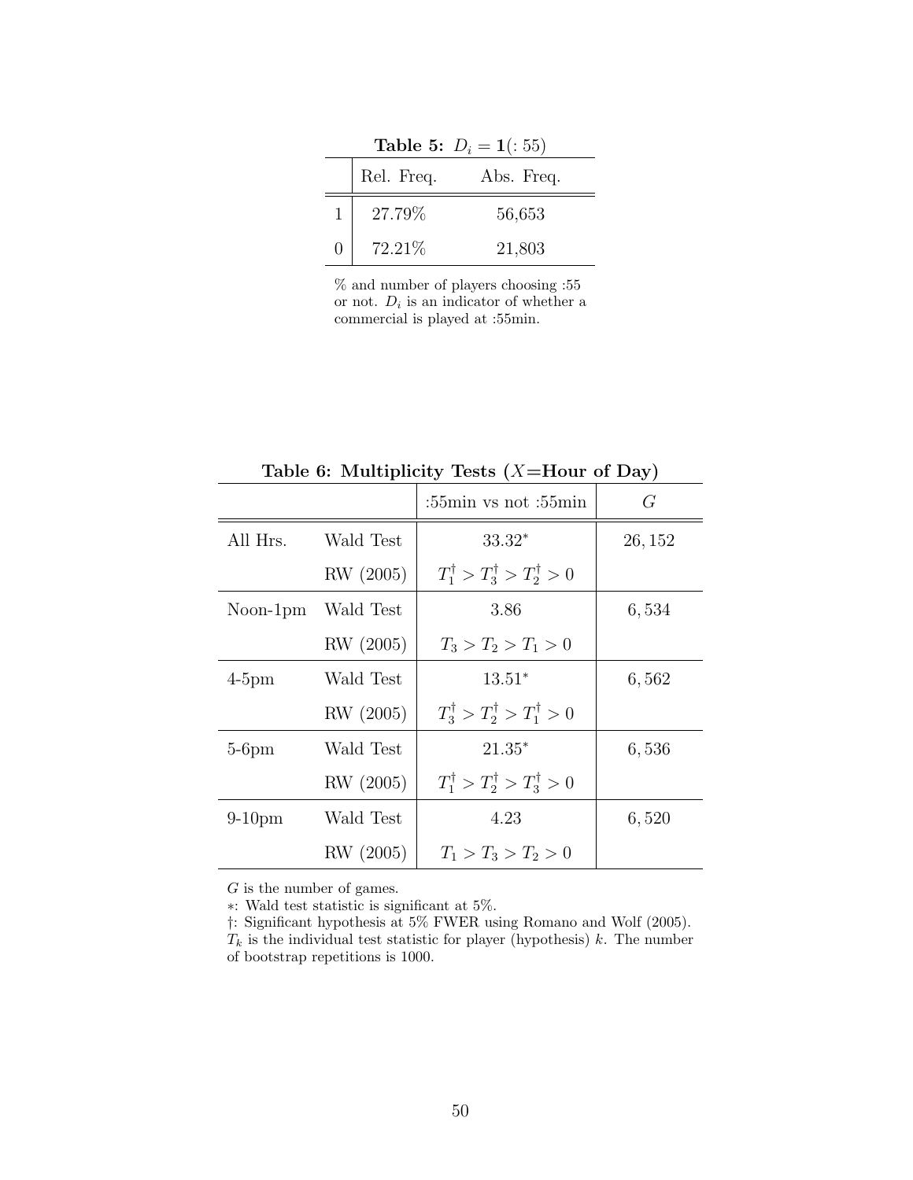**Table 5:** $D_i = \mathbf{1}(:55)$

| | Rel. Freq. | Abs. Freq. |
|---|---|---|
| 1 | 27.79% | 56,653 |
| 0 | 72.21% | 21,803 |

% and number of players choosing :55 or not. $D_i$ is an indicator of whether a commercial is played at :55min.

**Table 6: Multiplicity Tests ($X$=Hour of Day)**

| | | :55min vs not :55min | $G$ |
|---|---|---|---|
| All Hrs. | Wald Test | $33.32^{*}$ | $26,152$ |
| | RW (2005) | $T_1^{\dagger} > T_3^{\dagger} > T_2^{\dagger} > 0$ | |
| Noon-1pm | Wald Test | $3.86$ | $6,534$ |
| | RW (2005) | $T_3 > T_2 > T_1 > 0$ | |
| 4-5pm | Wald Test | $13.51^{*}$ | $6,562$ |
| | RW (2005) | $T_3^{\dagger} > T_2^{\dagger} > T_1^{\dagger} > 0$ | |
| 5-6pm | Wald Test | $21.35^{*}$ | $6,536$ |
| | RW (2005) | $T_1^{\dagger} > T_2^{\dagger} > T_3^{\dagger} > 0$ | |
| 9-10pm | Wald Test | $4.23$ | $6,520$ |
| | RW (2005) | $T_1 > T_3 > T_2 > 0$ | |

$G$ is the number of games.
$*$: Wald test statistic is significant at 5%.
$\dagger$: Significant hypothesis at 5% FWER using Romano and Wolf (2005).
$T_k$ is the individual test statistic for player (hypothesis) $k$. The number of bootstrap repetitions is 1000.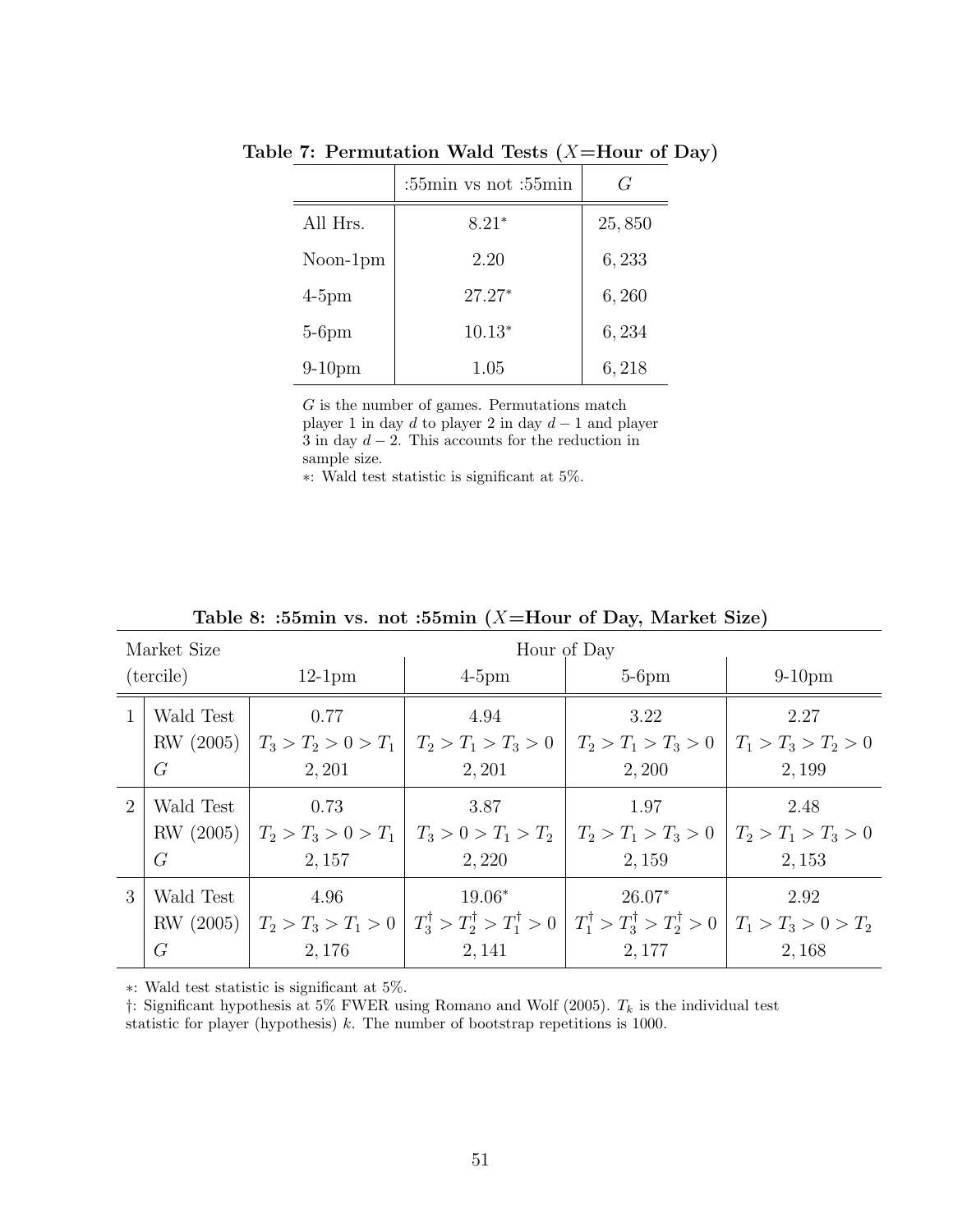**Table 7: Permutation Wald Tests ($X$=Hour of Day)**

| | :55min vs not :55min | $G$ |
|---|---|---|
| All Hrs. | 8.21* | 25,850 |
| Noon-1pm | 2.20 | 6,233 |
| 4-5pm | 27.27* | 6,260 |
| 5-6pm | 10.13* | 6,234 |
| 9-10pm | 1.05 | 6,218 |

$G$ is the number of games. Permutations match player 1 in day $d$ to player 2 in day $d-1$ and player 3 in day $d-2$. This accounts for the reduction in sample size.

*: Wald test statistic is significant at 5%.

**Table 8: :55min vs. not :55min ($X$=Hour of Day, Market Size)**

| Market Size (tercile) | | Hour of Day 12-1pm | 4-5pm | 5-6pm | 9-10pm |
|---|---|---|---|---|---|
| 1 | Wald Test | 0.77 | 4.94 | 3.22 | 2.27 |
| | RW (2005) | $T_3 > T_2 > 0 > T_1$ | $T_2 > T_1 > T_3 > 0$ | $T_2 > T_1 > T_3 > 0$ | $T_1 > T_3 > T_2 > 0$ |
| | $G$ | 2,201 | 2,201 | 2,200 | 2,199 |
| 2 | Wald Test | 0.73 | 3.87 | 1.97 | 2.48 |
| | RW (2005) | $T_2 > T_3 > 0 > T_1$ | $T_3 > 0 > T_1 > T_2$ | $T_2 > T_1 > T_3 > 0$ | $T_2 > T_1 > T_3 > 0$ |
| | $G$ | 2,157 | 2,220 | 2,159 | 2,153 |
| 3 | Wald Test | 4.96 | 19.06* | 26.07* | 2.92 |
| | RW (2005) | $T_2 > T_3 > T_1 > 0$ | $T_3^\dagger > T_2^\dagger > T_1^\dagger > 0$ | $T_1^\dagger > T_3^\dagger > T_2^\dagger > 0$ | $T_1 > T_3 > 0 > T_2$ |
| | $G$ | 2,176 | 2,141 | 2,177 | 2,168 |

*: Wald test statistic is significant at 5%.

†: Significant hypothesis at 5% FWER using Romano and Wolf (2005). $T_k$ is the individual test statistic for player (hypothesis) $k$. The number of bootstrap repetitions is 1000.